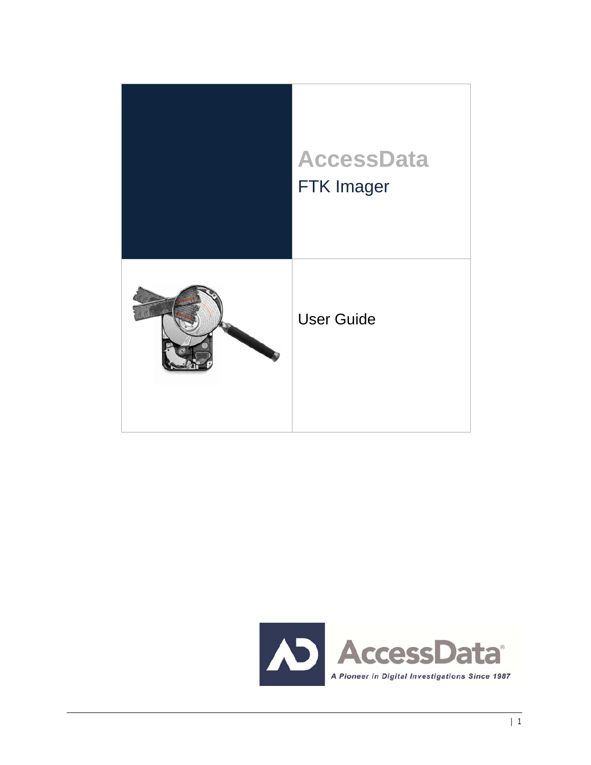# AccessData

## FTK Imager

## User Guide

AccessData

A Pioneer in Digital Investigations Since 1987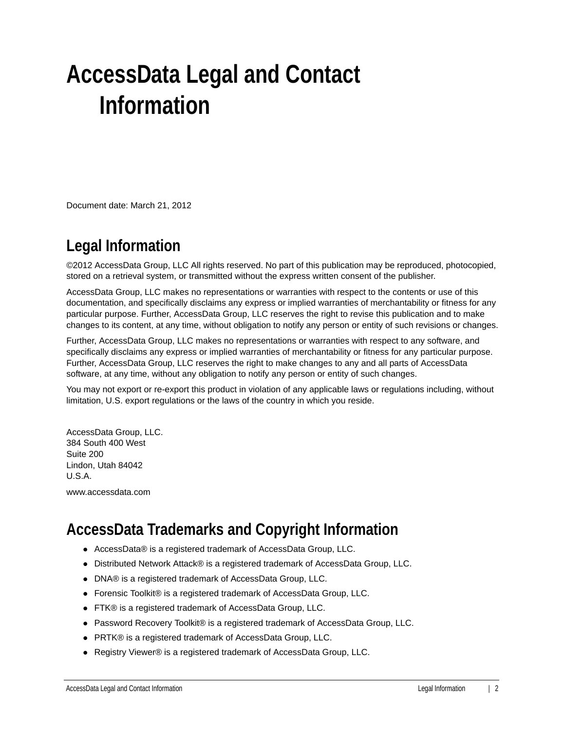# AccessData Legal and Contact Information

Document date: March 21, 2012

## Legal Information

©2012 AccessData Group, LLC All rights reserved. No part of this publication may be reproduced, photocopied, stored on a retrieval system, or transmitted without the express written consent of the publisher.

AccessData Group, LLC makes no representations or warranties with respect to the contents or use of this documentation, and specifically disclaims any express or implied warranties of merchantability or fitness for any particular purpose. Further, AccessData Group, LLC reserves the right to revise this publication and to make changes to its content, at any time, without obligation to notify any person or entity of such revisions or changes.

Further, AccessData Group, LLC makes no representations or warranties with respect to any software, and specifically disclaims any express or implied warranties of merchantability or fitness for any particular purpose. Further, AccessData Group, LLC reserves the right to make changes to any and all parts of AccessData software, at any time, without any obligation to notify any person or entity of such changes.

You may not export or re-export this product in violation of any applicable laws or regulations including, without limitation, U.S. export regulations or the laws of the country in which you reside.

AccessData Group, LLC.
384 South 400 West
Suite 200
Lindon, Utah 84042
U.S.A.

www.accessdata.com

## AccessData Trademarks and Copyright Information

- AccessData® is a registered trademark of AccessData Group, LLC.
- Distributed Network Attack® is a registered trademark of AccessData Group, LLC.
- DNA® is a registered trademark of AccessData Group, LLC.
- Forensic Toolkit® is a registered trademark of AccessData Group, LLC.
- FTK® is a registered trademark of AccessData Group, LLC.
- Password Recovery Toolkit® is a registered trademark of AccessData Group, LLC.
- PRTK® is a registered trademark of AccessData Group, LLC.
- Registry Viewer® is a registered trademark of AccessData Group, LLC.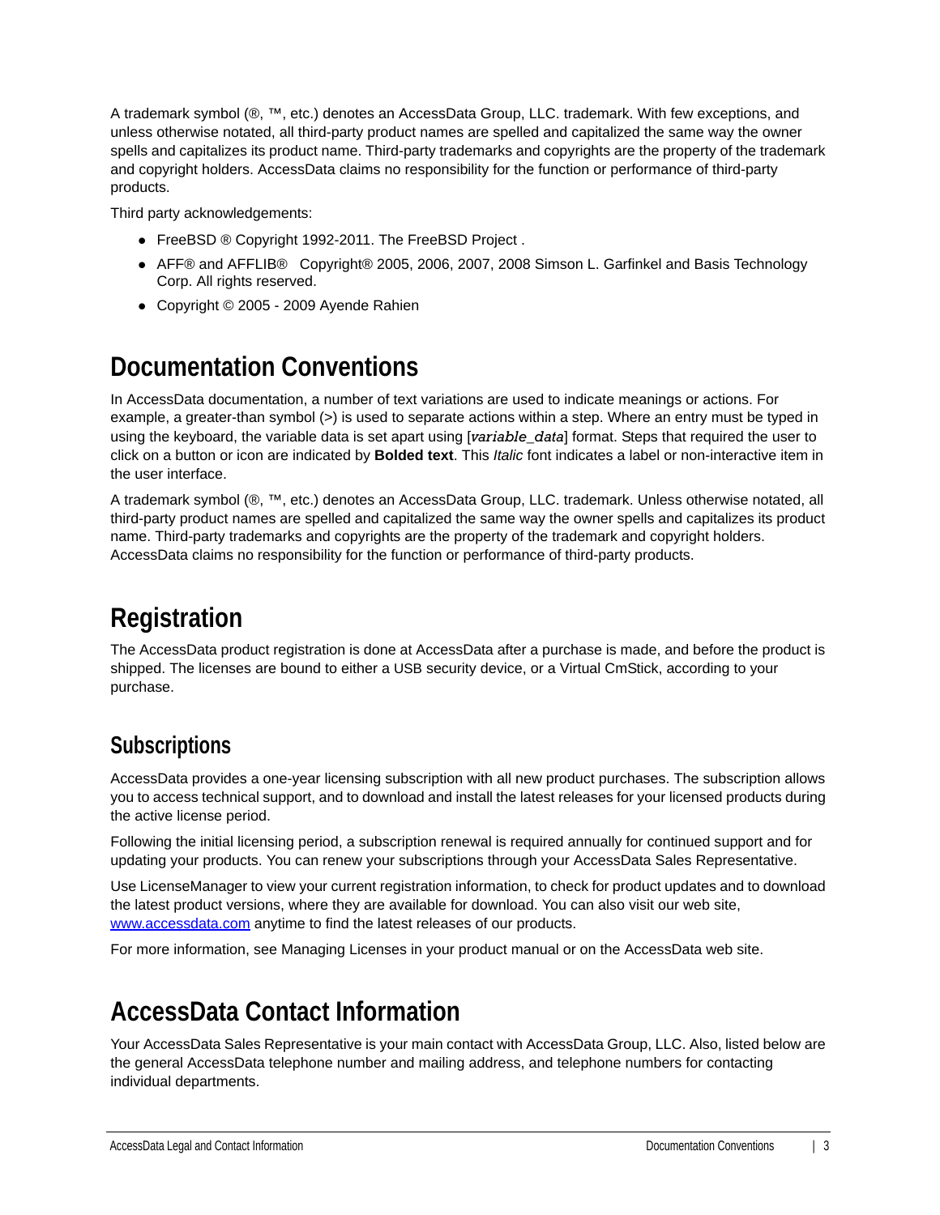A trademark symbol (®, ™, etc.) denotes an AccessData Group, LLC. trademark. With few exceptions, and unless otherwise notated, all third-party product names are spelled and capitalized the same way the owner spells and capitalizes its product name. Third-party trademarks and copyrights are the property of the trademark and copyright holders. AccessData claims no responsibility for the function or performance of third-party products.

Third party acknowledgements:

- FreeBSD ® Copyright 1992-2011. The FreeBSD Project .
- AFF® and AFFLIB® Copyright® 2005, 2006, 2007, 2008 Simson L. Garfinkel and Basis Technology Corp. All rights reserved.
- Copyright © 2005 - 2009 Ayende Rahien

# Documentation Conventions

In AccessData documentation, a number of text variations are used to indicate meanings or actions. For example, a greater-than symbol (>) is used to separate actions within a step. Where an entry must be typed in using the keyboard, the variable data is set apart using [*variable_data*] format. Steps that required the user to click on a button or icon are indicated by **Bolded text**. This *Italic* font indicates a label or non-interactive item in the user interface.

A trademark symbol (®, ™, etc.) denotes an AccessData Group, LLC. trademark. Unless otherwise notated, all third-party product names are spelled and capitalized the same way the owner spells and capitalizes its product name. Third-party trademarks and copyrights are the property of the trademark and copyright holders. AccessData claims no responsibility for the function or performance of third-party products.

# Registration

The AccessData product registration is done at AccessData after a purchase is made, and before the product is shipped. The licenses are bound to either a USB security device, or a Virtual CmStick, according to your purchase.

## Subscriptions

AccessData provides a one-year licensing subscription with all new product purchases. The subscription allows you to access technical support, and to download and install the latest releases for your licensed products during the active license period.

Following the initial licensing period, a subscription renewal is required annually for continued support and for updating your products. You can renew your subscriptions through your AccessData Sales Representative.

Use LicenseManager to view your current registration information, to check for product updates and to download the latest product versions, where they are available for download. You can also visit our web site, www.accessdata.com anytime to find the latest releases of our products.

For more information, see Managing Licenses in your product manual or on the AccessData web site.

# AccessData Contact Information

Your AccessData Sales Representative is your main contact with AccessData Group, LLC. Also, listed below are the general AccessData telephone number and mailing address, and telephone numbers for contacting individual departments.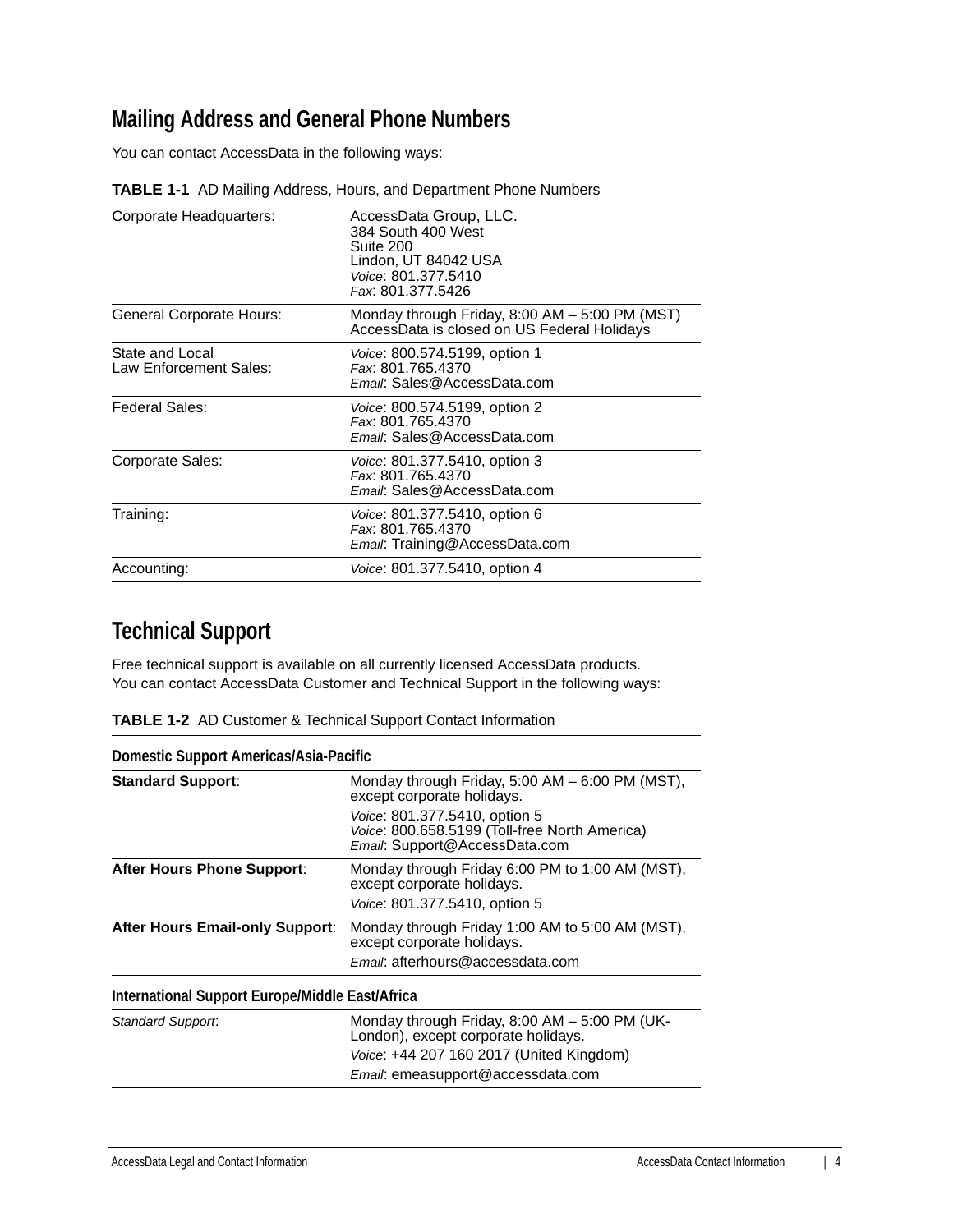## Mailing Address and General Phone Numbers

You can contact AccessData in the following ways:

**TABLE 1-1** AD Mailing Address, Hours, and Department Phone Numbers

| | |
|---|---|
| Corporate Headquarters: | AccessData Group, LLC.<br>384 South 400 West<br>Suite 200<br>Lindon, UT 84042 USA<br>*Voice*: 801.377.5410<br>*Fax*: 801.377.5426 |
| General Corporate Hours: | Monday through Friday, 8:00 AM – 5:00 PM (MST)<br>AccessData is closed on US Federal Holidays |
| State and Local<br>Law Enforcement Sales: | *Voice*: 800.574.5199, option 1<br>*Fax*: 801.765.4370<br>*Email*: Sales@AccessData.com |
| Federal Sales: | *Voice*: 800.574.5199, option 2<br>*Fax*: 801.765.4370<br>*Email*: Sales@AccessData.com |
| Corporate Sales: | *Voice*: 801.377.5410, option 3<br>*Fax*: 801.765.4370<br>*Email*: Sales@AccessData.com |
| Training: | *Voice*: 801.377.5410, option 6<br>*Fax*: 801.765.4370<br>*Email*: Training@AccessData.com |
| Accounting: | *Voice*: 801.377.5410, option 4 |

## Technical Support

Free technical support is available on all currently licensed AccessData products.
You can contact AccessData Customer and Technical Support in the following ways:

**TABLE 1-2** AD Customer & Technical Support Contact Information

| | |
|---|---|
| **Domestic Support Americas/Asia-Pacific** | |
| **Standard Support**: | Monday through Friday, 5:00 AM – 6:00 PM (MST), except corporate holidays.<br>*Voice*: 801.377.5410, option 5<br>*Voice*: 800.658.5199 (Toll-free North America)<br>*Email*: Support@AccessData.com |
| **After Hours Phone Support**: | Monday through Friday 6:00 PM to 1:00 AM (MST), except corporate holidays.<br>*Voice*: 801.377.5410, option 5 |
| **After Hours Email-only Support**: | Monday through Friday 1:00 AM to 5:00 AM (MST), except corporate holidays.<br>*Email*: afterhours@accessdata.com |
| **International Support Europe/Middle East/Africa** | |
| *Standard Support*: | Monday through Friday, 8:00 AM – 5:00 PM (UK-London), except corporate holidays.<br>*Voice*: +44 207 160 2017 (United Kingdom)<br>*Email*: emeasupport@accessdata.com |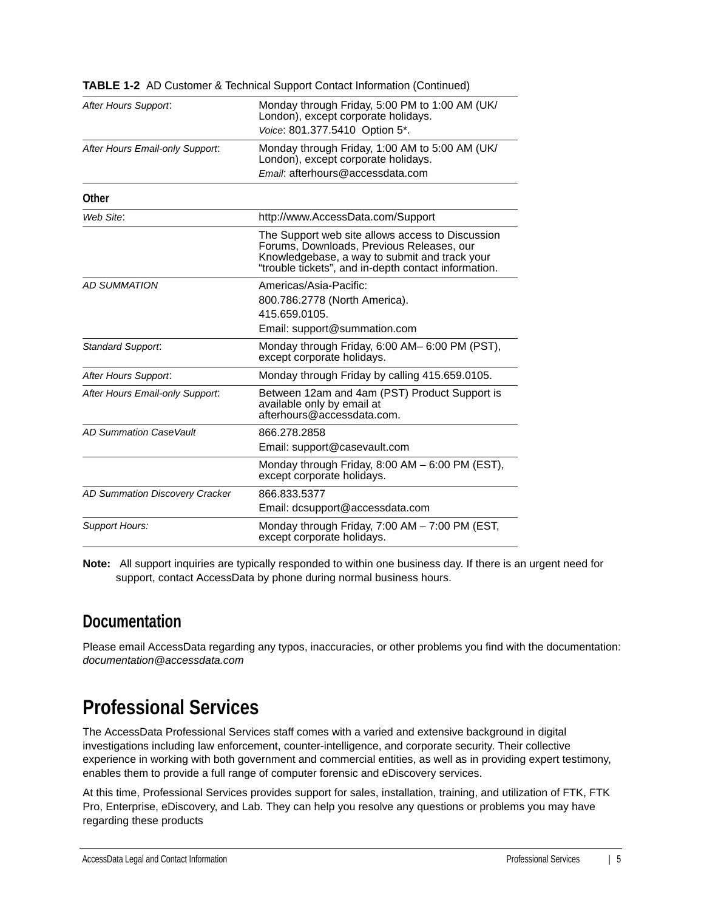**TABLE 1-2** AD Customer & Technical Support Contact Information (Continued)

| | |
|---|---|
| *After Hours Support*: | Monday through Friday, 5:00 PM to 1:00 AM (UK/ London), except corporate holidays.<br>*Voice*: 801.377.5410 Option 5*. |
| *After Hours Email-only Support*: | Monday through Friday, 1:00 AM to 5:00 AM (UK/ London), except corporate holidays.<br>*Email*: afterhours@accessdata.com |
| **Other** | |
| *Web Site*: | http://www.AccessData.com/Support |
| | The Support web site allows access to Discussion Forums, Downloads, Previous Releases, our Knowledgebase, a way to submit and track your “trouble tickets”, and in-depth contact information. |
| *AD SUMMATION* | Americas/Asia-Pacific:<br>800.786.2778 (North America).<br>415.659.0105.<br>Email: support@summation.com |
| *Standard Support*: | Monday through Friday, 6:00 AM– 6:00 PM (PST), except corporate holidays. |
| *After Hours Support*: | Monday through Friday by calling 415.659.0105. |
| *After Hours Email-only Support*: | Between 12am and 4am (PST) Product Support is available only by email at afterhours@accessdata.com. |
| *AD Summation CaseVault* | 866.278.2858<br>Email: support@casevault.com |
| | Monday through Friday, 8:00 AM – 6:00 PM (EST), except corporate holidays. |
| *AD Summation Discovery Cracker* | 866.833.5377<br>Email: dcsupport@accessdata.com |
| *Support Hours:* | Monday through Friday, 7:00 AM – 7:00 PM (EST, except corporate holidays. |

**Note:** All support inquiries are typically responded to within one business day. If there is an urgent need for support, contact AccessData by phone during normal business hours.

### Documentation

Please email AccessData regarding any typos, inaccuracies, or other problems you find with the documentation: *documentation@accessdata.com*

## Professional Services

The AccessData Professional Services staff comes with a varied and extensive background in digital investigations including law enforcement, counter-intelligence, and corporate security. Their collective experience in working with both government and commercial entities, as well as in providing expert testimony, enables them to provide a full range of computer forensic and eDiscovery services.

At this time, Professional Services provides support for sales, installation, training, and utilization of FTK, FTK Pro, Enterprise, eDiscovery, and Lab. They can help you resolve any questions or problems you may have regarding these products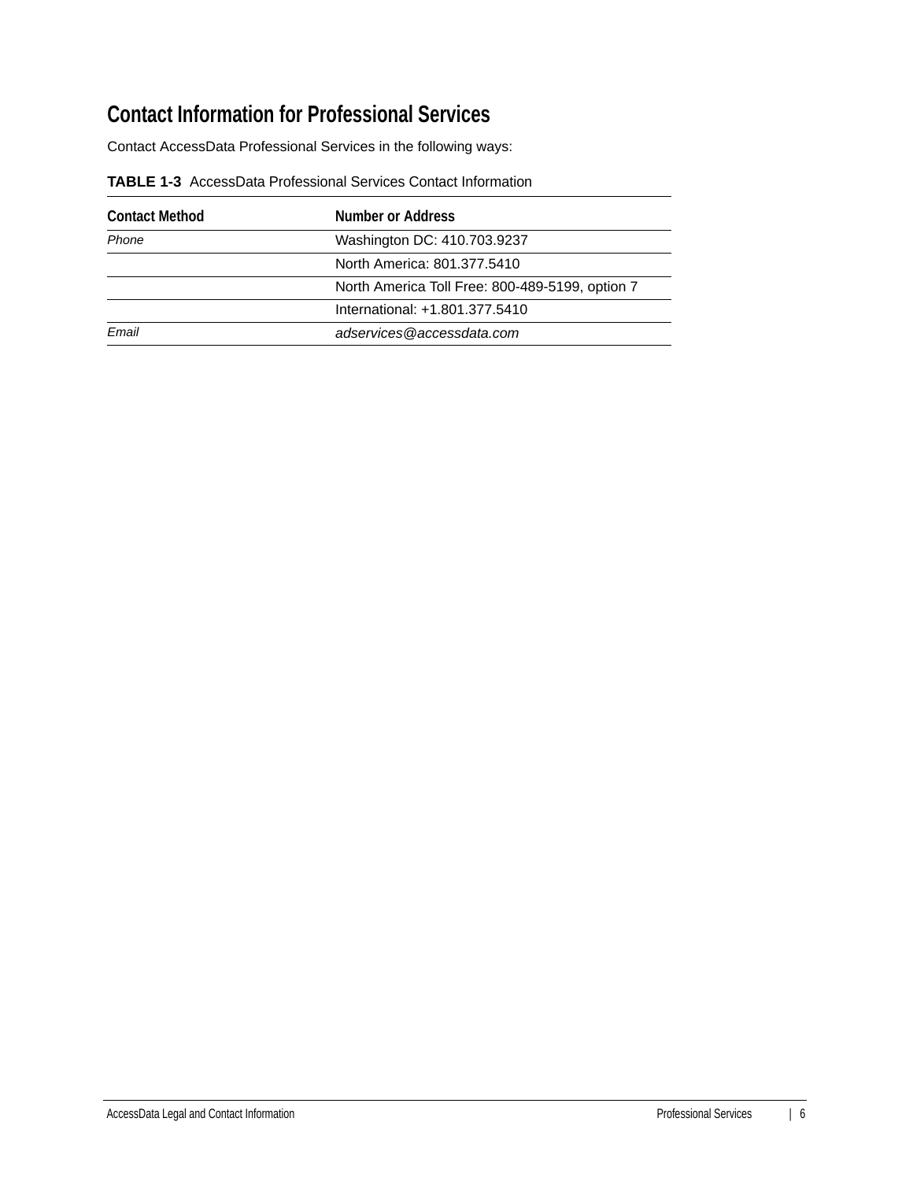## Contact Information for Professional Services

Contact AccessData Professional Services in the following ways:

**TABLE 1-3** AccessData Professional Services Contact Information

| Contact Method | Number or Address |
|---|---|
| *Phone* | Washington DC: 410.703.9237 |
| | North America: 801.377.5410 |
| | North America Toll Free: 800-489-5199, option 7 |
| | International: +1.801.377.5410 |
| *Email* | *adservices@accessdata.com* |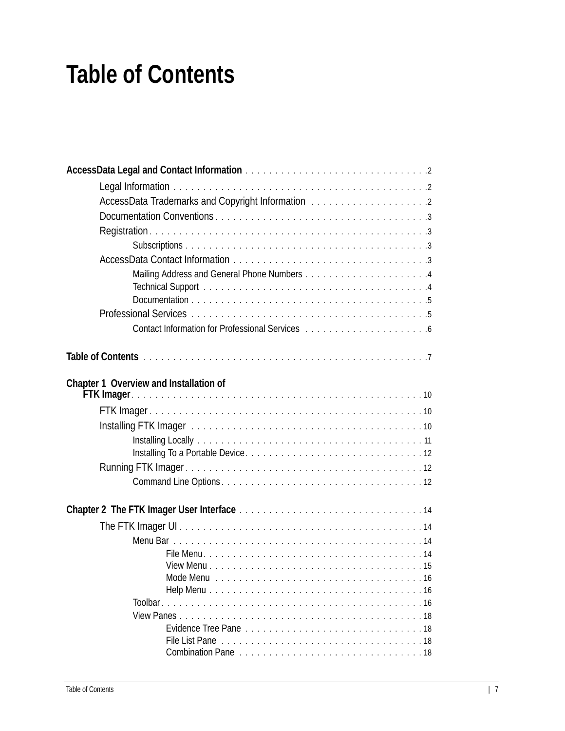# Table of Contents

**AccessData Legal and Contact Information** . . . . . . . . . . . . . . . . . . . . . . . . . . . . . . .2

- Legal Information . . . . . . . . . . . . . . . . . . . . . . . . . . . . . . . . . . . . . . . . . .2
- AccessData Trademarks and Copyright Information . . . . . . . . . . . . . . . . . . . .2
- Documentation Conventions . . . . . . . . . . . . . . . . . . . . . . . . . . . . . . . . . . . .3
- Registration . . . . . . . . . . . . . . . . . . . . . . . . . . . . . . . . . . . . . . . . . . . . . .3
  - Subscriptions . . . . . . . . . . . . . . . . . . . . . . . . . . . . . . . . . . . . . . . . . .3
- AccessData Contact Information . . . . . . . . . . . . . . . . . . . . . . . . . . . . . . . . .3
  - Mailing Address and General Phone Numbers . . . . . . . . . . . . . . . . . . . . .4
  - Technical Support . . . . . . . . . . . . . . . . . . . . . . . . . . . . . . . . . . . . . . .4
  - Documentation . . . . . . . . . . . . . . . . . . . . . . . . . . . . . . . . . . . . . . . . .5
- Professional Services . . . . . . . . . . . . . . . . . . . . . . . . . . . . . . . . . . . . . . . .5
  - Contact Information for Professional Services . . . . . . . . . . . . . . . . . . . . .6

**Table of Contents** . . . . . . . . . . . . . . . . . . . . . . . . . . . . . . . . . . . . . . . . . . . . . .7

**Chapter 1 Overview and Installation of FTK Imager** . . . . . . . . . . . . . . . . . . . . . . . . . . . . . . . . . . . . . . . . . . . . . . . 10

- FTK Imager . . . . . . . . . . . . . . . . . . . . . . . . . . . . . . . . . . . . . . . . . . . . . . 10
- Installing FTK Imager . . . . . . . . . . . . . . . . . . . . . . . . . . . . . . . . . . . . . . . 10
  - Installing Locally . . . . . . . . . . . . . . . . . . . . . . . . . . . . . . . . . . . . . . . . 11
  - Installing To a Portable Device . . . . . . . . . . . . . . . . . . . . . . . . . . . . . . 12
- Running FTK Imager . . . . . . . . . . . . . . . . . . . . . . . . . . . . . . . . . . . . . . . . 12
  - Command Line Options . . . . . . . . . . . . . . . . . . . . . . . . . . . . . . . . . . . 12

**Chapter 2 The FTK Imager User Interface** . . . . . . . . . . . . . . . . . . . . . . . . . . . . . . 14

- The FTK Imager UI . . . . . . . . . . . . . . . . . . . . . . . . . . . . . . . . . . . . . . . . . 14
  - Menu Bar . . . . . . . . . . . . . . . . . . . . . . . . . . . . . . . . . . . . . . . . . . . . 14
    - File Menu . . . . . . . . . . . . . . . . . . . . . . . . . . . . . . . . . . . . . . . . 14
    - View Menu . . . . . . . . . . . . . . . . . . . . . . . . . . . . . . . . . . . . . . . 15
    - Mode Menu . . . . . . . . . . . . . . . . . . . . . . . . . . . . . . . . . . . . . . . 16
    - Help Menu . . . . . . . . . . . . . . . . . . . . . . . . . . . . . . . . . . . . . . . 16
  - Toolbar . . . . . . . . . . . . . . . . . . . . . . . . . . . . . . . . . . . . . . . . . . . . . 16
  - View Panes . . . . . . . . . . . . . . . . . . . . . . . . . . . . . . . . . . . . . . . . . . . 18
    - Evidence Tree Pane . . . . . . . . . . . . . . . . . . . . . . . . . . . . . . . . . 18
    - File List Pane . . . . . . . . . . . . . . . . . . . . . . . . . . . . . . . . . . . . . 18
    - Combination Pane . . . . . . . . . . . . . . . . . . . . . . . . . . . . . . . . . . 18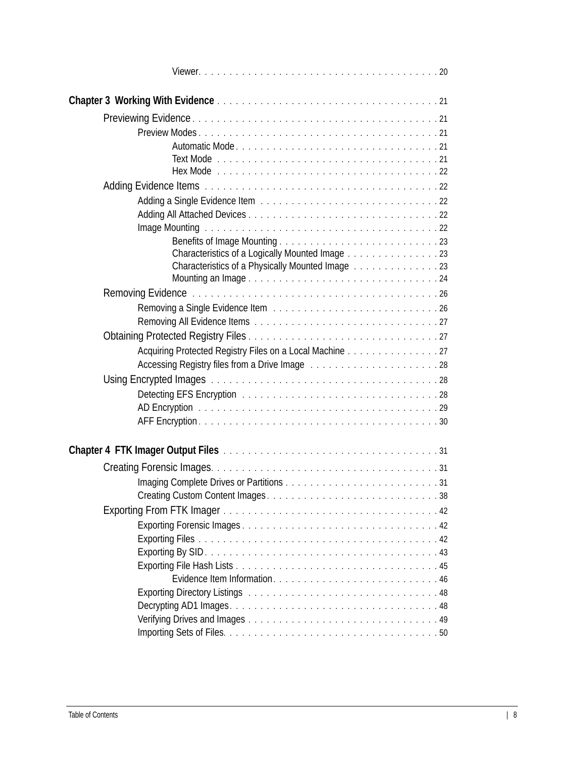- Viewer . . . 20

**Chapter 3 Working With Evidence** . . . 21

- Previewing Evidence . . . 21
  - Preview Modes . . . 21
    - Automatic Mode . . . 21
    - Text Mode . . . 21
    - Hex Mode . . . 22
- Adding Evidence Items . . . 22
  - Adding a Single Evidence Item . . . 22
  - Adding All Attached Devices . . . 22
  - Image Mounting . . . 22
    - Benefits of Image Mounting . . . 23
    - Characteristics of a Logically Mounted Image . . . 23
    - Characteristics of a Physically Mounted Image . . . 23
    - Mounting an Image . . . 24
- Removing Evidence . . . 26
  - Removing a Single Evidence Item . . . 26
  - Removing All Evidence Items . . . 27
- Obtaining Protected Registry Files . . . 27
  - Acquiring Protected Registry Files on a Local Machine . . . 27
  - Accessing Registry files from a Drive Image . . . 28
- Using Encrypted Images . . . 28
  - Detecting EFS Encryption . . . 28
  - AD Encryption . . . 29
  - AFF Encryption . . . 30

**Chapter 4 FTK Imager Output Files** . . . 31

- Creating Forensic Images . . . 31
  - Imaging Complete Drives or Partitions . . . 31
  - Creating Custom Content Images . . . 38
- Exporting From FTK Imager . . . 42
  - Exporting Forensic Images . . . 42
  - Exporting Files . . . 42
  - Exporting By SID . . . 43
  - Exporting File Hash Lists . . . 45
    - Evidence Item Information . . . 46
  - Exporting Directory Listings . . . 48
  - Decrypting AD1 Images . . . 48
  - Verifying Drives and Images . . . 49
  - Importing Sets of Files . . . 50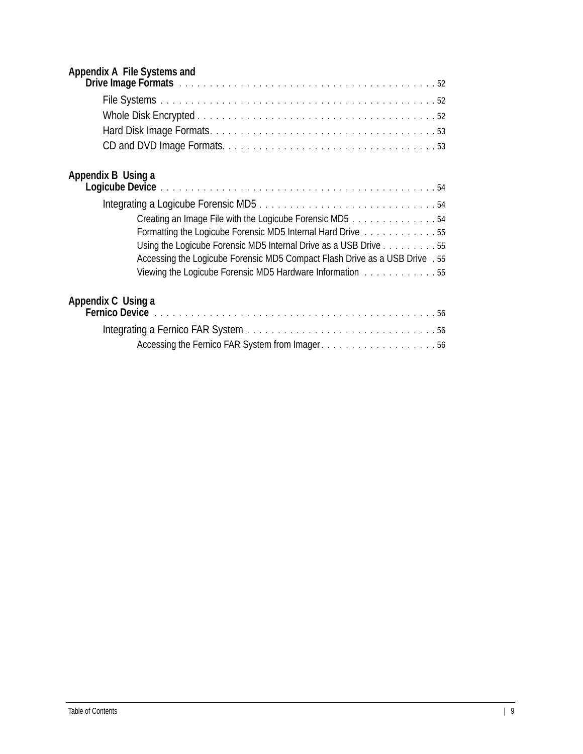**Appendix A File Systems and Drive Image Formats** . . . . . . . . . . . . . . . . . . . . . . . . . . . . . . . . . . . . . . . . . . 52

- File Systems . . . . . . . . . . . . . . . . . . . . . . . . . . . . . . . . . . . . . . . . . . . . 52
- Whole Disk Encrypted . . . . . . . . . . . . . . . . . . . . . . . . . . . . . . . . . . . . . . 52
- Hard Disk Image Formats. . . . . . . . . . . . . . . . . . . . . . . . . . . . . . . . . . . . 53
- CD and DVD Image Formats. . . . . . . . . . . . . . . . . . . . . . . . . . . . . . . . . . 53

**Appendix B Using a Logicube Device** . . . . . . . . . . . . . . . . . . . . . . . . . . . . . . . . . . . . . . . . . . . . 54

- Integrating a Logicube Forensic MD5 . . . . . . . . . . . . . . . . . . . . . . . . . . . . 54
  - Creating an Image File with the Logicube Forensic MD5 . . . . . . . . . . . . . . 54
  - Formatting the Logicube Forensic MD5 Internal Hard Drive . . . . . . . . . . . . 55
  - Using the Logicube Forensic MD5 Internal Drive as a USB Drive . . . . . . . . . 55
  - Accessing the Logicube Forensic MD5 Compact Flash Drive as a USB Drive . 55
  - Viewing the Logicube Forensic MD5 Hardware Information . . . . . . . . . . . . 55

**Appendix C Using a Fernico Device** . . . . . . . . . . . . . . . . . . . . . . . . . . . . . . . . . . . . . . . . . . . . 56

- Integrating a Fernico FAR System . . . . . . . . . . . . . . . . . . . . . . . . . . . . . . 56
  - Accessing the Fernico FAR System from Imager. . . . . . . . . . . . . . . . . . . 56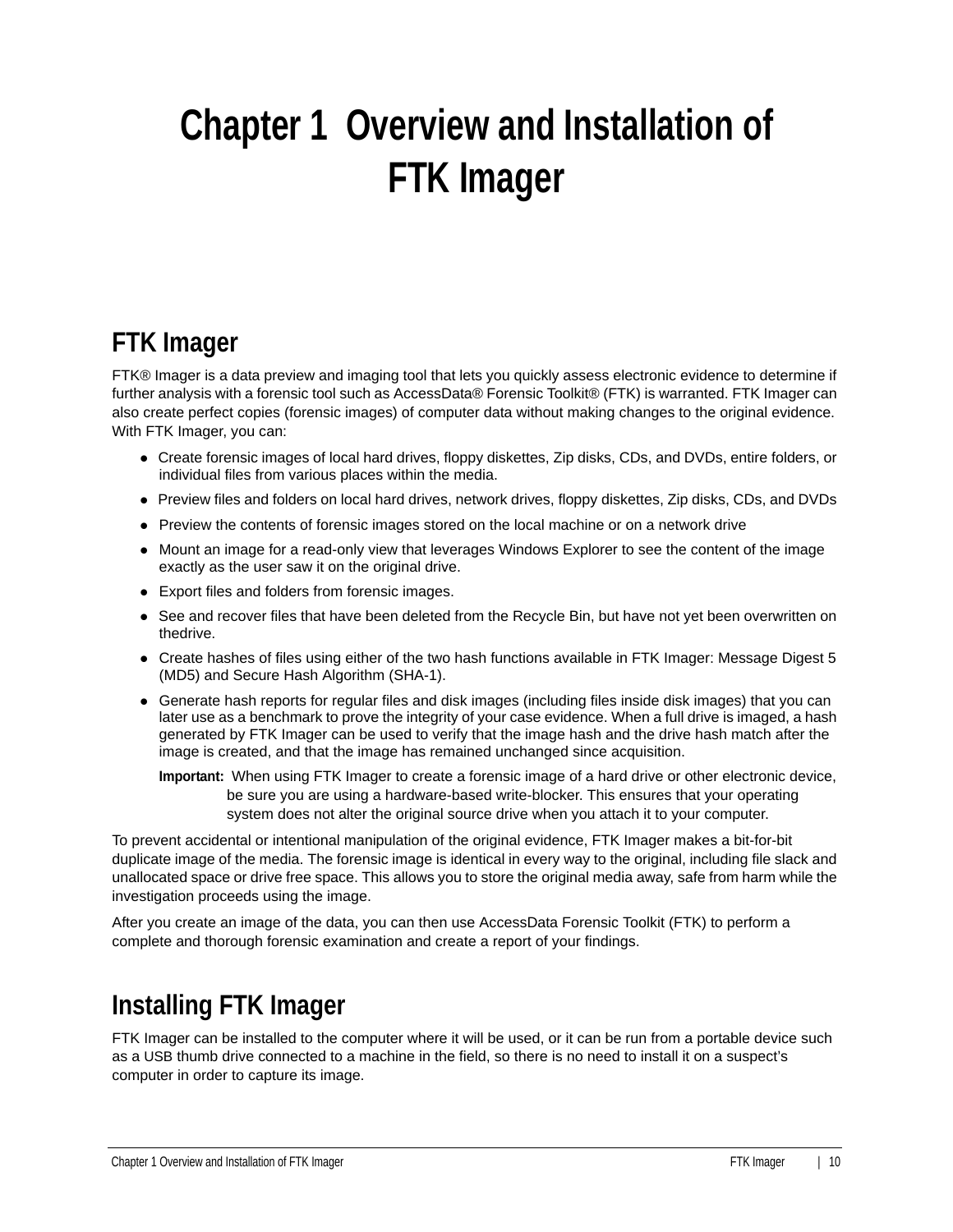# Chapter 1 Overview and Installation of FTK Imager

## FTK Imager

FTK® Imager is a data preview and imaging tool that lets you quickly assess electronic evidence to determine if further analysis with a forensic tool such as AccessData® Forensic Toolkit® (FTK) is warranted. FTK Imager can also create perfect copies (forensic images) of computer data without making changes to the original evidence. With FTK Imager, you can:

- Create forensic images of local hard drives, floppy diskettes, Zip disks, CDs, and DVDs, entire folders, or individual files from various places within the media.
- Preview files and folders on local hard drives, network drives, floppy diskettes, Zip disks, CDs, and DVDs
- Preview the contents of forensic images stored on the local machine or on a network drive
- Mount an image for a read-only view that leverages Windows Explorer to see the content of the image exactly as the user saw it on the original drive.
- Export files and folders from forensic images.
- See and recover files that have been deleted from the Recycle Bin, but have not yet been overwritten on thedrive.
- Create hashes of files using either of the two hash functions available in FTK Imager: Message Digest 5 (MD5) and Secure Hash Algorithm (SHA-1).
- Generate hash reports for regular files and disk images (including files inside disk images) that you can later use as a benchmark to prove the integrity of your case evidence. When a full drive is imaged, a hash generated by FTK Imager can be used to verify that the image hash and the drive hash match after the image is created, and that the image has remained unchanged since acquisition.

  **Important:** When using FTK Imager to create a forensic image of a hard drive or other electronic device, be sure you are using a hardware-based write-blocker. This ensures that your operating system does not alter the original source drive when you attach it to your computer.

To prevent accidental or intentional manipulation of the original evidence, FTK Imager makes a bit-for-bit duplicate image of the media. The forensic image is identical in every way to the original, including file slack and unallocated space or drive free space. This allows you to store the original media away, safe from harm while the investigation proceeds using the image.

After you create an image of the data, you can then use AccessData Forensic Toolkit (FTK) to perform a complete and thorough forensic examination and create a report of your findings.

## Installing FTK Imager

FTK Imager can be installed to the computer where it will be used, or it can be run from a portable device such as a USB thumb drive connected to a machine in the field, so there is no need to install it on a suspect’s computer in order to capture its image.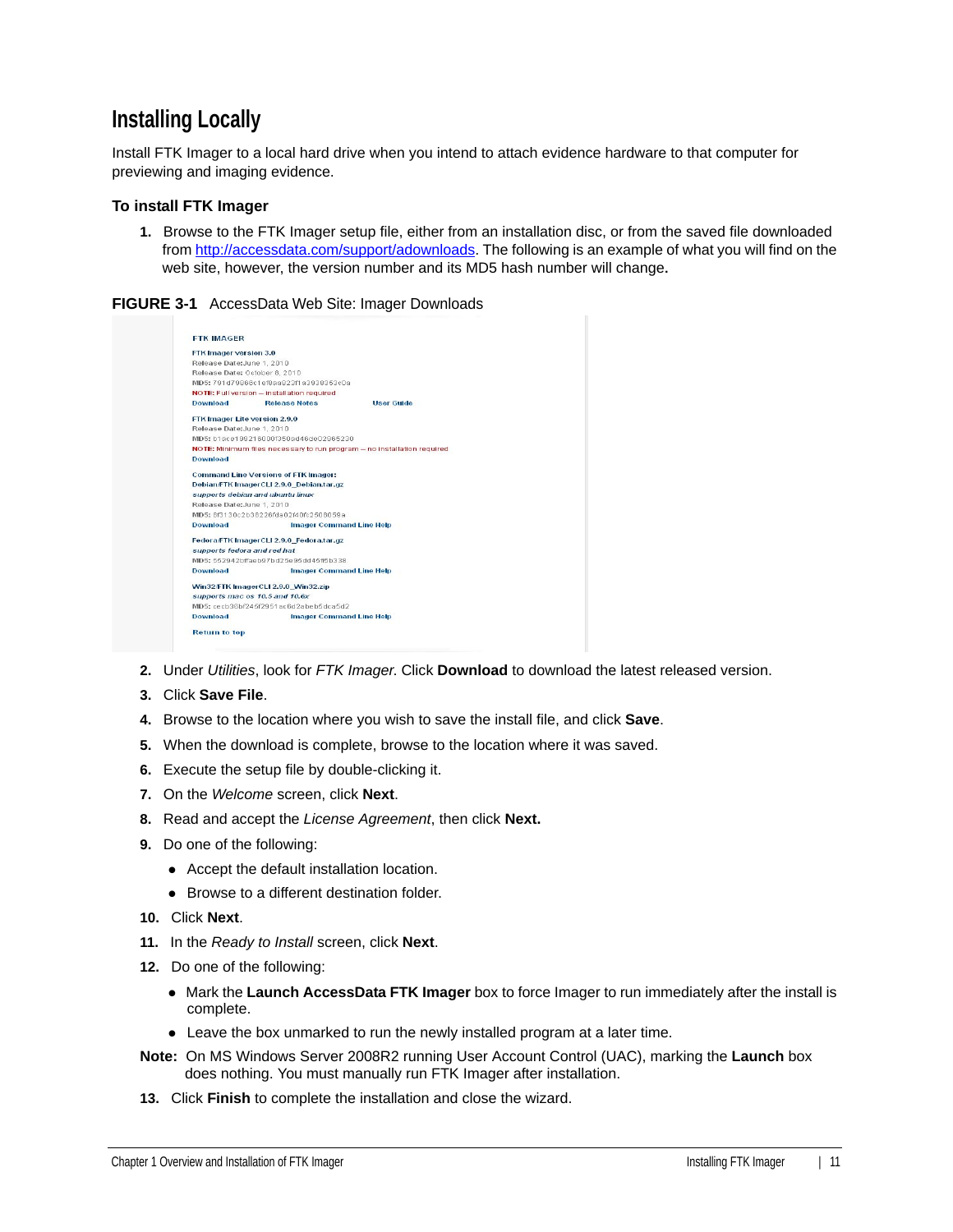## Installing Locally

Install FTK Imager to a local hard drive when you intend to attach evidence hardware to that computer for previewing and imaging evidence.

### To install FTK Imager

1. Browse to the FTK Imager setup file, either from an installation disc, or from the saved file downloaded from http://accessdata.com/support/adownloads. The following is an example of what you will find on the web site, however, the version number and its MD5 hash number will change.

**FIGURE 3-1** AccessData Web Site: Imager Downloads

2. Under *Utilities*, look for *FTK Imager*. Click **Download** to download the latest released version.
3. Click **Save File**.
4. Browse to the location where you wish to save the install file, and click **Save**.
5. When the download is complete, browse to the location where it was saved.
6. Execute the setup file by double-clicking it.
7. On the *Welcome* screen, click **Next**.
8. Read and accept the *License Agreement*, then click **Next.**
9. Do one of the following:
   - Accept the default installation location.
   - Browse to a different destination folder.
10. Click **Next**.
11. In the *Ready to Install* screen, click **Next**.
12. Do one of the following:
    - Mark the **Launch AccessData FTK Imager** box to force Imager to run immediately after the install is complete.
    - Leave the box unmarked to run the newly installed program at a later time.

**Note:** On MS Windows Server 2008R2 running User Account Control (UAC), marking the **Launch** box does nothing. You must manually run FTK Imager after installation.

13. Click **Finish** to complete the installation and close the wizard.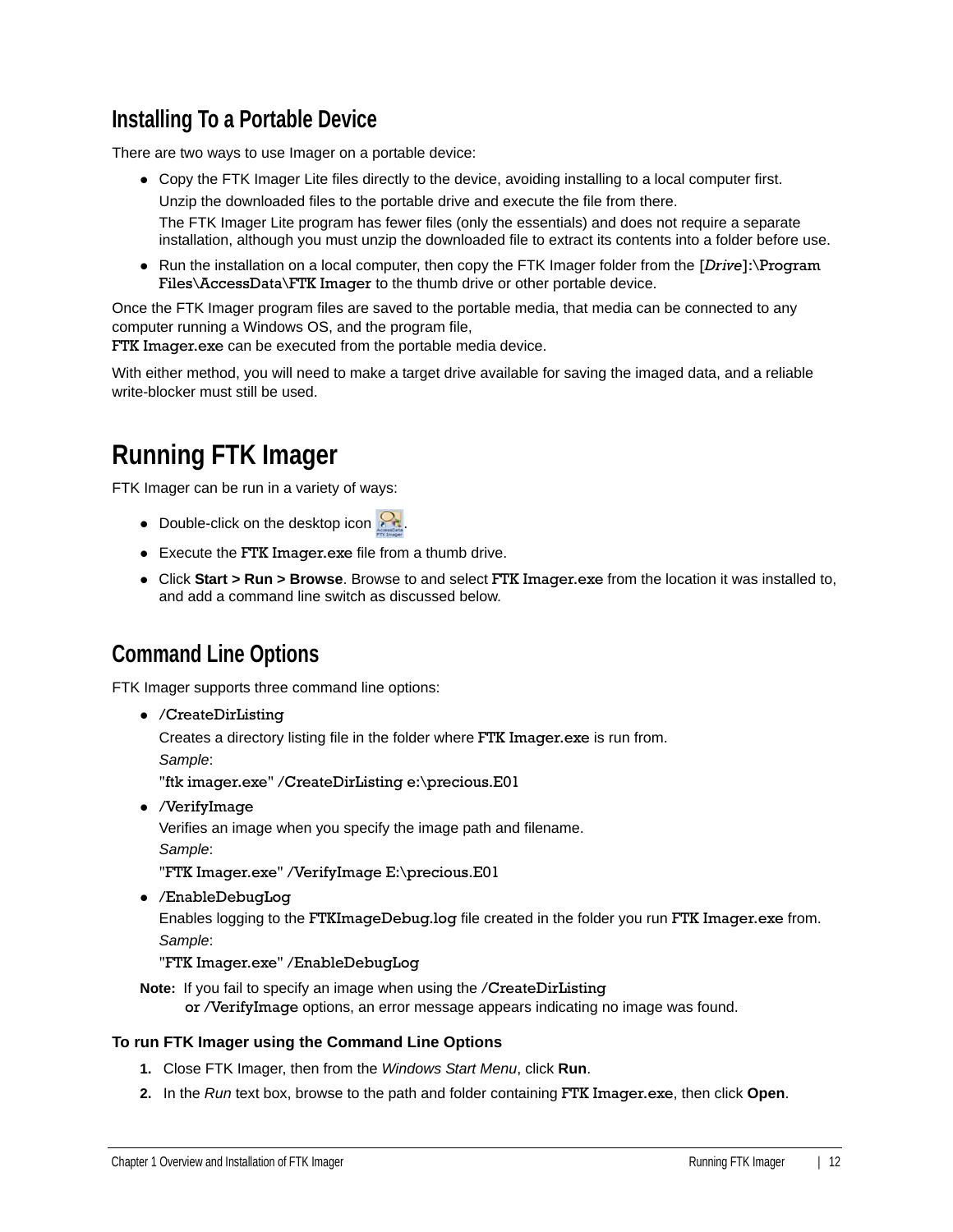## Installing To a Portable Device

There are two ways to use Imager on a portable device:

- Copy the FTK Imager Lite files directly to the device, avoiding installing to a local computer first.

  Unzip the downloaded files to the portable drive and execute the file from there.

  The FTK Imager Lite program has fewer files (only the essentials) and does not require a separate installation, although you must unzip the downloaded file to extract its contents into a folder before use.
- Run the installation on a local computer, then copy the FTK Imager folder from the [*Drive*]:\Program Files\AccessData\FTK Imager to the thumb drive or other portable device.

Once the FTK Imager program files are saved to the portable media, that media can be connected to any computer running a Windows OS, and the program file,
FTK Imager.exe can be executed from the portable media device.

With either method, you will need to make a target drive available for saving the imaged data, and a reliable write-blocker must still be used.

# Running FTK Imager

FTK Imager can be run in a variety of ways:

- Double-click on the desktop icon .
- Execute the FTK Imager.exe file from a thumb drive.
- Click **Start > Run > Browse**. Browse to and select FTK Imager.exe from the location it was installed to, and add a command line switch as discussed below.

## Command Line Options

FTK Imager supports three command line options:

- /CreateDirListing

  Creates a directory listing file in the folder where FTK Imager.exe is run from.

  *Sample*:

  "ftk imager.exe" /CreateDirListing e:\precious.E01
- /VerifyImage

  Verifies an image when you specify the image path and filename.

  *Sample*:

  "FTK Imager.exe" /VerifyImage E:\precious.E01
- /EnableDebugLog

  Enables logging to the FTKImageDebug.log file created in the folder you run FTK Imager.exe from.

  *Sample*:

  "FTK Imager.exe" /EnableDebugLog

**Note:** If you fail to specify an image when using the /CreateDirListing or /VerifyImage options, an error message appears indicating no image was found.

**To run FTK Imager using the Command Line Options**

1. Close FTK Imager, then from the *Windows Start Menu*, click **Run**.
2. In the *Run* text box, browse to the path and folder containing FTK Imager.exe, then click **Open**.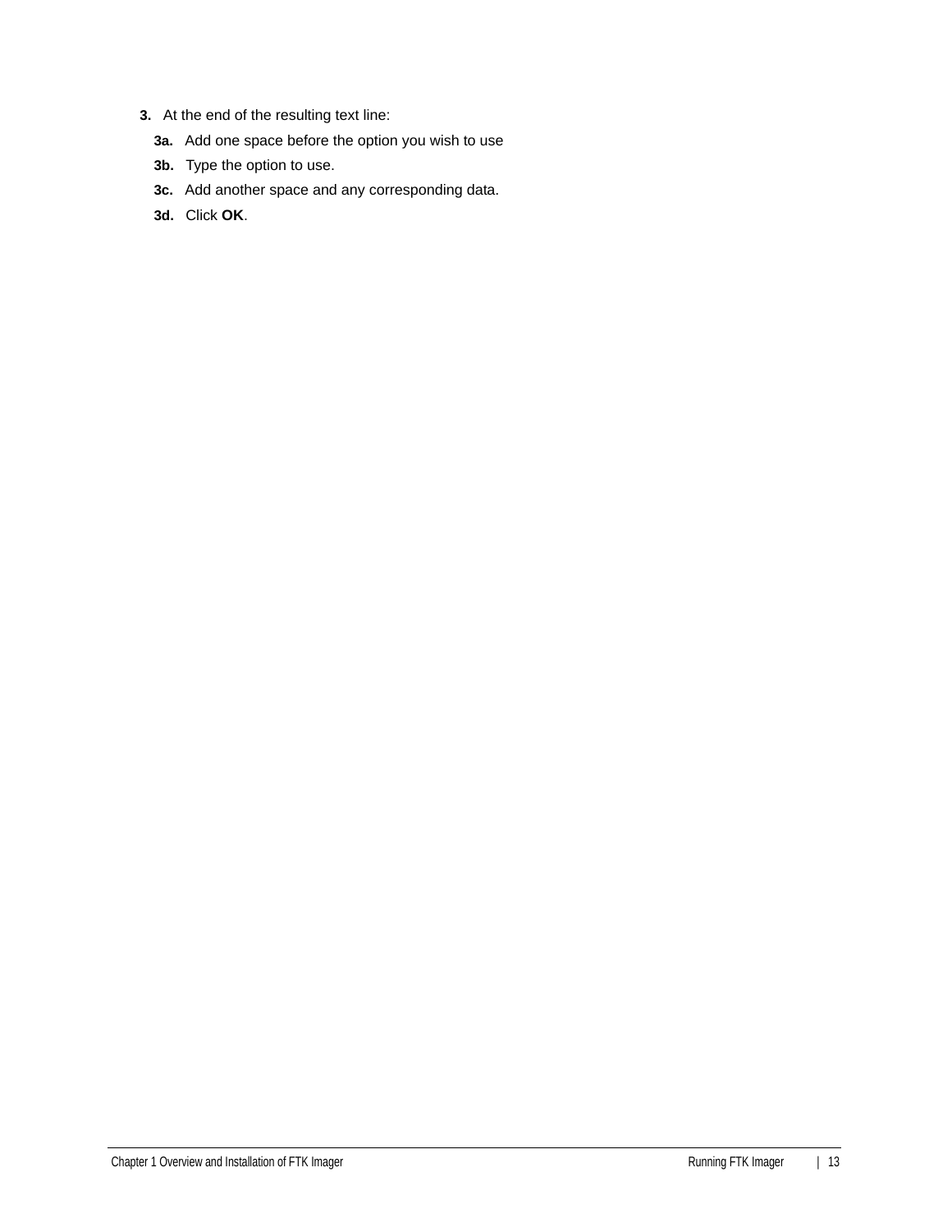3. At the end of the resulting text line:

   **3a.** Add one space before the option you wish to use

   **3b.** Type the option to use.

   **3c.** Add another space and any corresponding data.

   **3d.** Click **OK**.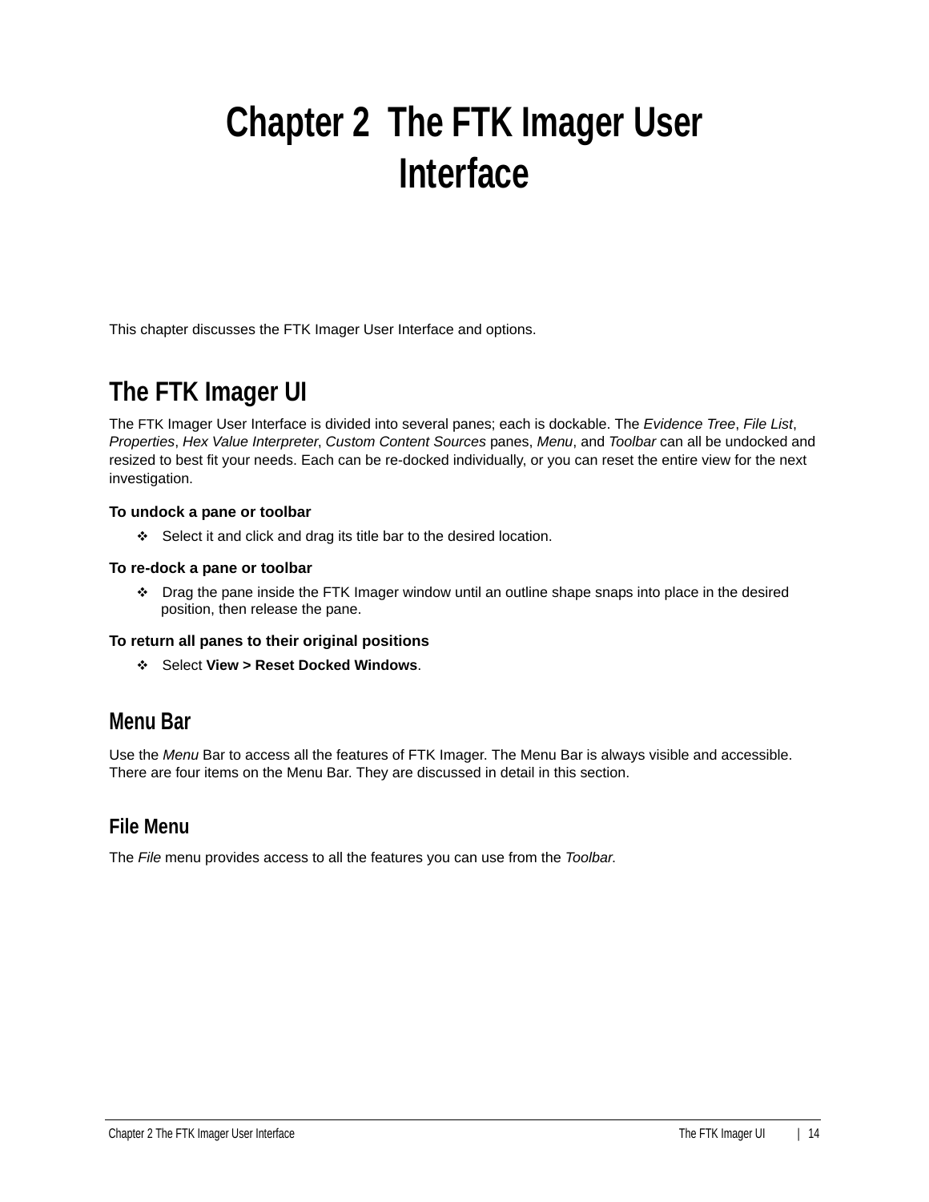# Chapter 2 The FTK Imager User Interface

This chapter discusses the FTK Imager User Interface and options.

## The FTK Imager UI

The FTK Imager User Interface is divided into several panes; each is dockable. The *Evidence Tree*, *File List*, *Properties*, *Hex Value Interpreter*, *Custom Content Sources* panes, *Menu*, and *Toolbar* can all be undocked and resized to best fit your needs. Each can be re-docked individually, or you can reset the entire view for the next investigation.

**To undock a pane or toolbar**

- Select it and click and drag its title bar to the desired location.

**To re-dock a pane or toolbar**

- Drag the pane inside the FTK Imager window until an outline shape snaps into place in the desired position, then release the pane.

**To return all panes to their original positions**

- Select **View > Reset Docked Windows**.

### Menu Bar

Use the *Menu* Bar to access all the features of FTK Imager. The Menu Bar is always visible and accessible. There are four items on the Menu Bar. They are discussed in detail in this section.

### File Menu

The *File* menu provides access to all the features you can use from the *Toolbar.*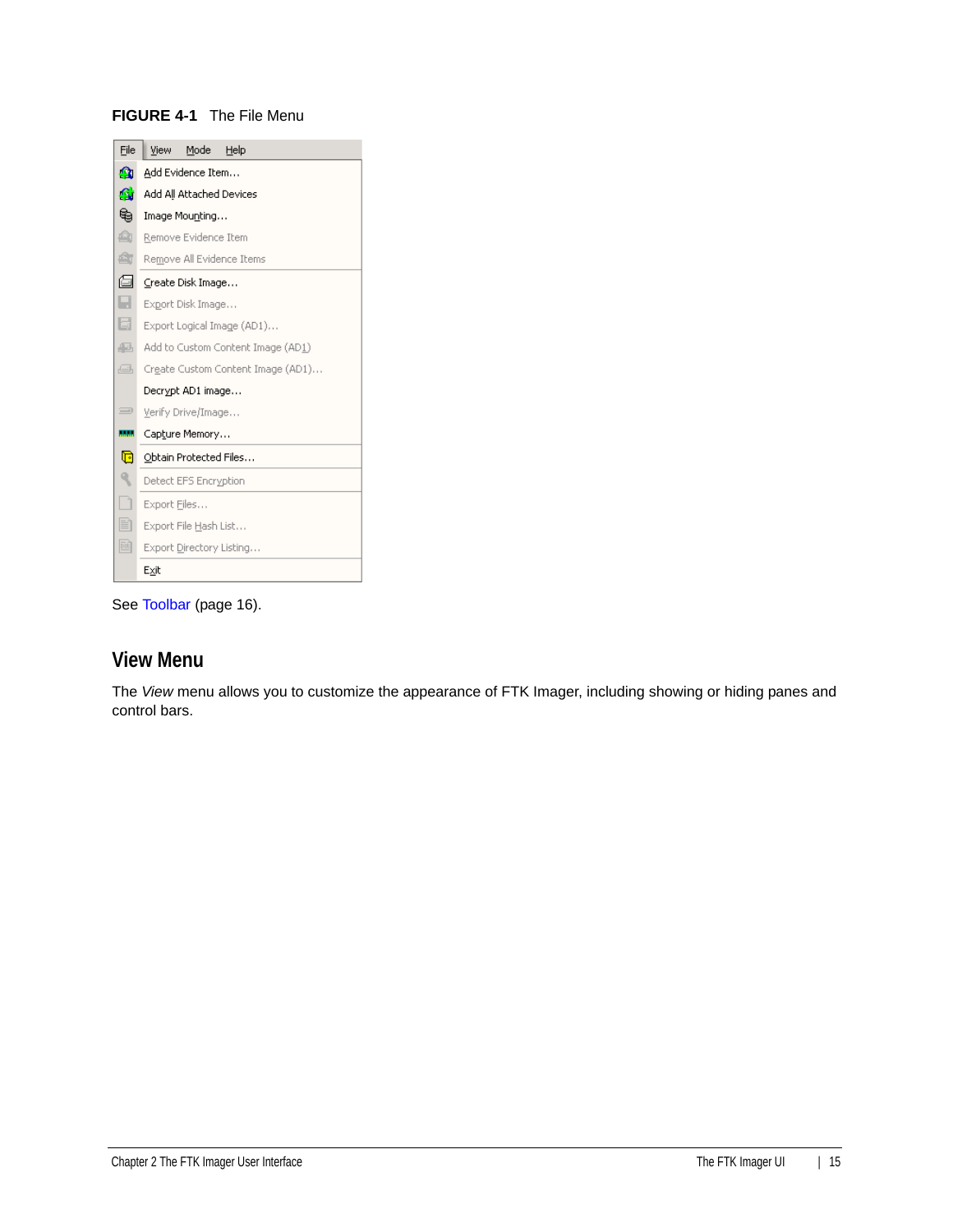**FIGURE 4-1** The File Menu

See Toolbar (page 16).

## View Menu

The *View* menu allows you to customize the appearance of FTK Imager, including showing or hiding panes and control bars.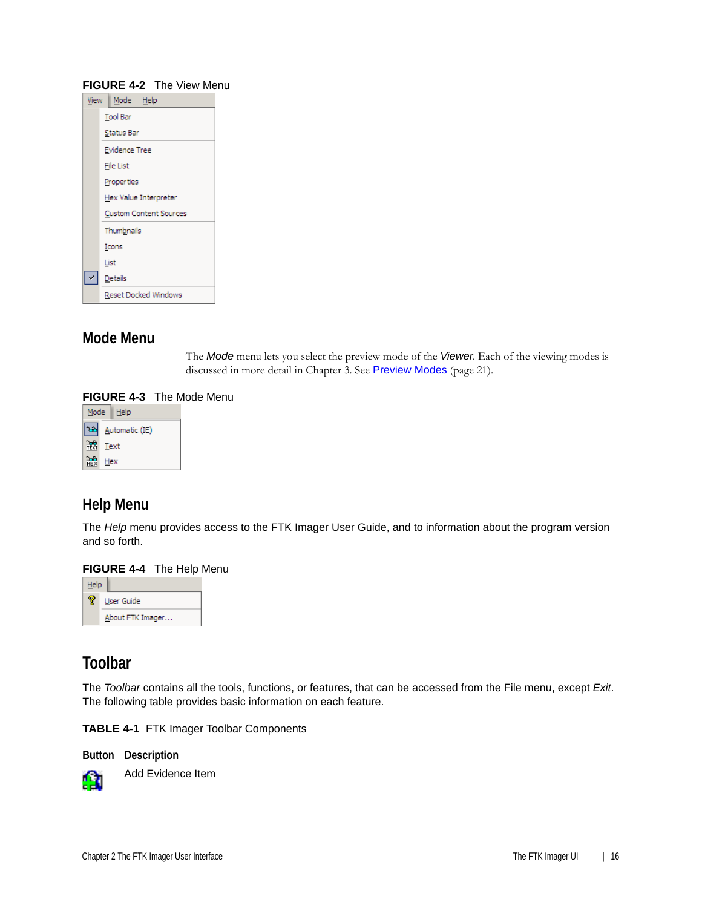**FIGURE 4-2** The View Menu

View | Mode | Help

- Tool Bar
- Status Bar
- Evidence Tree
- File List
- Properties
- Hex Value Interpreter
- Custom Content Sources
- Thumbnails
- Icons
- List
- Details
- Reset Docked Windows

## Mode Menu

The *Mode* menu lets you select the preview mode of the *Viewer.* Each of the viewing modes is discussed in more detail in Chapter 3. See Preview Modes (page 21).

**FIGURE 4-3** The Mode Menu

Mode | Help

- Automatic (IE)
- Text
- Hex

## Help Menu

The *Help* menu provides access to the FTK Imager User Guide, and to information about the program version and so forth.

**FIGURE 4-4** The Help Menu

Help

- User Guide
- About FTK Imager...

## Toolbar

The *Toolbar* contains all the tools, functions, or features, that can be accessed from the File menu, except *Exit*. The following table provides basic information on each feature.

**TABLE 4-1** FTK Imager Toolbar Components

| Button | Description |
|---|---|
| | Add Evidence Item |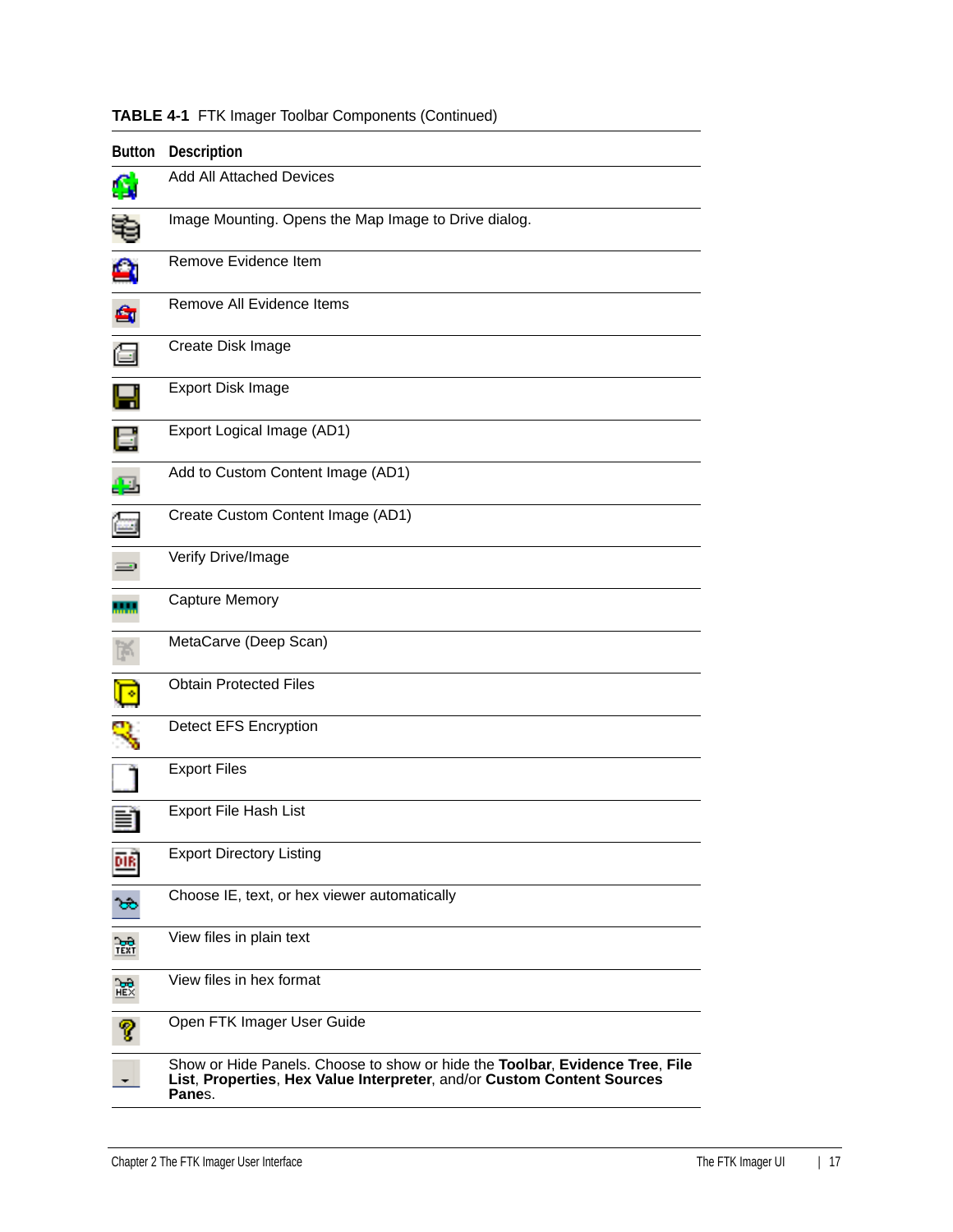**TABLE 4-1** FTK Imager Toolbar Components (Continued)

| Button | Description |
|---|---|
| | Add All Attached Devices |
| | Image Mounting. Opens the Map Image to Drive dialog. |
| | Remove Evidence Item |
| | Remove All Evidence Items |
| | Create Disk Image |
| | Export Disk Image |
| | Export Logical Image (AD1) |
| | Add to Custom Content Image (AD1) |
| | Create Custom Content Image (AD1) |
| | Verify Drive/Image |
| | Capture Memory |
| | MetaCarve (Deep Scan) |
| | Obtain Protected Files |
| | Detect EFS Encryption |
| | Export Files |
| | Export File Hash List |
| | Export Directory Listing |
| | Choose IE, text, or hex viewer automatically |
| | View files in plain text |
| | View files in hex format |
| | Open FTK Imager User Guide |
| | Show or Hide Panels. Choose to show or hide the **Toolbar**, **Evidence Tree**, **File List**, **Properties**, **Hex Value Interpreter**, and/or **Custom Content Sources Pane**s. |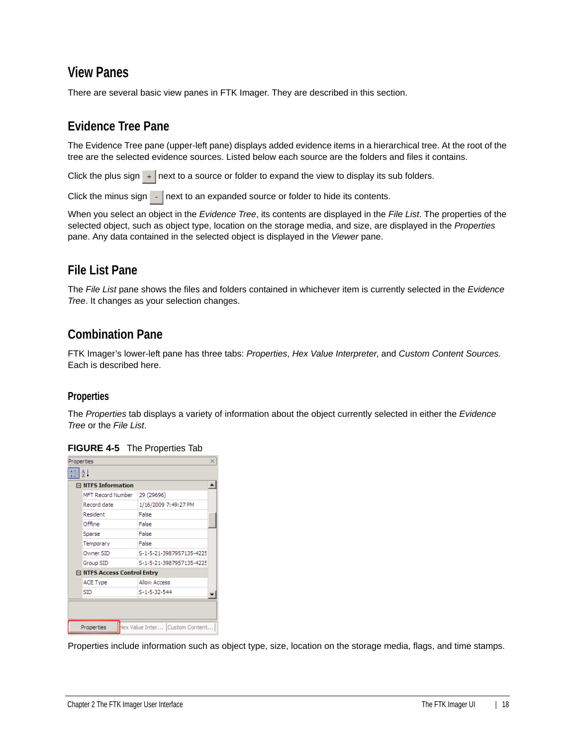## View Panes

There are several basic view panes in FTK Imager. They are described in this section.

### Evidence Tree Pane

The Evidence Tree pane (upper-left pane) displays added evidence items in a hierarchical tree. At the root of the tree are the selected evidence sources. Listed below each source are the folders and files it contains.

Click the plus sign + next to a source or folder to expand the view to display its sub folders.

Click the minus sign - next to an expanded source or folder to hide its contents.

When you select an object in the *Evidence Tree*, its contents are displayed in the *File List*. The properties of the selected object, such as object type, location on the storage media, and size, are displayed in the *Properties* pane. Any data contained in the selected object is displayed in the *Viewer* pane.

### File List Pane

The *File List* pane shows the files and folders contained in whichever item is currently selected in the *Evidence Tree*. It changes as your selection changes.

### Combination Pane

FTK Imager's lower-left pane has three tabs: *Properties*, *Hex Value Interpreter*, and *Custom Content Sources.* Each is described here.

#### Properties

The *Properties* tab displays a variety of information about the object currently selected in either the *Evidence Tree* or the *File List*.

**FIGURE 4-5** The Properties Tab

Properties include information such as object type, size, location on the storage media, flags, and time stamps.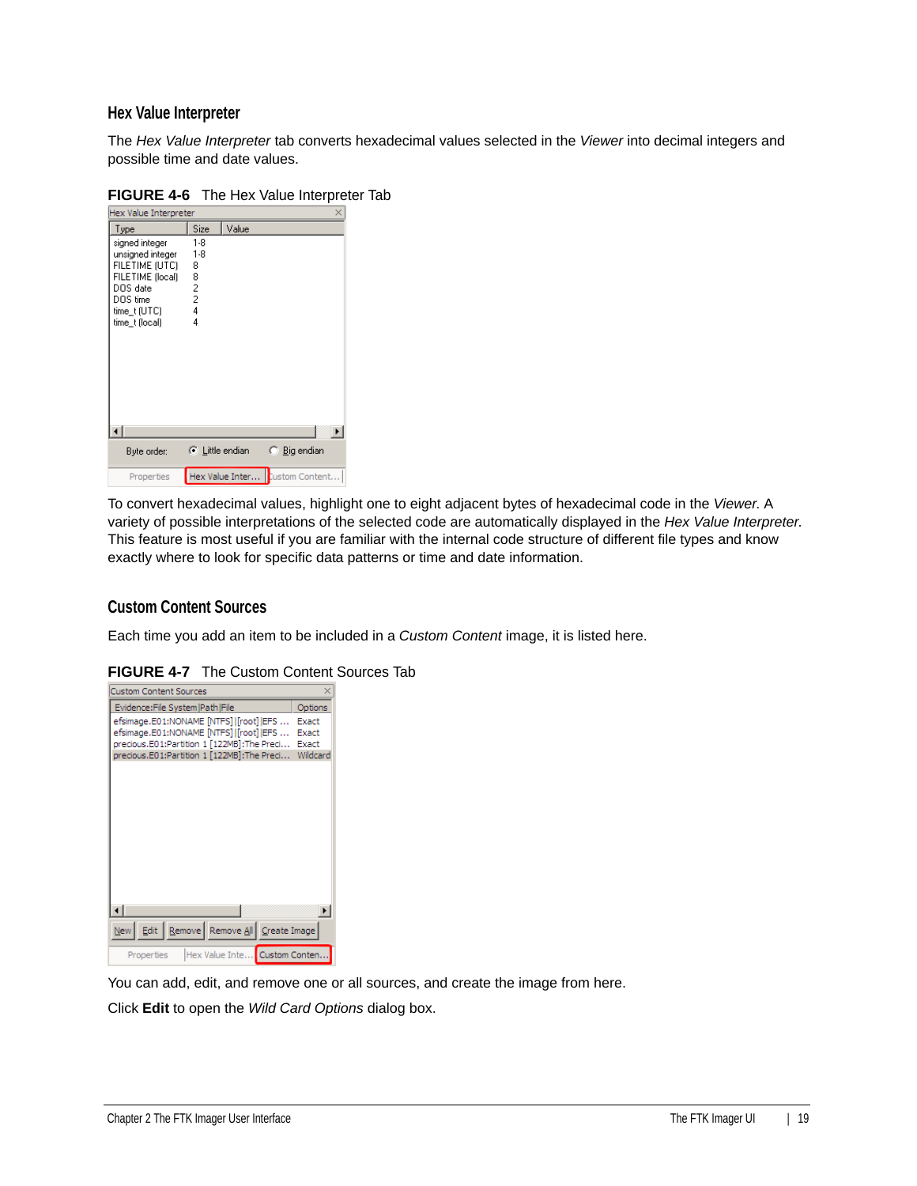### Hex Value Interpreter

The *Hex Value Interpreter* tab converts hexadecimal values selected in the *Viewer* into decimal integers and possible time and date values.

**FIGURE 4-6** The Hex Value Interpreter Tab

To convert hexadecimal values, highlight one to eight adjacent bytes of hexadecimal code in the *Viewer*. A variety of possible interpretations of the selected code are automatically displayed in the *Hex Value Interpreter*. This feature is most useful if you are familiar with the internal code structure of different file types and know exactly where to look for specific data patterns or time and date information.

### Custom Content Sources

Each time you add an item to be included in a *Custom Content* image, it is listed here.

**FIGURE 4-7** The Custom Content Sources Tab

You can add, edit, and remove one or all sources, and create the image from here.

Click **Edit** to open the *Wild Card Options* dialog box.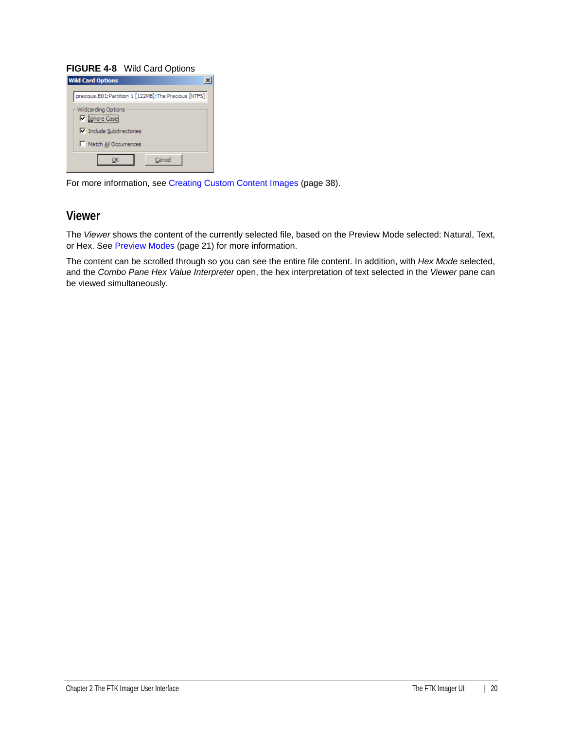**FIGURE 4-8** Wild Card Options

For more information, see Creating Custom Content Images (page 38).

## Viewer

The *Viewer* shows the content of the currently selected file, based on the Preview Mode selected: Natural, Text, or Hex. See Preview Modes (page 21) for more information.

The content can be scrolled through so you can see the entire file content. In addition, with *Hex Mode* selected, and the *Combo Pane Hex Value Interpreter* open, the hex interpretation of text selected in the *Viewer* pane can be viewed simultaneously.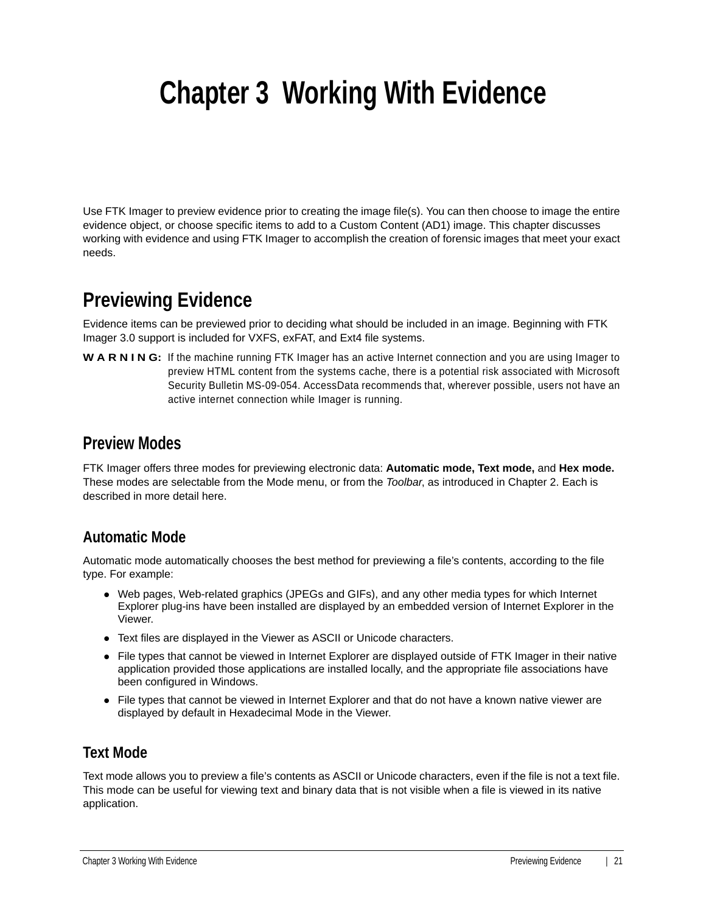# Chapter 3 Working With Evidence

Use FTK Imager to preview evidence prior to creating the image file(s). You can then choose to image the entire evidence object, or choose specific items to add to a Custom Content (AD1) image. This chapter discusses working with evidence and using FTK Imager to accomplish the creation of forensic images that meet your exact needs.

## Previewing Evidence

Evidence items can be previewed prior to deciding what should be included in an image. Beginning with FTK Imager 3.0 support is included for VXFS, exFAT, and Ext4 file systems.

**WARNING:** If the machine running FTK Imager has an active Internet connection and you are using Imager to preview HTML content from the systems cache, there is a potential risk associated with Microsoft Security Bulletin MS-09-054. AccessData recommends that, wherever possible, users not have an active internet connection while Imager is running.

### Preview Modes

FTK Imager offers three modes for previewing electronic data: **Automatic mode, Text mode,** and **Hex mode.** These modes are selectable from the Mode menu, or from the *Toolbar*, as introduced in Chapter 2. Each is described in more detail here.

#### Automatic Mode

Automatic mode automatically chooses the best method for previewing a file's contents, according to the file type. For example:

- Web pages, Web-related graphics (JPEGs and GIFs), and any other media types for which Internet Explorer plug-ins have been installed are displayed by an embedded version of Internet Explorer in the Viewer.
- Text files are displayed in the Viewer as ASCII or Unicode characters.
- File types that cannot be viewed in Internet Explorer are displayed outside of FTK Imager in their native application provided those applications are installed locally, and the appropriate file associations have been configured in Windows.
- File types that cannot be viewed in Internet Explorer and that do not have a known native viewer are displayed by default in Hexadecimal Mode in the Viewer.

#### Text Mode

Text mode allows you to preview a file's contents as ASCII or Unicode characters, even if the file is not a text file. This mode can be useful for viewing text and binary data that is not visible when a file is viewed in its native application.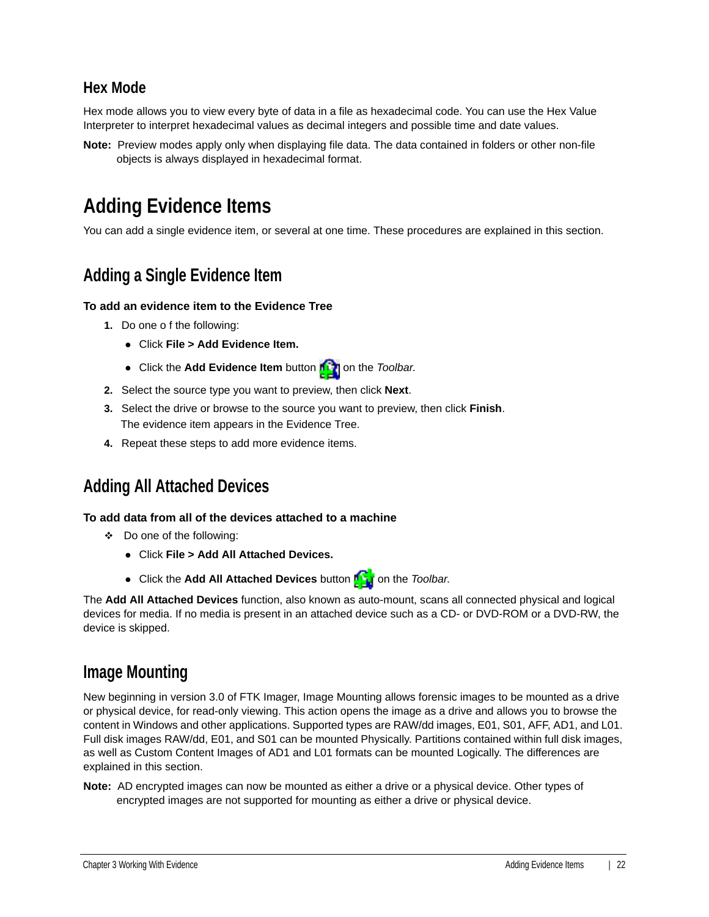### Hex Mode

Hex mode allows you to view every byte of data in a file as hexadecimal code. You can use the Hex Value Interpreter to interpret hexadecimal values as decimal integers and possible time and date values.

**Note:** Preview modes apply only when displaying file data. The data contained in folders or other non-file objects is always displayed in hexadecimal format.

## Adding Evidence Items

You can add a single evidence item, or several at one time. These procedures are explained in this section.

### Adding a Single Evidence Item

**To add an evidence item to the Evidence Tree**

1. Do one o f the following:
   - Click **File > Add Evidence Item.**
   - Click the **Add Evidence Item** button on the *Toolbar.*
2. Select the source type you want to preview, then click **Next**.
3. Select the drive or browse to the source you want to preview, then click **Finish**.
   The evidence item appears in the Evidence Tree.
4. Repeat these steps to add more evidence items.

### Adding All Attached Devices

**To add data from all of the devices attached to a machine**

- Do one of the following:
  - Click **File > Add All Attached Devices.**
  - Click the **Add All Attached Devices** button on the *Toolbar.*

The **Add All Attached Devices** function, also known as auto-mount, scans all connected physical and logical devices for media. If no media is present in an attached device such as a CD- or DVD-ROM or a DVD-RW, the device is skipped.

### Image Mounting

New beginning in version 3.0 of FTK Imager, Image Mounting allows forensic images to be mounted as a drive or physical device, for read-only viewing. This action opens the image as a drive and allows you to browse the content in Windows and other applications. Supported types are RAW/dd images, E01, S01, AFF, AD1, and L01. Full disk images RAW/dd, E01, and S01 can be mounted Physically. Partitions contained within full disk images, as well as Custom Content Images of AD1 and L01 formats can be mounted Logically. The differences are explained in this section.

**Note:** AD encrypted images can now be mounted as either a drive or a physical device. Other types of encrypted images are not supported for mounting as either a drive or physical device.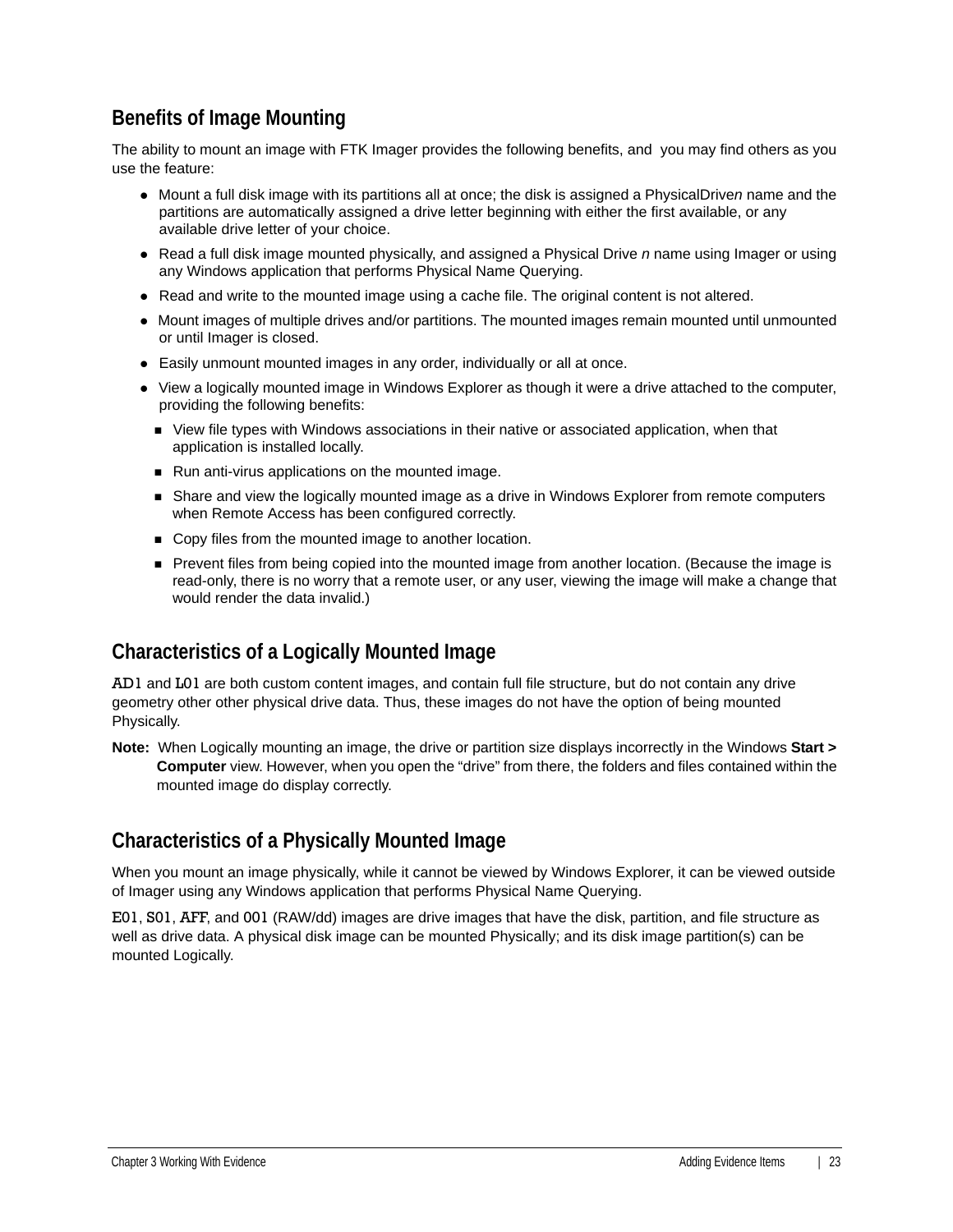## Benefits of Image Mounting

The ability to mount an image with FTK Imager provides the following benefits, and you may find others as you use the feature:

- Mount a full disk image with its partitions all at once; the disk is assigned a PhysicalDrive*n* name and the partitions are automatically assigned a drive letter beginning with either the first available, or any available drive letter of your choice.
- Read a full disk image mounted physically, and assigned a Physical Drive *n* name using Imager or using any Windows application that performs Physical Name Querying.
- Read and write to the mounted image using a cache file. The original content is not altered.
- Mount images of multiple drives and/or partitions. The mounted images remain mounted until unmounted or until Imager is closed.
- Easily unmount mounted images in any order, individually or all at once.
- View a logically mounted image in Windows Explorer as though it were a drive attached to the computer, providing the following benefits:
  - View file types with Windows associations in their native or associated application, when that application is installed locally.
  - Run anti-virus applications on the mounted image.
  - Share and view the logically mounted image as a drive in Windows Explorer from remote computers when Remote Access has been configured correctly.
  - Copy files from the mounted image to another location.
  - Prevent files from being copied into the mounted image from another location. (Because the image is read-only, there is no worry that a remote user, or any user, viewing the image will make a change that would render the data invalid.)

## Characteristics of a Logically Mounted Image

AD1 and L01 are both custom content images, and contain full file structure, but do not contain any drive geometry other other physical drive data. Thus, these images do not have the option of being mounted Physically.

**Note:** When Logically mounting an image, the drive or partition size displays incorrectly in the Windows **Start > Computer** view. However, when you open the “drive” from there, the folders and files contained within the mounted image do display correctly.

## Characteristics of a Physically Mounted Image

When you mount an image physically, while it cannot be viewed by Windows Explorer, it can be viewed outside of Imager using any Windows application that performs Physical Name Querying.

E01, S01, AFF, and 001 (RAW/dd) images are drive images that have the disk, partition, and file structure as well as drive data. A physical disk image can be mounted Physically; and its disk image partition(s) can be mounted Logically.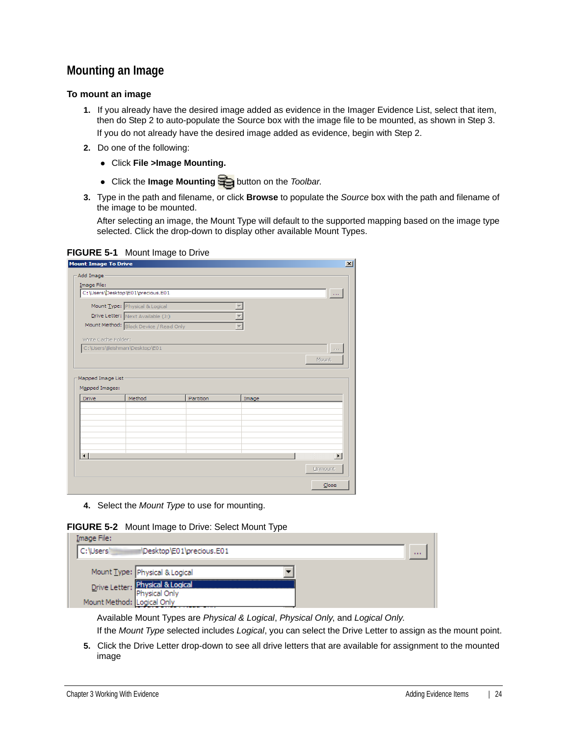## Mounting an Image

### To mount an image

1. If you already have the desired image added as evidence in the Imager Evidence List, select that item, then do Step 2 to auto-populate the Source box with the image file to be mounted, as shown in Step 3.

   If you do not already have the desired image added as evidence, begin with Step 2.

2. Do one of the following:
   - Click **File >Image Mounting.**
   - Click the **Image Mounting** button on the *Toolbar*.

3. Type in the path and filename, or click **Browse** to populate the *Source* box with the path and filename of the image to be mounted.

   After selecting an image, the Mount Type will default to the supported mapping based on the image type selected. Click the drop-down to display other available Mount Types.

**FIGURE 5-1** Mount Image to Drive

4. Select the *Mount Type* to use for mounting.

**FIGURE 5-2** Mount Image to Drive: Select Mount Type

   Available Mount Types are *Physical & Logical*, *Physical Only*, and *Logical Only*.

   If the *Mount Type* selected includes *Logical*, you can select the Drive Letter to assign as the mount point.

5. Click the Drive Letter drop-down to see all drive letters that are available for assignment to the mounted image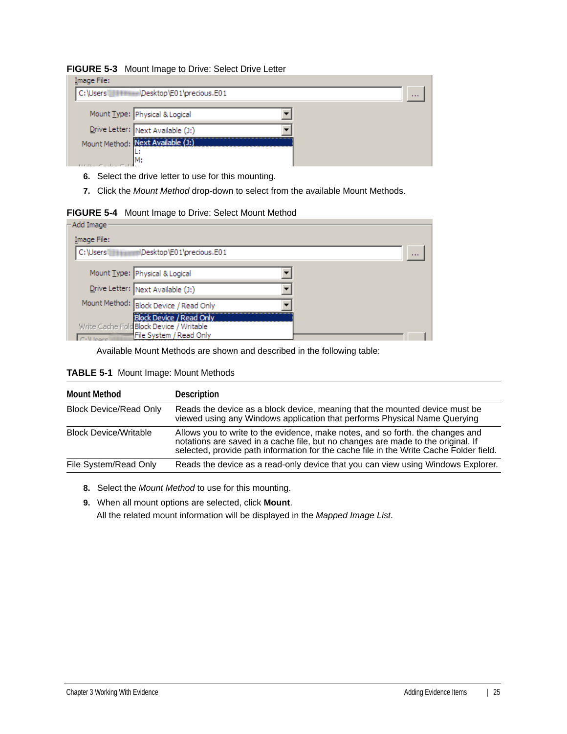**FIGURE 5-3** Mount Image to Drive: Select Drive Letter

6. Select the drive letter to use for this mounting.
7. Click the *Mount Method* drop-down to select from the available Mount Methods.

**FIGURE 5-4** Mount Image to Drive: Select Mount Method

Available Mount Methods are shown and described in the following table:

**TABLE 5-1** Mount Image: Mount Methods

| Mount Method | Description |
| --- | --- |
| Block Device/Read Only | Reads the device as a block device, meaning that the mounted device must be viewed using any Windows application that performs Physical Name Querying |
| Block Device/Writable | Allows you to write to the evidence, make notes, and so forth. the changes and notations are saved in a cache file, but no changes are made to the original. If selected, provide path information for the cache file in the Write Cache Folder field. |
| File System/Read Only | Reads the device as a read-only device that you can view using Windows Explorer. |

8. Select the *Mount Method* to use for this mounting.
9. When all mount options are selected, click **Mount**.

   All the related mount information will be displayed in the *Mapped Image List*.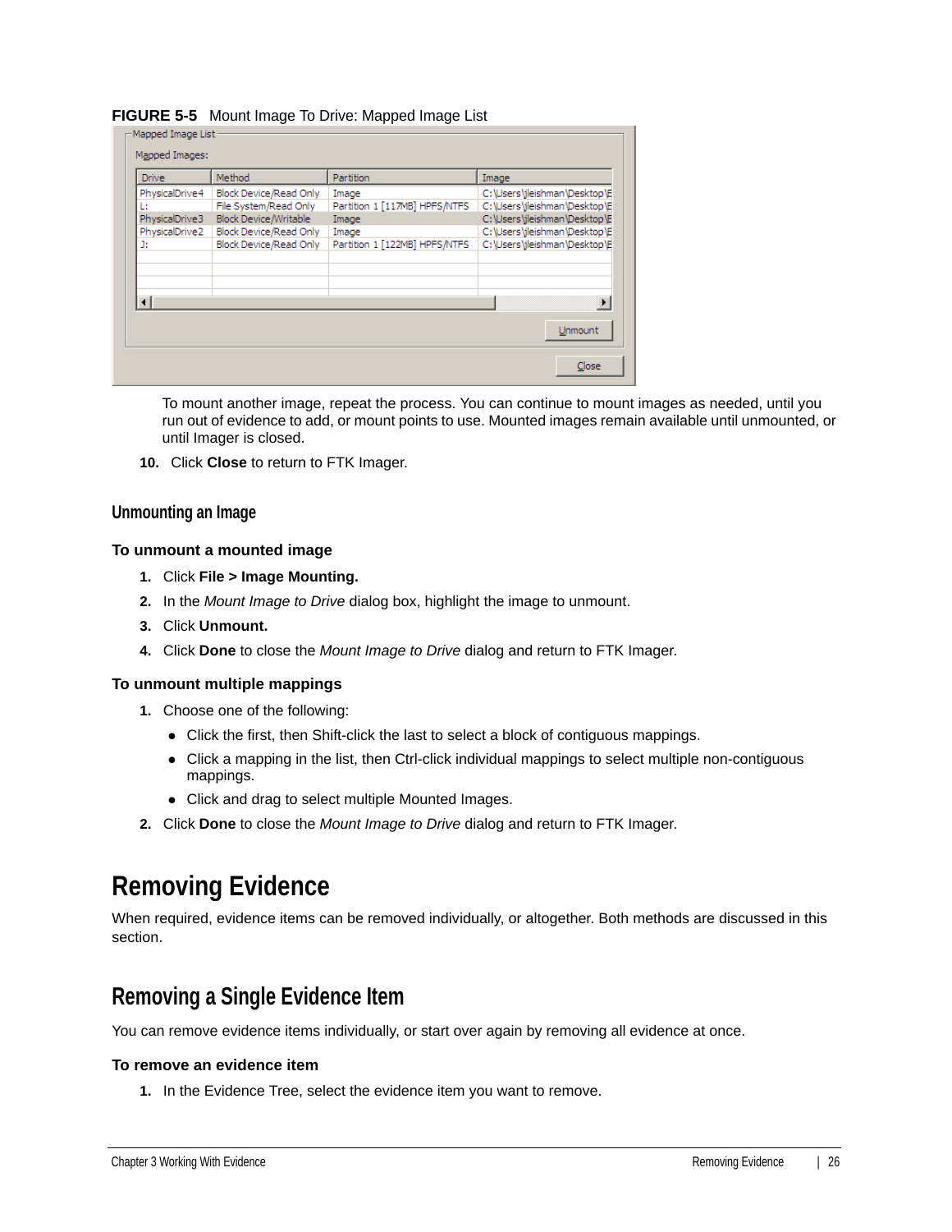**FIGURE 5-5** Mount Image To Drive: Mapped Image List

To mount another image, repeat the process. You can continue to mount images as needed, until you run out of evidence to add, or mount points to use. Mounted images remain available until unmounted, or until Imager is closed.

10. Click **Close** to return to FTK Imager.

### Unmounting an Image

**To unmount a mounted image**

1. Click **File > Image Mounting.**
2. In the *Mount Image to Drive* dialog box, highlight the image to unmount.
3. Click **Unmount.**
4. Click **Done** to close the *Mount Image to Drive* dialog and return to FTK Imager.

**To unmount multiple mappings**

1. Choose one of the following:
   - Click the first, then Shift-click the last to select a block of contiguous mappings.
   - Click a mapping in the list, then Ctrl-click individual mappings to select multiple non-contiguous mappings.
   - Click and drag to select multiple Mounted Images.
2. Click **Done** to close the *Mount Image to Drive* dialog and return to FTK Imager.

# Removing Evidence

When required, evidence items can be removed individually, or altogether. Both methods are discussed in this section.

## Removing a Single Evidence Item

You can remove evidence items individually, or start over again by removing all evidence at once.

**To remove an evidence item**

1. In the Evidence Tree, select the evidence item you want to remove.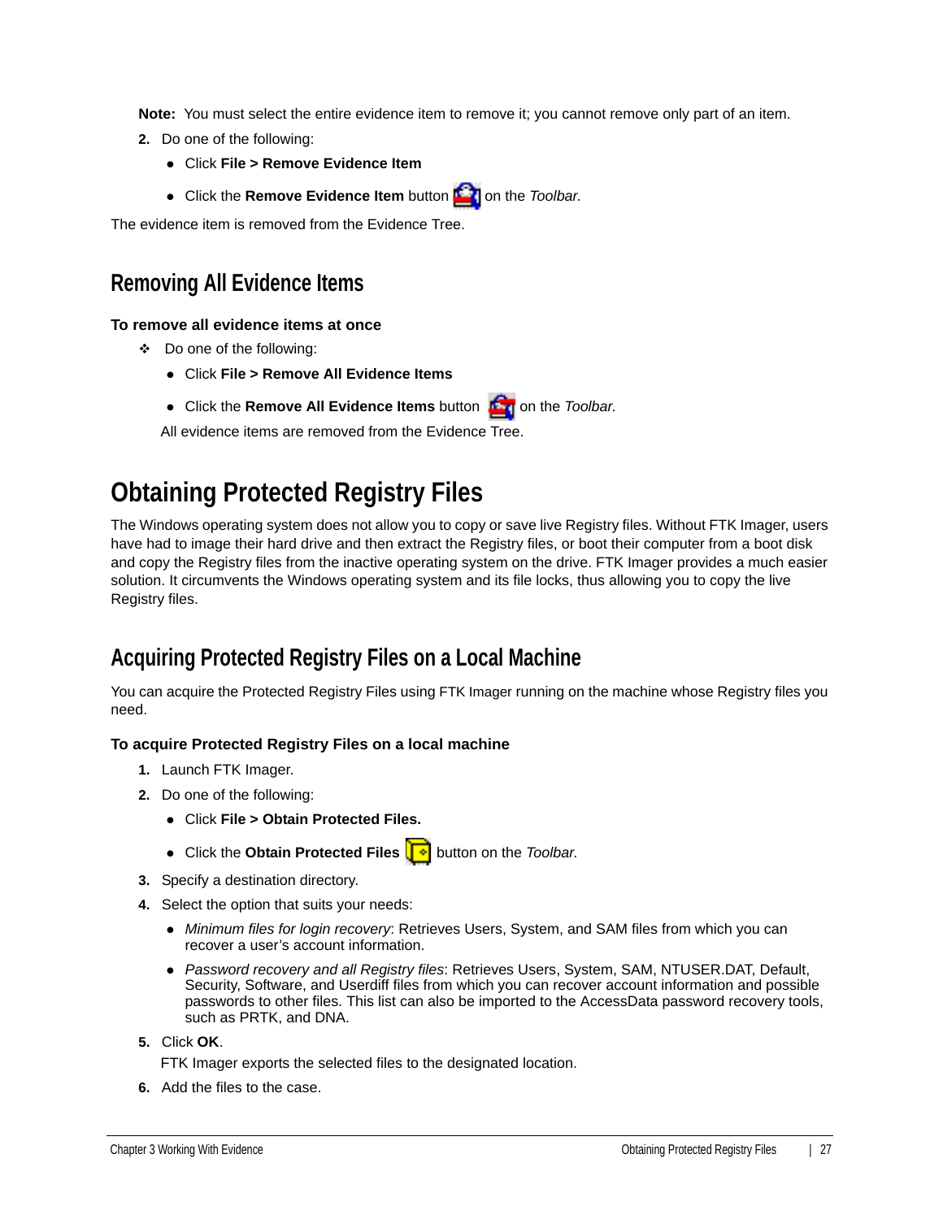**Note:** You must select the entire evidence item to remove it; you cannot remove only part of an item.

2. Do one of the following:
   - Click **File > Remove Evidence Item**
   - Click the **Remove Evidence Item** button on the *Toolbar*.

The evidence item is removed from the Evidence Tree.

## Removing All Evidence Items

**To remove all evidence items at once**

- Do one of the following:
  - Click **File > Remove All Evidence Items**
  - Click the **Remove All Evidence Items** button on the *Toolbar*.

  All evidence items are removed from the Evidence Tree.

# Obtaining Protected Registry Files

The Windows operating system does not allow you to copy or save live Registry files. Without FTK Imager, users have had to image their hard drive and then extract the Registry files, or boot their computer from a boot disk and copy the Registry files from the inactive operating system on the drive. FTK Imager provides a much easier solution. It circumvents the Windows operating system and its file locks, thus allowing you to copy the live Registry files.

## Acquiring Protected Registry Files on a Local Machine

You can acquire the Protected Registry Files using FTK Imager running on the machine whose Registry files you need.

**To acquire Protected Registry Files on a local machine**

1. Launch FTK Imager.
2. Do one of the following:
   - Click **File > Obtain Protected Files.**
   - Click the **Obtain Protected Files** button on the *Toolbar*.
3. Specify a destination directory.
4. Select the option that suits your needs:
   - *Minimum files for login recovery*: Retrieves Users, System, and SAM files from which you can recover a user's account information.
   - *Password recovery and all Registry files*: Retrieves Users, System, SAM, NTUSER.DAT, Default, Security, Software, and Userdiff files from which you can recover account information and possible passwords to other files. This list can also be imported to the AccessData password recovery tools, such as PRTK, and DNA.
5. Click **OK**.

   FTK Imager exports the selected files to the designated location.
6. Add the files to the case.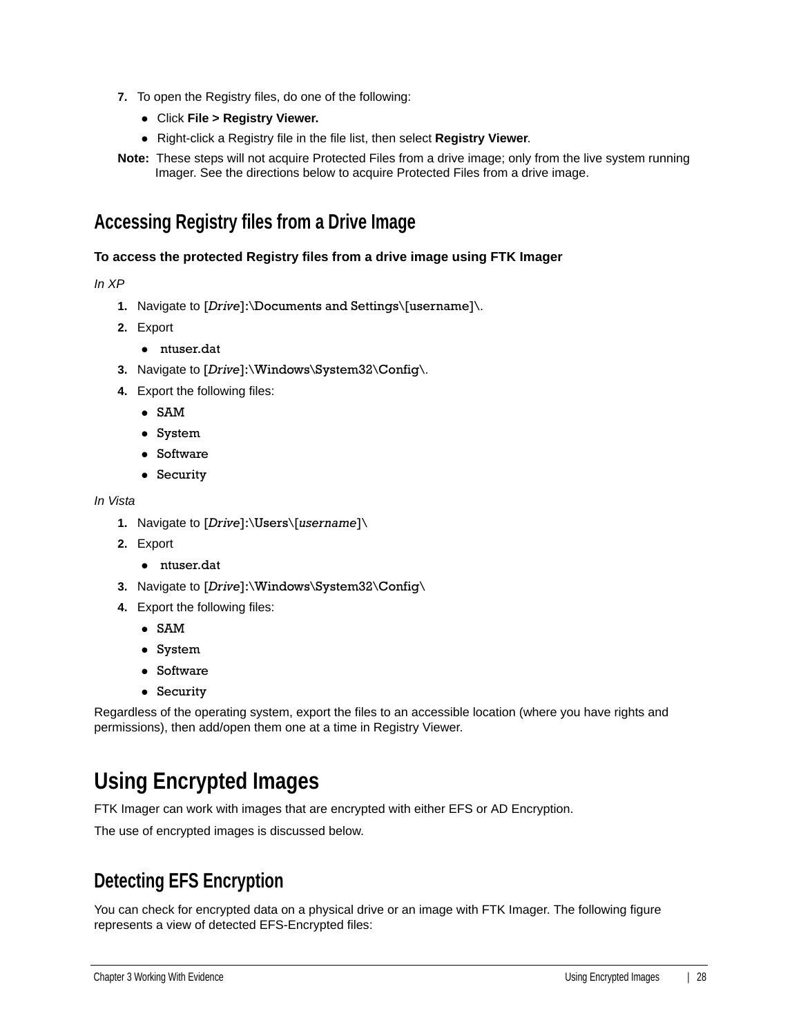7. To open the Registry files, do one of the following:
   - Click **File > Registry Viewer.**
   - Right-click a Registry file in the file list, then select **Registry Viewer**.

**Note:** These steps will not acquire Protected Files from a drive image; only from the live system running Imager. See the directions below to acquire Protected Files from a drive image.

## Accessing Registry files from a Drive Image

**To access the protected Registry files from a drive image using FTK Imager**

*In XP*

1. Navigate to [*Drive*]:\Documents and Settings\[username]\.
2. Export
   - ntuser.dat
3. Navigate to [*Drive*]:\Windows\System32\Config\.
4. Export the following files:
   - SAM
   - System
   - Software
   - Security

*In Vista*

1. Navigate to [*Drive*]:\Users\[*username*]\
2. Export
   - ntuser.dat
3. Navigate to [*Drive*]:\Windows\System32\Config\
4. Export the following files:
   - SAM
   - System
   - Software
   - Security

Regardless of the operating system, export the files to an accessible location (where you have rights and permissions), then add/open them one at a time in Registry Viewer.

# Using Encrypted Images

FTK Imager can work with images that are encrypted with either EFS or AD Encryption.

The use of encrypted images is discussed below.

## Detecting EFS Encryption

You can check for encrypted data on a physical drive or an image with FTK Imager. The following figure represents a view of detected EFS-Encrypted files: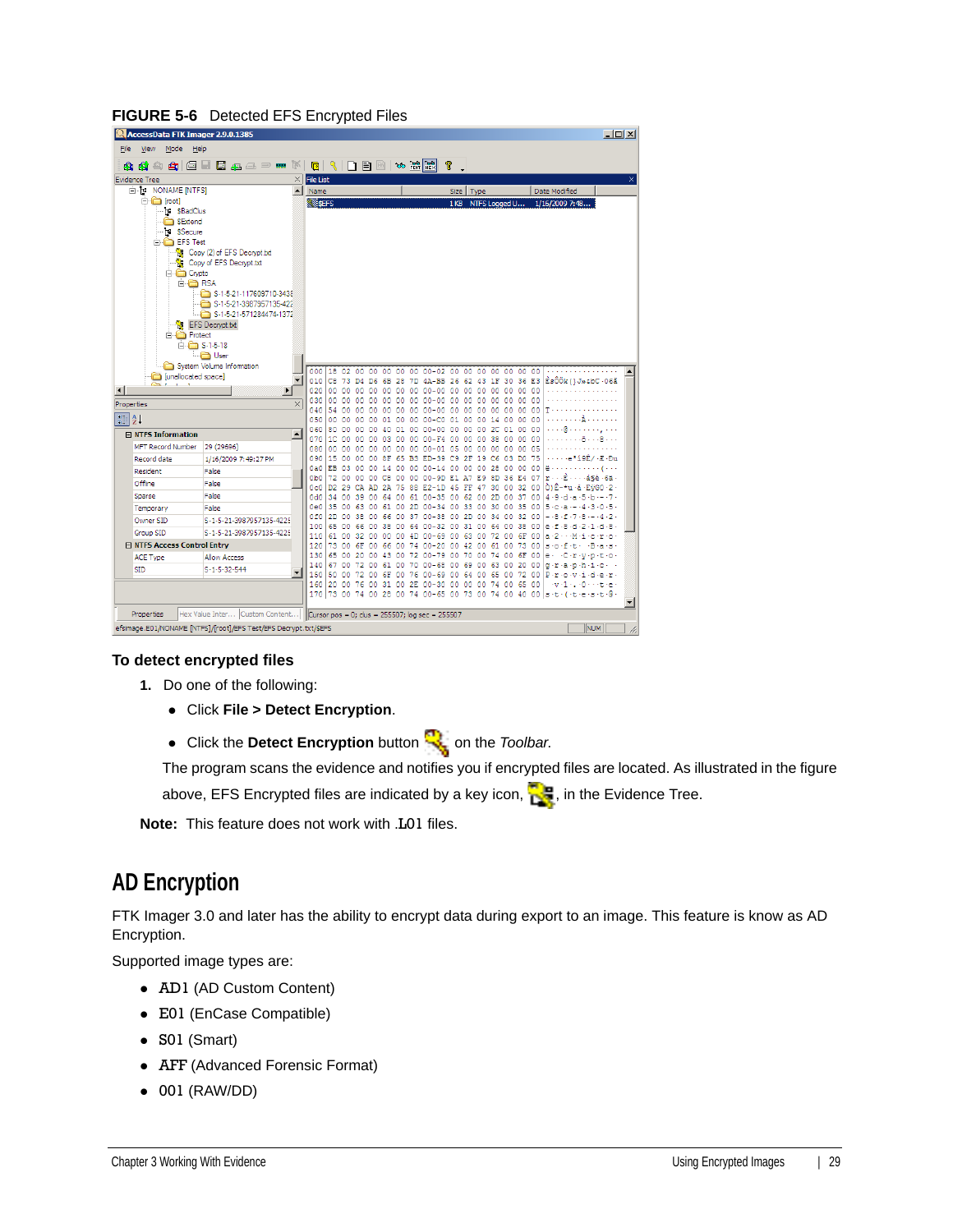**FIGURE 5-6** Detected EFS Encrypted Files

### To detect encrypted files

1. Do one of the following:
   - Click **File > Detect Encryption**.
   - Click the **Detect Encryption** button on the *Toolbar.*

   The program scans the evidence and notifies you if encrypted files are located. As illustrated in the figure above, EFS Encrypted files are indicated by a key icon, , in the Evidence Tree.

**Note:** This feature does not work with .L01 files.

## AD Encryption

FTK Imager 3.0 and later has the ability to encrypt data during export to an image. This feature is know as AD Encryption.

Supported image types are:

- AD1 (AD Custom Content)
- E01 (EnCase Compatible)
- S01 (Smart)
- AFF (Advanced Forensic Format)
- 001 (RAW/DD)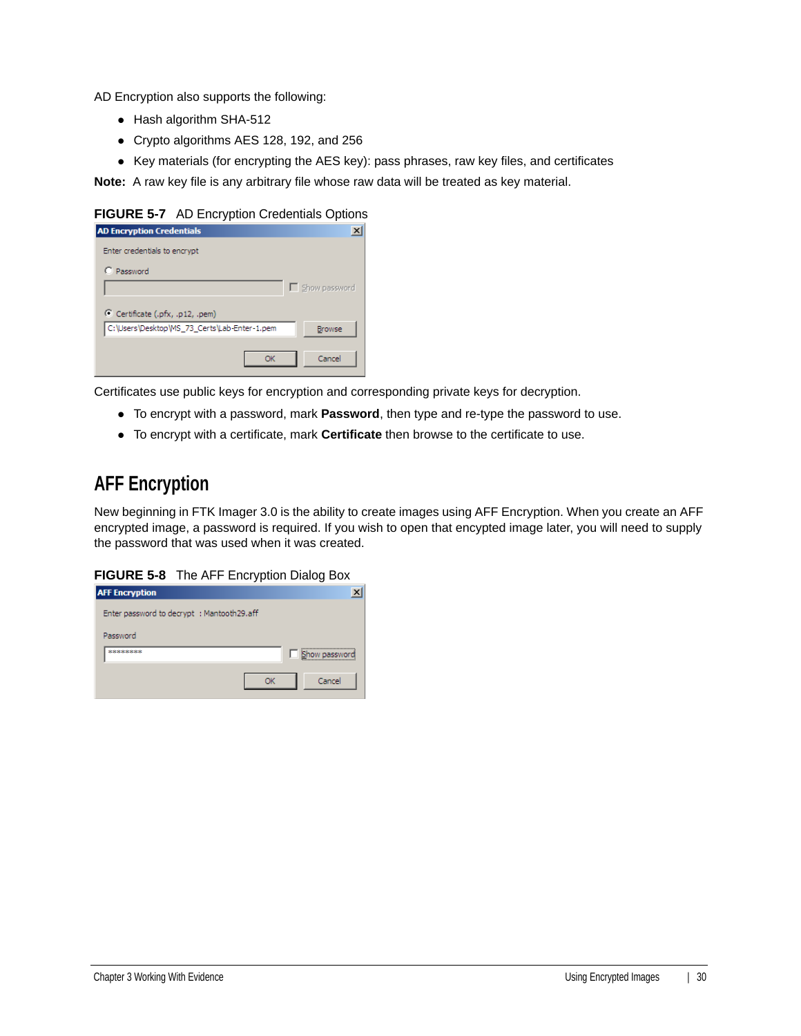AD Encryption also supports the following:

- Hash algorithm SHA-512
- Crypto algorithms AES 128, 192, and 256
- Key materials (for encrypting the AES key): pass phrases, raw key files, and certificates

**Note:** A raw key file is any arbitrary file whose raw data will be treated as key material.

**FIGURE 5-7** AD Encryption Credentials Options

Certificates use public keys for encryption and corresponding private keys for decryption.

- To encrypt with a password, mark **Password**, then type and re-type the password to use.
- To encrypt with a certificate, mark **Certificate** then browse to the certificate to use.

## AFF Encryption

New beginning in FTK Imager 3.0 is the ability to create images using AFF Encryption. When you create an AFF encrypted image, a password is required. If you wish to open that encrypted image later, you will need to supply the password that was used when it was created.

**FIGURE 5-8** The AFF Encryption Dialog Box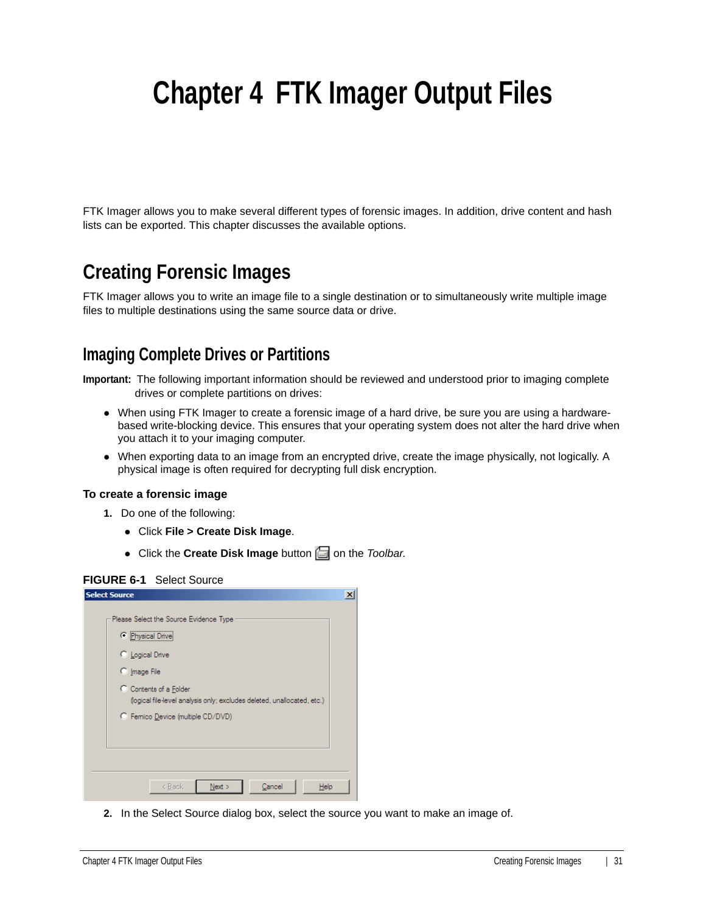# Chapter 4 FTK Imager Output Files

FTK Imager allows you to make several different types of forensic images. In addition, drive content and hash lists can be exported. This chapter discusses the available options.

## Creating Forensic Images

FTK Imager allows you to write an image file to a single destination or to simultaneously write multiple image files to multiple destinations using the same source data or drive.

### Imaging Complete Drives or Partitions

**Important:** The following important information should be reviewed and understood prior to imaging complete drives or complete partitions on drives:

- When using FTK Imager to create a forensic image of a hard drive, be sure you are using a hardware-based write-blocking device. This ensures that your operating system does not alter the hard drive when you attach it to your imaging computer.
- When exporting data to an image from an encrypted drive, create the image physically, not logically. A physical image is often required for decrypting full disk encryption.

**To create a forensic image**

1. Do one of the following:
   - Click **File > Create Disk Image**.
   - Click the **Create Disk Image** button on the *Toolbar.*

**FIGURE 6-1** Select Source

2. In the Select Source dialog box, select the source you want to make an image of.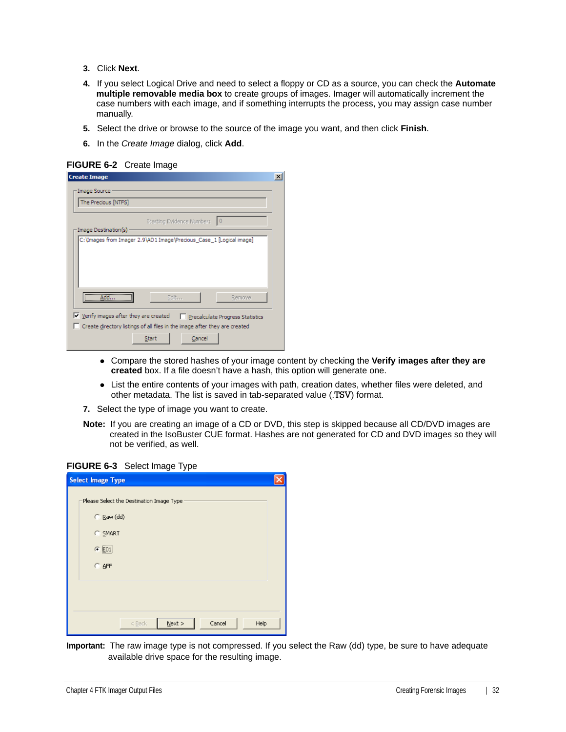3. Click **Next**.
4. If you select Logical Drive and need to select a floppy or CD as a source, you can check the **Automate multiple removable media box** to create groups of images. Imager will automatically increment the case numbers with each image, and if something interrupts the process, you may assign case number manually.
5. Select the drive or browse to the source of the image you want, and then click **Finish**.
6. In the *Create Image* dialog, click **Add**.

**FIGURE 6-2** Create Image

- Compare the stored hashes of your image content by checking the **Verify images after they are created** box. If a file doesn't have a hash, this option will generate one.
- List the entire contents of your images with path, creation dates, whether files were deleted, and other metadata. The list is saved in tab-separated value (.TSV) format.

7. Select the type of image you want to create.

**Note:** If you are creating an image of a CD or DVD, this step is skipped because all CD/DVD images are created in the IsoBuster CUE format. Hashes are not generated for CD and DVD images so they will not be verified, as well.

**FIGURE 6-3** Select Image Type

**Important:** The raw image type is not compressed. If you select the Raw (dd) type, be sure to have adequate available drive space for the resulting image.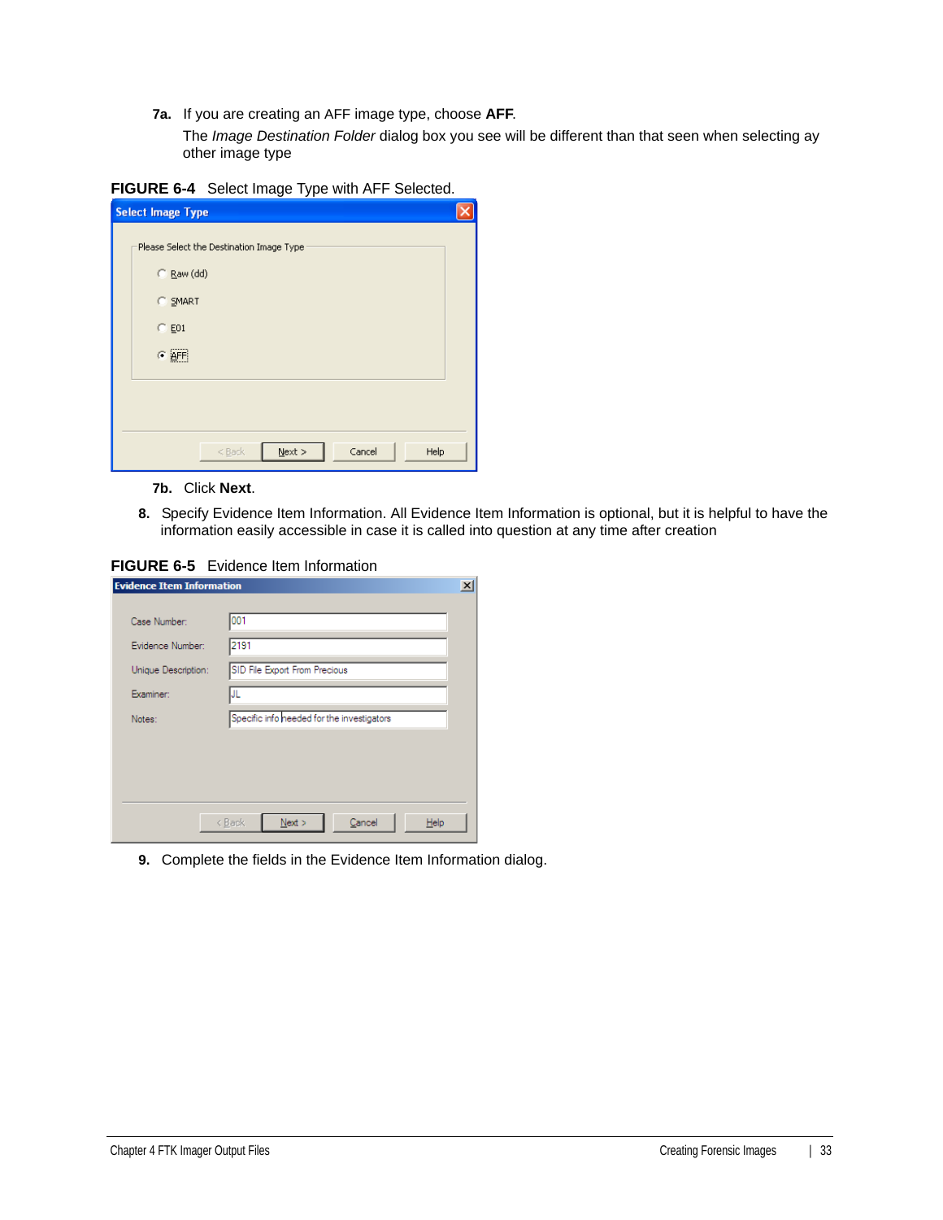**7a.** If you are creating an AFF image type, choose **AFF**.

The *Image Destination Folder* dialog box you see will be different than that seen when selecting ay other image type

**FIGURE 6-4** Select Image Type with AFF Selected.

**7b.** Click **Next**.

**8.** Specify Evidence Item Information. All Evidence Item Information is optional, but it is helpful to have the information easily accessible in case it is called into question at any time after creation

**FIGURE 6-5** Evidence Item Information

**9.** Complete the fields in the Evidence Item Information dialog.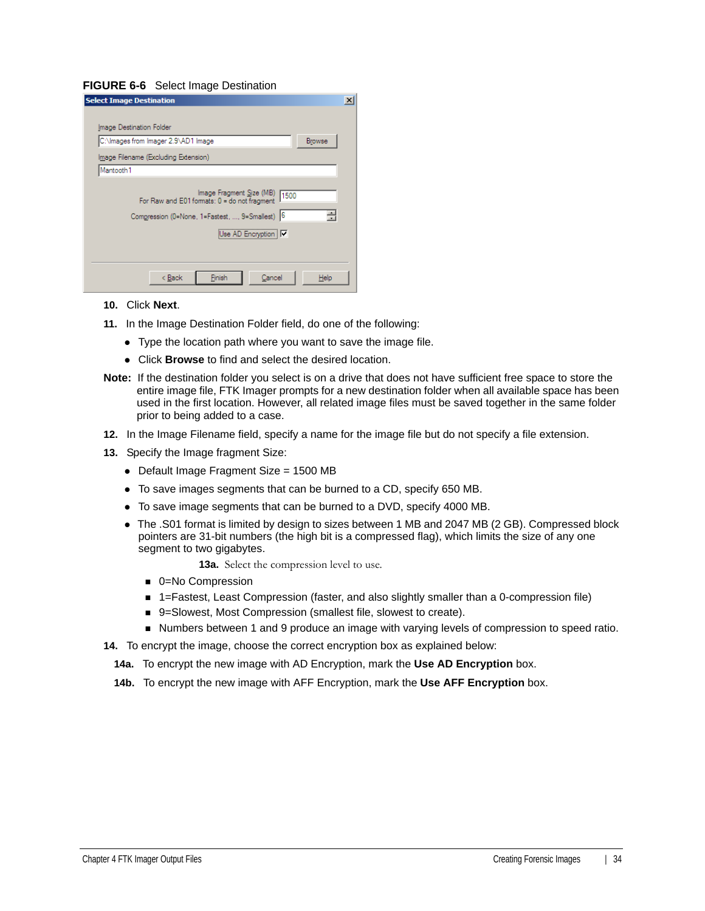**FIGURE 6-6** Select Image Destination

10. Click **Next**.
11. In the Image Destination Folder field, do one of the following:
    - Type the location path where you want to save the image file.
    - Click **Browse** to find and select the desired location.

**Note:** If the destination folder you select is on a drive that does not have sufficient free space to store the entire image file, FTK Imager prompts for a new destination folder when all available space has been used in the first location. However, all related image files must be saved together in the same folder prior to being added to a case.

12. In the Image Filename field, specify a name for the image file but do not specify a file extension.
13. Specify the Image fragment Size:
    - Default Image Fragment Size = 1500 MB
    - To save images segments that can be burned to a CD, specify 650 MB.
    - To save image segments that can be burned to a DVD, specify 4000 MB.
    - The .S01 format is limited by design to sizes between 1 MB and 2047 MB (2 GB). Compressed block pointers are 31-bit numbers (the high bit is a compressed flag), which limits the size of any one segment to two gigabytes.

    **13a.** Select the compression level to use.

    - 0=No Compression
    - 1=Fastest, Least Compression (faster, and also slightly smaller than a 0-compression file)
    - 9=Slowest, Most Compression (smallest file, slowest to create).
    - Numbers between 1 and 9 produce an image with varying levels of compression to speed ratio.
14. To encrypt the image, choose the correct encryption box as explained below:

    **14a.** To encrypt the new image with AD Encryption, mark the **Use AD Encryption** box.

    **14b.** To encrypt the new image with AFF Encryption, mark the **Use AFF Encryption** box.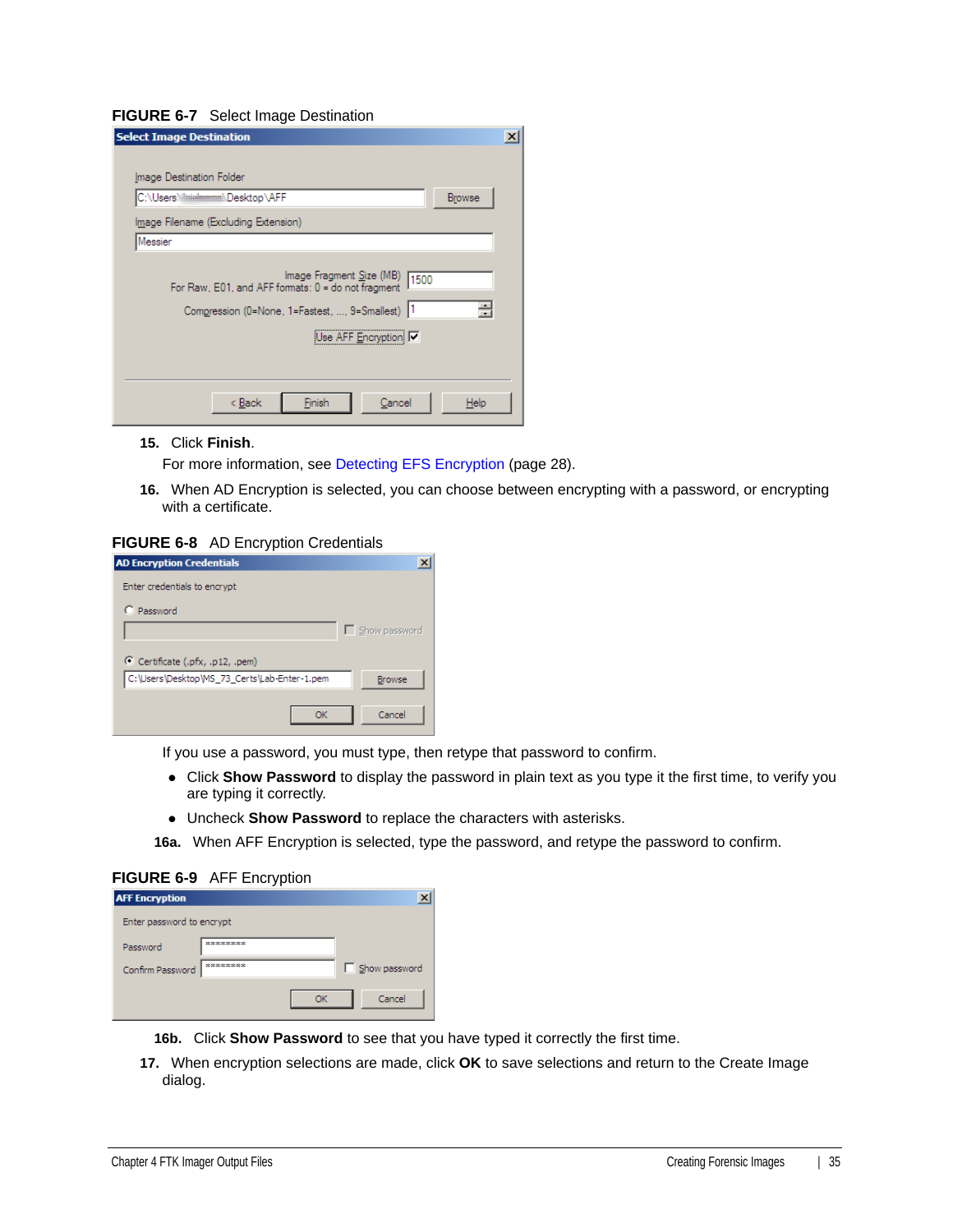**FIGURE 6-7** Select Image Destination

15. Click **Finish**.

 For more information, see Detecting EFS Encryption (page 28).

16. When AD Encryption is selected, you can choose between encrypting with a password, or encrypting with a certificate.

**FIGURE 6-8** AD Encryption Credentials

If you use a password, you must type, then retype that password to confirm.

- Click **Show Password** to display the password in plain text as you type it the first time, to verify you are typing it correctly.
- Uncheck **Show Password** to replace the characters with asterisks.

**16a.** When AFF Encryption is selected, type the password, and retype the password to confirm.

**FIGURE 6-9** AFF Encryption

**16b.** Click **Show Password** to see that you have typed it correctly the first time.

17. When encryption selections are made, click **OK** to save selections and return to the Create Image dialog.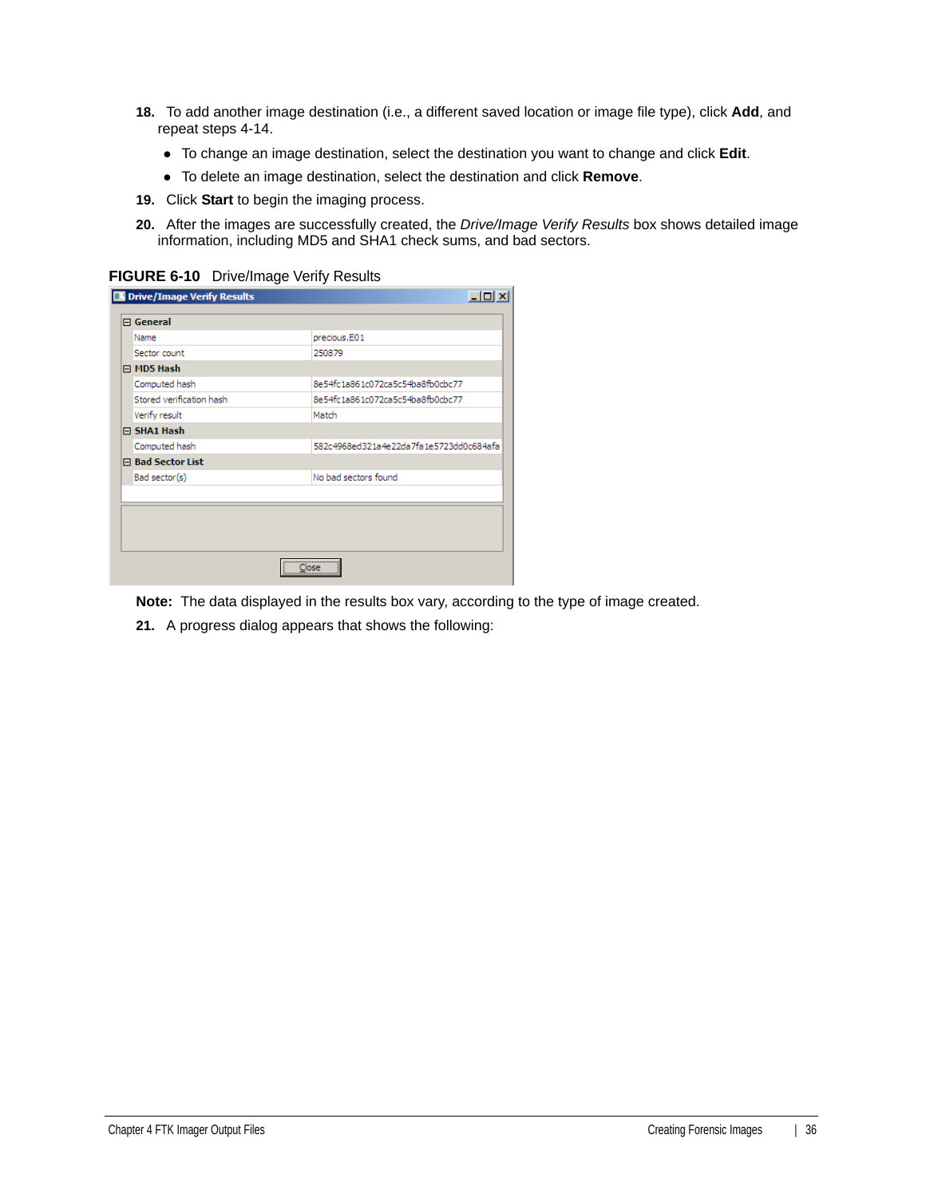18. To add another image destination (i.e., a different saved location or image file type), click **Add**, and repeat steps 4-14.
    - To change an image destination, select the destination you want to change and click **Edit**.
    - To delete an image destination, select the destination and click **Remove**.
19. Click **Start** to begin the imaging process.
20. After the images are successfully created, the *Drive/Image Verify Results* box shows detailed image information, including MD5 and SHA1 check sums, and bad sectors.

**FIGURE 6-10** Drive/Image Verify Results

**Drive/Image Verify Results**

| | |
|---|---|
| **General** | |
| Name | precious.E01 |
| Sector count | 250879 |
| **MD5 Hash** | |
| Computed hash | 8e54fc1a861c072ca5c54ba8fb0cbc77 |
| Stored verification hash | 8e54fc1a861c072ca5c54ba8fb0cbc77 |
| Verify result | Match |
| **SHA1 Hash** | |
| Computed hash | 582c4968ed321a4e22da7fa1e5723dd0c684afa |
| **Bad Sector List** | |
| Bad sector(s) | No bad sectors found |

Close

**Note:** The data displayed in the results box vary, according to the type of image created.

21. A progress dialog appears that shows the following: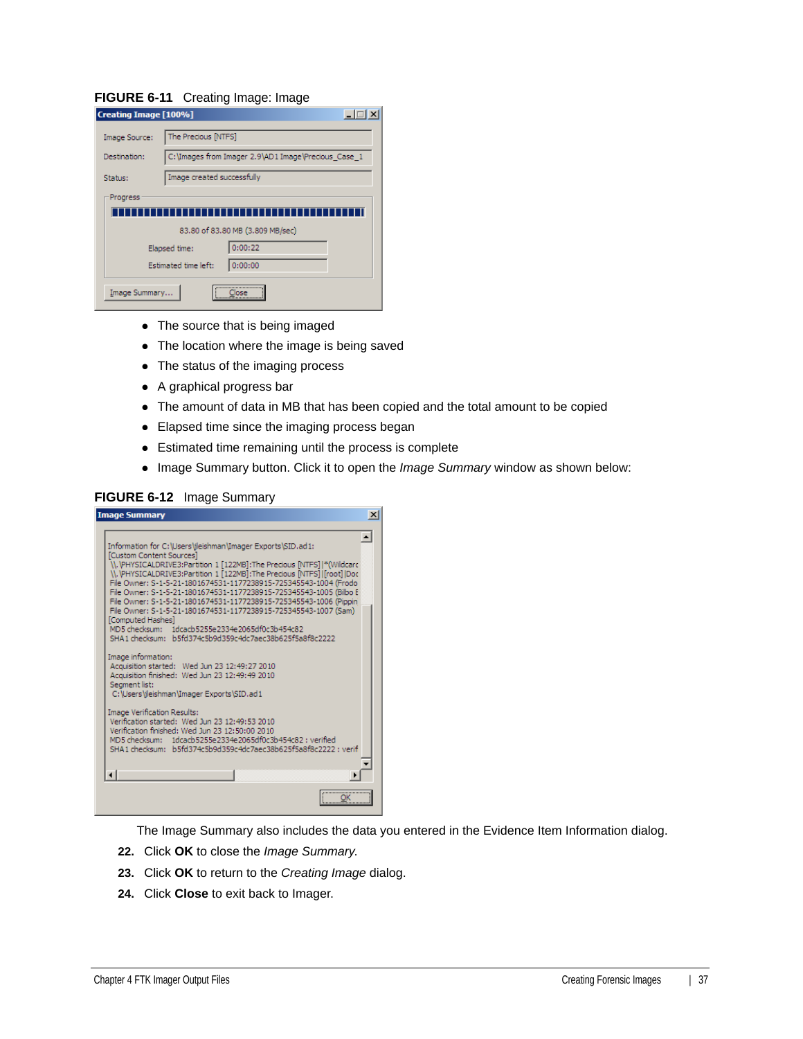**FIGURE 6-11** Creating Image: Image

- The source that is being imaged
- The location where the image is being saved
- The status of the imaging process
- A graphical progress bar
- The amount of data in MB that has been copied and the total amount to be copied
- Elapsed time since the imaging process began
- Estimated time remaining until the process is complete
- Image Summary button. Click it to open the *Image Summary* window as shown below:

**FIGURE 6-12** Image Summary

The Image Summary also includes the data you entered in the Evidence Item Information dialog.

22. Click **OK** to close the *Image Summary.*
23. Click **OK** to return to the *Creating Image* dialog.
24. Click **Close** to exit back to Imager.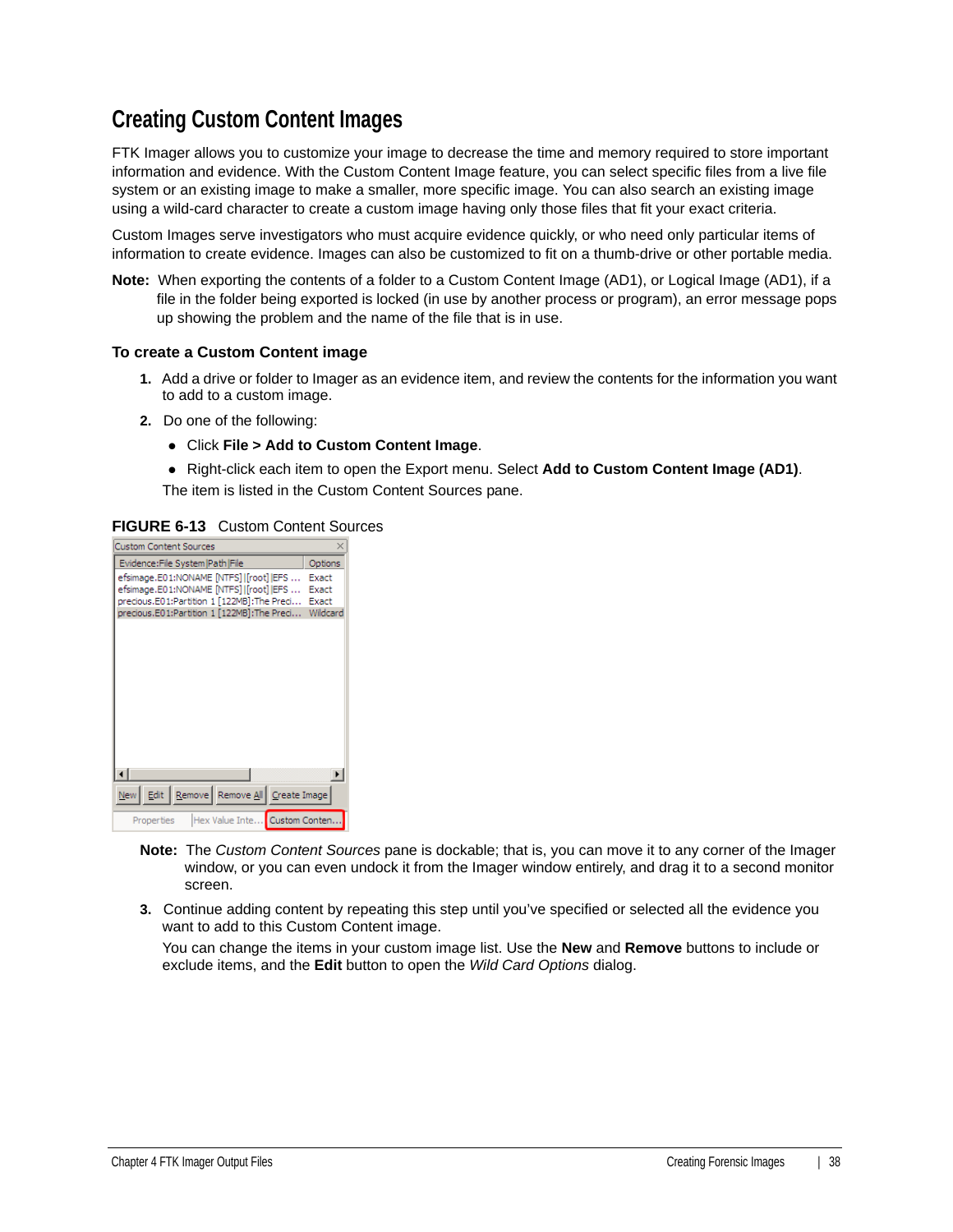# Creating Custom Content Images

FTK Imager allows you to customize your image to decrease the time and memory required to store important information and evidence. With the Custom Content Image feature, you can select specific files from a live file system or an existing image to make a smaller, more specific image. You can also search an existing image using a wild-card character to create a custom image having only those files that fit your exact criteria.

Custom Images serve investigators who must acquire evidence quickly, or who need only particular items of information to create evidence. Images can also be customized to fit on a thumb-drive or other portable media.

**Note:** When exporting the contents of a folder to a Custom Content Image (AD1), or Logical Image (AD1), if a file in the folder being exported is locked (in use by another process or program), an error message pops up showing the problem and the name of the file that is in use.

### To create a Custom Content image

1. Add a drive or folder to Imager as an evidence item, and review the contents for the information you want to add to a custom image.
2. Do one of the following:
   - Click **File > Add to Custom Content Image**.
   - Right-click each item to open the Export menu. Select **Add to Custom Content Image (AD1)**.

   The item is listed in the Custom Content Sources pane.

**FIGURE 6-13** Custom Content Sources

**Note:** The *Custom Content Sources* pane is dockable; that is, you can move it to any corner of the Imager window, or you can even undock it from the Imager window entirely, and drag it to a second monitor screen.

3. Continue adding content by repeating this step until you've specified or selected all the evidence you want to add to this Custom Content image.

   You can change the items in your custom image list. Use the **New** and **Remove** buttons to include or exclude items, and the **Edit** button to open the *Wild Card Options* dialog.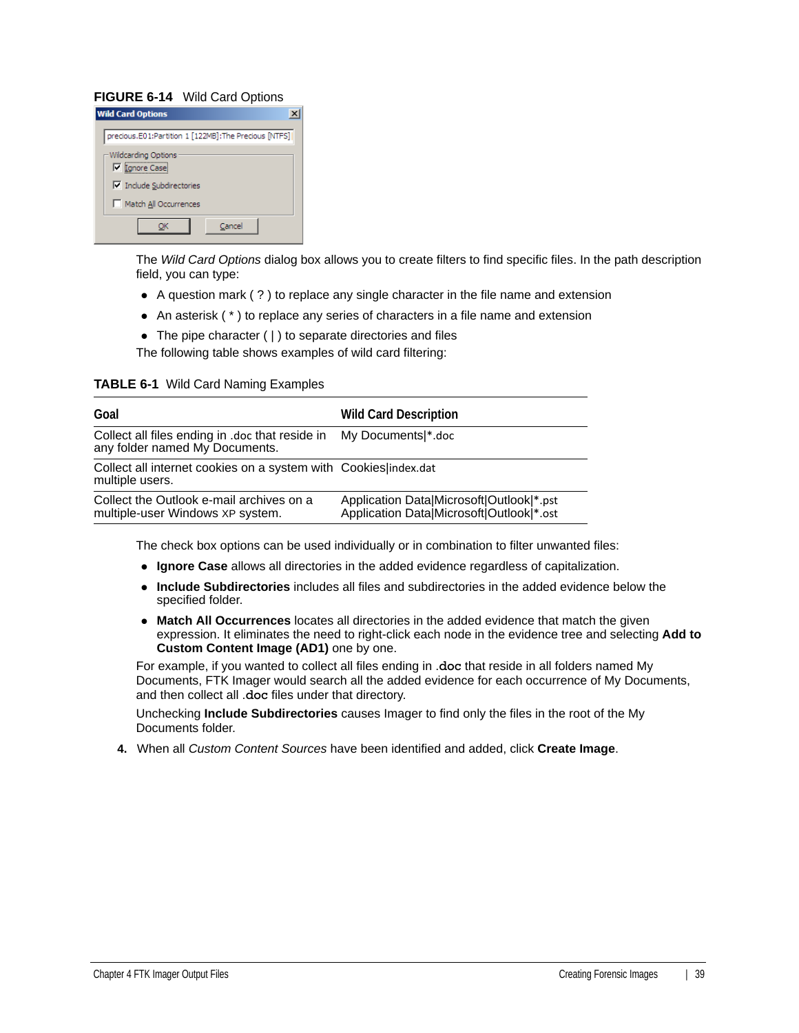**FIGURE 6-14** Wild Card Options

The *Wild Card Options* dialog box allows you to create filters to find specific files. In the path description field, you can type:

- A question mark ( ? ) to replace any single character in the file name and extension
- An asterisk ( * ) to replace any series of characters in a file name and extension
- The pipe character ( | ) to separate directories and files

The following table shows examples of wild card filtering:

**TABLE 6-1** Wild Card Naming Examples

| Goal | Wild Card Description |
|---|---|
| Collect all files ending in .doc that reside in any folder named My Documents. | My Documents\|*.doc |
| Collect all internet cookies on a system with multiple users. | Cookies\|index.dat |
| Collect the Outlook e-mail archives on a multiple-user Windows XP system. | Application Data\|Microsoft\|Outlook\|*.pst<br>Application Data\|Microsoft\|Outlook\|*.ost |

The check box options can be used individually or in combination to filter unwanted files:

- **Ignore Case** allows all directories in the added evidence regardless of capitalization.
- **Include Subdirectories** includes all files and subdirectories in the added evidence below the specified folder.
- **Match All Occurrences** locates all directories in the added evidence that match the given expression. It eliminates the need to right-click each node in the evidence tree and selecting **Add to Custom Content Image (AD1)** one by one.

For example, if you wanted to collect all files ending in .doc that reside in all folders named My Documents, FTK Imager would search all the added evidence for each occurrence of My Documents, and then collect all .doc files under that directory.

Unchecking **Include Subdirectories** causes Imager to find only the files in the root of the My Documents folder.

4. When all *Custom Content Sources* have been identified and added, click **Create Image**.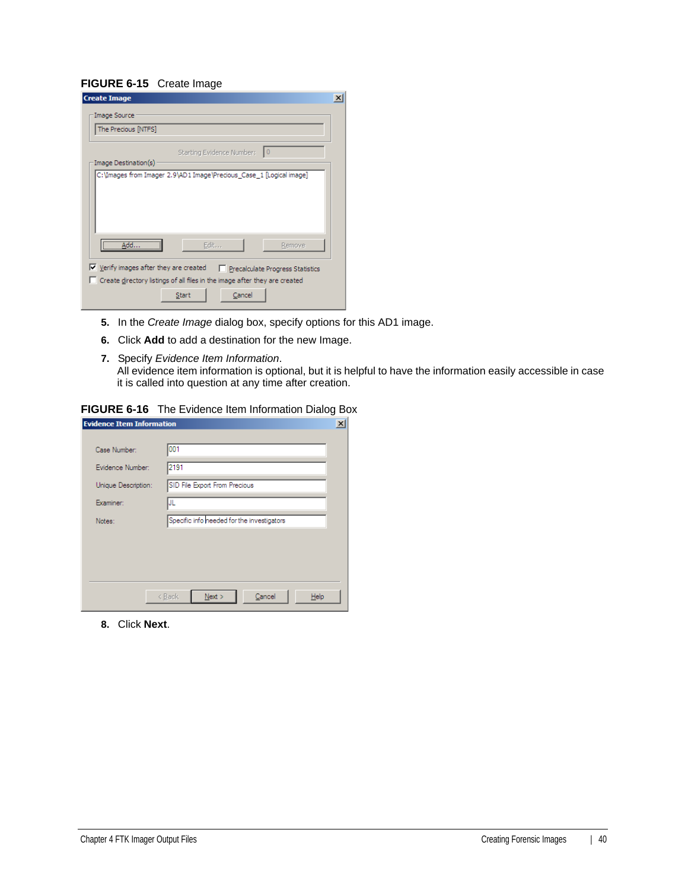**FIGURE 6-15** Create Image

5. In the *Create Image* dialog box, specify options for this AD1 image.
6. Click **Add** to add a destination for the new Image.
7. Specify *Evidence Item Information*.
   All evidence item information is optional, but it is helpful to have the information easily accessible in case it is called into question at any time after creation.

**FIGURE 6-16** The Evidence Item Information Dialog Box

8. Click **Next**.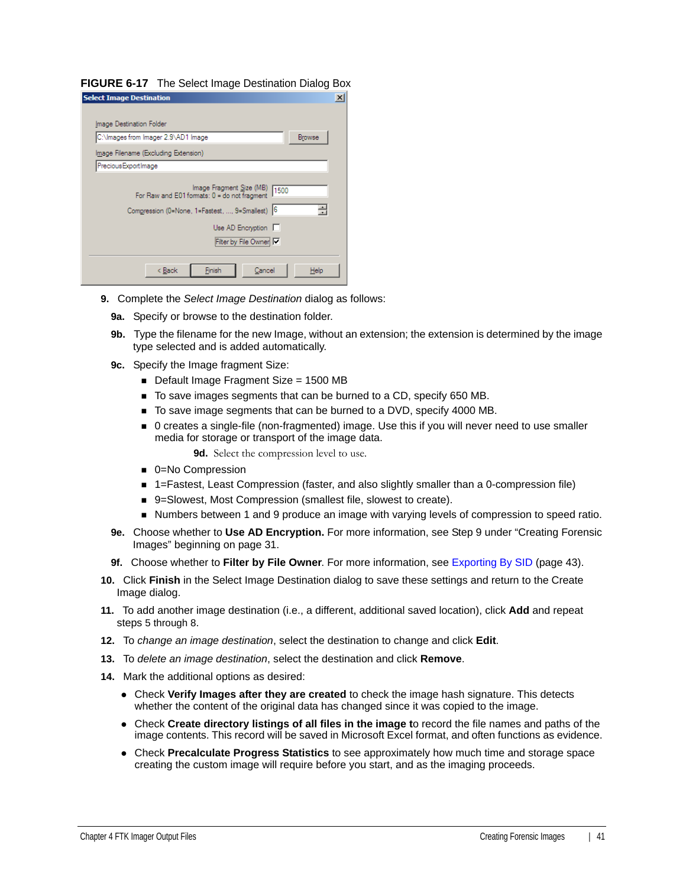**FIGURE 6-17** The Select Image Destination Dialog Box

9. Complete the *Select Image Destination* dialog as follows:

   **9a.** Specify or browse to the destination folder.

   **9b.** Type the filename for the new Image, without an extension; the extension is determined by the image type selected and is added automatically.

   **9c.** Specify the Image fragment Size:

   - Default Image Fragment Size = 1500 MB
   - To save images segments that can be burned to a CD, specify 650 MB.
   - To save image segments that can be burned to a DVD, specify 4000 MB.
   - 0 creates a single-file (non-fragmented) image. Use this if you will never need to use smaller media for storage or transport of the image data.

   **9d.** Select the compression level to use.

   - 0=No Compression
   - 1=Fastest, Least Compression (faster, and also slightly smaller than a 0-compression file)
   - 9=Slowest, Most Compression (smallest file, slowest to create).
   - Numbers between 1 and 9 produce an image with varying levels of compression to speed ratio.

   **9e.** Choose whether to **Use AD Encryption.** For more information, see Step 9 under "Creating Forensic Images" beginning on page 31.

   **9f.** Choose whether to **Filter by File Owner**. For more information, see Exporting By SID (page 43).

10. Click **Finish** in the Select Image Destination dialog to save these settings and return to the Create Image dialog.

11. To add another image destination (i.e., a different, additional saved location), click **Add** and repeat steps 5 through 8.

12. To *change an image destination*, select the destination to change and click **Edit**.

13. To *delete an image destination*, select the destination and click **Remove**.

14. Mark the additional options as desired:

    - Check **Verify Images after they are created** to check the image hash signature. This detects whether the content of the original data has changed since it was copied to the image.
    - Check **Create directory listings of all files in the image t**o record the file names and paths of the image contents. This record will be saved in Microsoft Excel format, and often functions as evidence.
    - Check **Precalculate Progress Statistics** to see approximately how much time and storage space creating the custom image will require before you start, and as the imaging proceeds.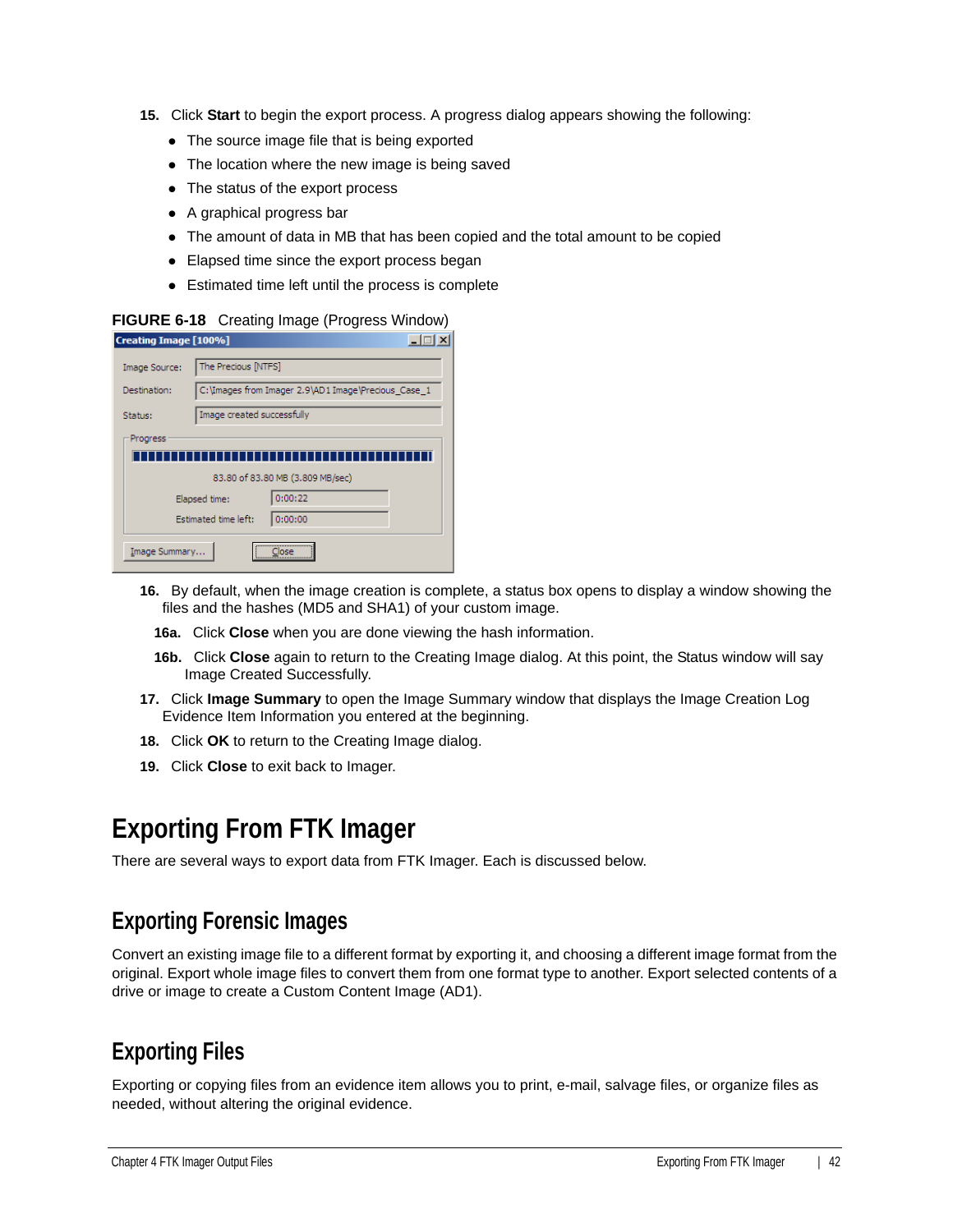15. Click **Start** to begin the export process. A progress dialog appears showing the following:
    - The source image file that is being exported
    - The location where the new image is being saved
    - The status of the export process
    - A graphical progress bar
    - The amount of data in MB that has been copied and the total amount to be copied
    - Elapsed time since the export process began
    - Estimated time left until the process is complete

**FIGURE 6-18** Creating Image (Progress Window)

16. By default, when the image creation is complete, a status box opens to display a window showing the files and the hashes (MD5 and SHA1) of your custom image.

    **16a.** Click **Close** when you are done viewing the hash information.

    **16b.** Click **Close** again to return to the Creating Image dialog. At this point, the Status window will say Image Created Successfully.

17. Click **Image Summary** to open the Image Summary window that displays the Image Creation Log Evidence Item Information you entered at the beginning.
18. Click **OK** to return to the Creating Image dialog.
19. Click **Close** to exit back to Imager.

# Exporting From FTK Imager

There are several ways to export data from FTK Imager. Each is discussed below.

## Exporting Forensic Images

Convert an existing image file to a different format by exporting it, and choosing a different image format from the original. Export whole image files to convert them from one format type to another. Export selected contents of a drive or image to create a Custom Content Image (AD1).

## Exporting Files

Exporting or copying files from an evidence item allows you to print, e-mail, salvage files, or organize files as needed, without altering the original evidence.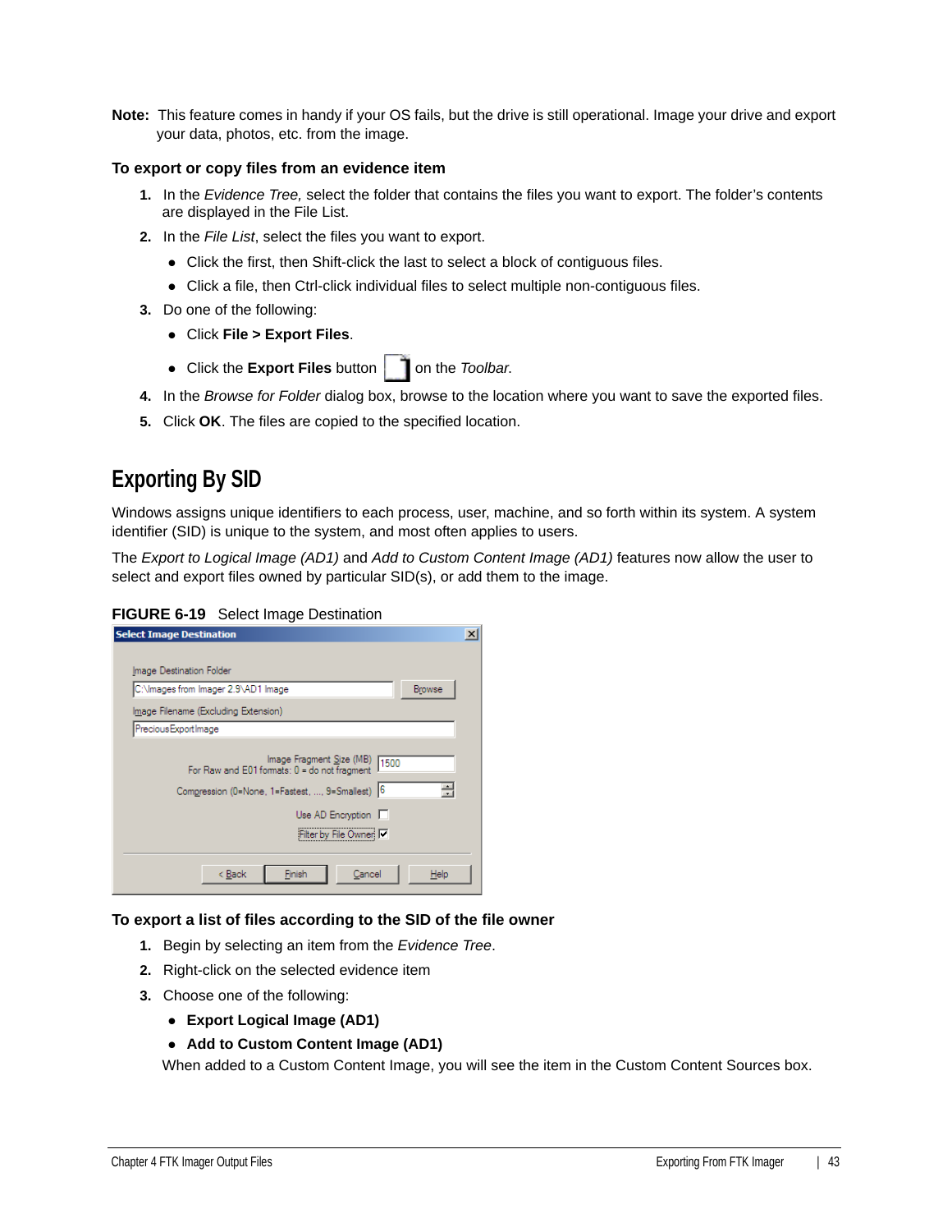**Note:** This feature comes in handy if your OS fails, but the drive is still operational. Image your drive and export your data, photos, etc. from the image.

### To export or copy files from an evidence item

1. In the *Evidence Tree,* select the folder that contains the files you want to export. The folder's contents are displayed in the File List.
2. In the *File List*, select the files you want to export.
    - Click the first, then Shift-click the last to select a block of contiguous files.
    - Click a file, then Ctrl-click individual files to select multiple non-contiguous files.
3. Do one of the following:
    - Click **File > Export Files**.
    - Click the **Export Files** button on the *Toolbar.*
4. In the *Browse for Folder* dialog box, browse to the location where you want to save the exported files.
5. Click **OK**. The files are copied to the specified location.

## Exporting By SID

Windows assigns unique identifiers to each process, user, machine, and so forth within its system. A system identifier (SID) is unique to the system, and most often applies to users.

The *Export to Logical Image (AD1)* and *Add to Custom Content Image (AD1)* features now allow the user to select and export files owned by particular SID(s), or add them to the image.

**FIGURE 6-19** Select Image Destination

### To export a list of files according to the SID of the file owner

1. Begin by selecting an item from the *Evidence Tree*.
2. Right-click on the selected evidence item
3. Choose one of the following:
    - **Export Logical Image (AD1)**
    - **Add to Custom Content Image (AD1)**

   When added to a Custom Content Image, you will see the item in the Custom Content Sources box.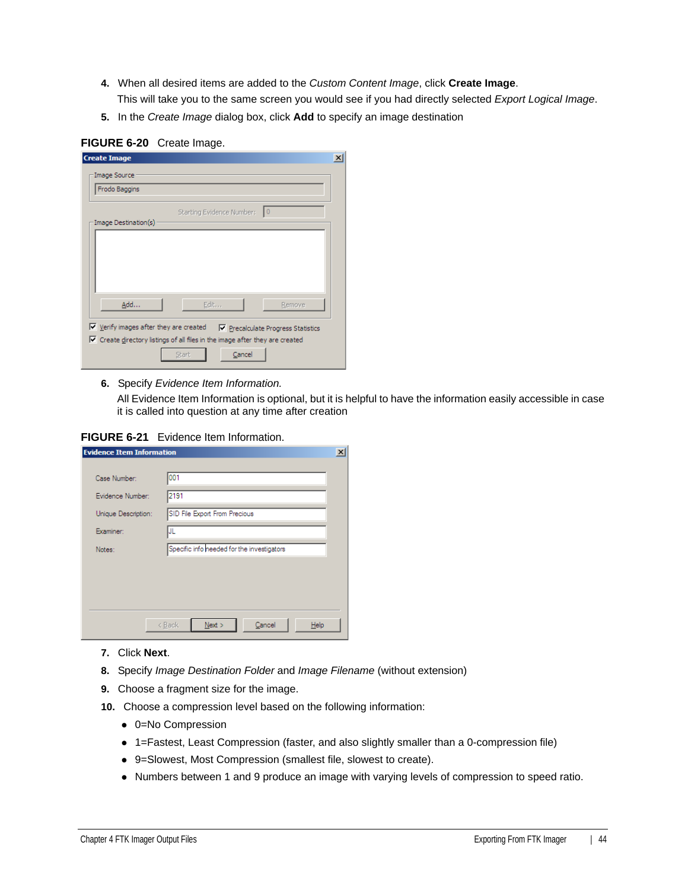4. When all desired items are added to the *Custom Content Image*, click **Create Image**.
   This will take you to the same screen you would see if you had directly selected *Export Logical Image*.
5. In the *Create Image* dialog box, click **Add** to specify an image destination

**FIGURE 6-20** Create Image.

6. Specify *Evidence Item Information.*
   All Evidence Item Information is optional, but it is helpful to have the information easily accessible in case it is called into question at any time after creation

**FIGURE 6-21** Evidence Item Information.

7. Click **Next**.
8. Specify *Image Destination Folder* and *Image Filename* (without extension)
9. Choose a fragment size for the image.
10. Choose a compression level based on the following information:
    - 0=No Compression
    - 1=Fastest, Least Compression (faster, and also slightly smaller than a 0-compression file)
    - 9=Slowest, Most Compression (smallest file, slowest to create).
    - Numbers between 1 and 9 produce an image with varying levels of compression to speed ratio.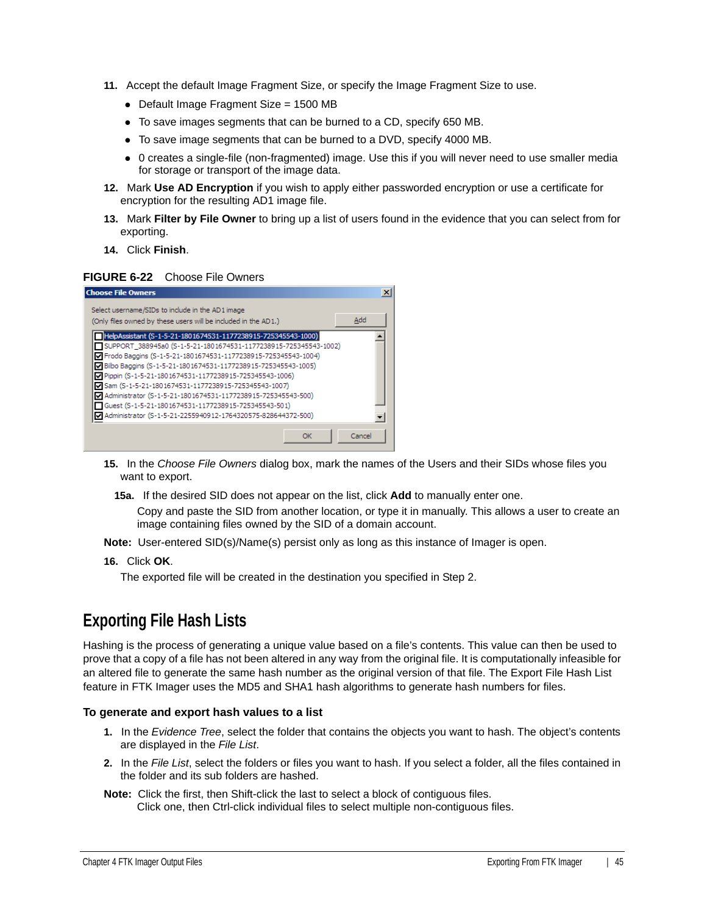11. Accept the default Image Fragment Size, or specify the Image Fragment Size to use.
    - Default Image Fragment Size = 1500 MB
    - To save images segments that can be burned to a CD, specify 650 MB.
    - To save image segments that can be burned to a DVD, specify 4000 MB.
    - 0 creates a single-file (non-fragmented) image. Use this if you will never need to use smaller media for storage or transport of the image data.
12. Mark **Use AD Encryption** if you wish to apply either passworded encryption or use a certificate for encryption for the resulting AD1 image file.
13. Mark **Filter by File Owner** to bring up a list of users found in the evidence that you can select from for exporting.
14. Click **Finish**.

**FIGURE 6-22** Choose File Owners

15. In the *Choose File Owners* dialog box, mark the names of the Users and their SIDs whose files you want to export.

    **15a.** If the desired SID does not appear on the list, click **Add** to manually enter one.

    Copy and paste the SID from another location, or type it in manually. This allows a user to create an image containing files owned by the SID of a domain account.

**Note:** User-entered SID(s)/Name(s) persist only as long as this instance of Imager is open.

16. Click **OK**.

    The exported file will be created in the destination you specified in Step 2.

# Exporting File Hash Lists

Hashing is the process of generating a unique value based on a file's contents. This value can then be used to prove that a copy of a file has not been altered in any way from the original file. It is computationally infeasible for an altered file to generate the same hash number as the original version of that file. The Export File Hash List feature in FTK Imager uses the MD5 and SHA1 hash algorithms to generate hash numbers for files.

### To generate and export hash values to a list

1. In the *Evidence Tree*, select the folder that contains the objects you want to hash. The object's contents are displayed in the *File List*.
2. In the *File List*, select the folders or files you want to hash. If you select a folder, all the files contained in the folder and its sub folders are hashed.

**Note:** Click the first, then Shift-click the last to select a block of contiguous files.
Click one, then Ctrl-click individual files to select multiple non-contiguous files.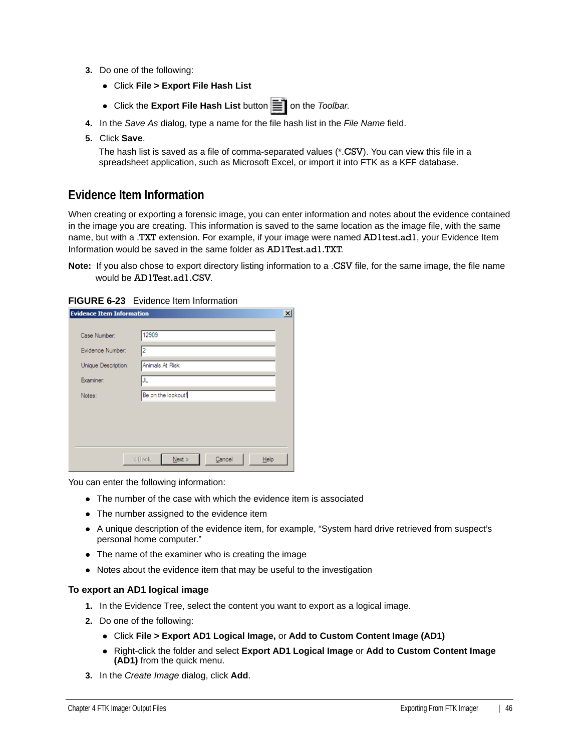3. Do one of the following:
   - Click **File > Export File Hash List**
   - Click the **Export File Hash List** button on the *Toolbar*.
4. In the *Save As* dialog, type a name for the file hash list in the *File Name* field.
5. Click **Save**.

   The hash list is saved as a file of comma-separated values (*.CSV). You can view this file in a spreadsheet application, such as Microsoft Excel, or import it into FTK as a KFF database.

## Evidence Item Information

When creating or exporting a forensic image, you can enter information and notes about the evidence contained in the image you are creating. This information is saved to the same location as the image file, with the same name, but with a .TXT extension. For example, if your image were named AD1test.ad1, your Evidence Item Information would be saved in the same folder as AD1Test.ad1.TXT.

**Note:** If you also chose to export directory listing information to a .CSV file, for the same image, the file name would be AD1Test.ad1.CSV.

**FIGURE 6-23** Evidence Item Information

You can enter the following information:

- The number of the case with which the evidence item is associated
- The number assigned to the evidence item
- A unique description of the evidence item, for example, "System hard drive retrieved from suspect's personal home computer."
- The name of the examiner who is creating the image
- Notes about the evidence item that may be useful to the investigation

### To export an AD1 logical image

1. In the Evidence Tree, select the content you want to export as a logical image.
2. Do one of the following:
   - Click **File > Export AD1 Logical Image,** or **Add to Custom Content Image (AD1)**
   - Right-click the folder and select **Export AD1 Logical Image** or **Add to Custom Content Image (AD1)** from the quick menu.
3. In the *Create Image* dialog, click **Add**.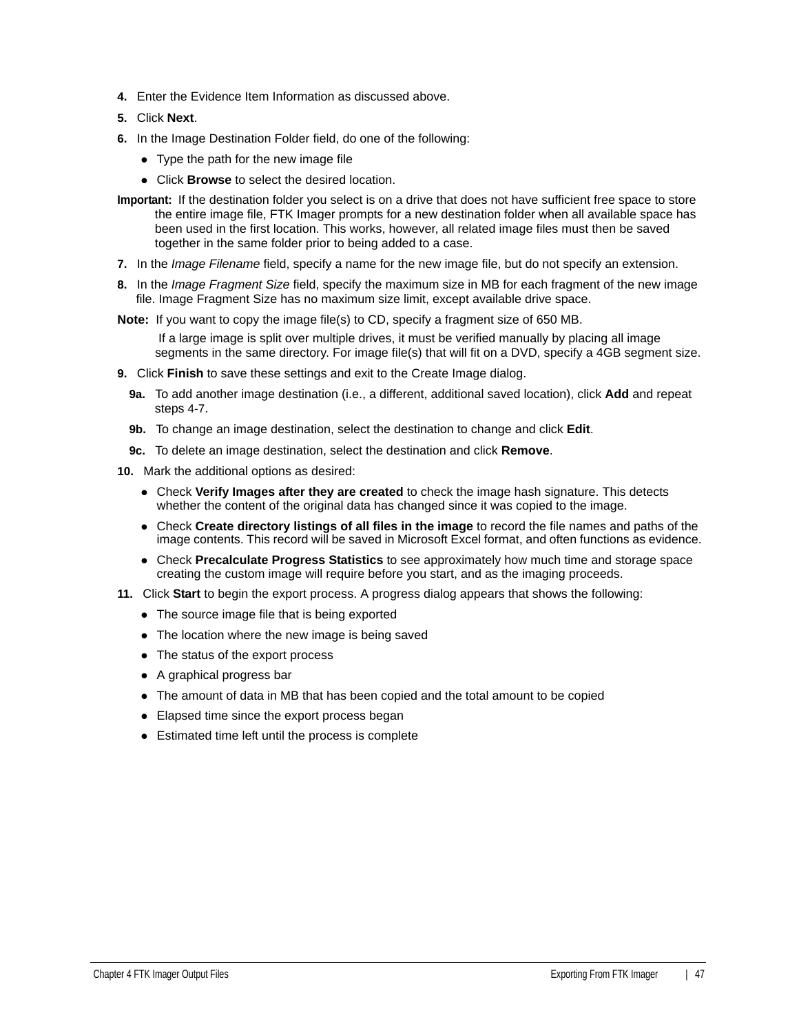4. Enter the Evidence Item Information as discussed above.
5. Click **Next**.
6. In the Image Destination Folder field, do one of the following:
   - Type the path for the new image file
   - Click **Browse** to select the desired location.

**Important:** If the destination folder you select is on a drive that does not have sufficient free space to store the entire image file, FTK Imager prompts for a new destination folder when all available space has been used in the first location. This works, however, all related image files must then be saved together in the same folder prior to being added to a case.

7. In the *Image Filename* field, specify a name for the new image file, but do not specify an extension.
8. In the *Image Fragment Size* field, specify the maximum size in MB for each fragment of the new image file. Image Fragment Size has no maximum size limit, except available drive space.

**Note:** If you want to copy the image file(s) to CD, specify a fragment size of 650 MB.

If a large image is split over multiple drives, it must be verified manually by placing all image segments in the same directory. For image file(s) that will fit on a DVD, specify a 4GB segment size.

9. Click **Finish** to save these settings and exit to the Create Image dialog.
   - **9a.** To add another image destination (i.e., a different, additional saved location), click **Add** and repeat steps 4-7.
   - **9b.** To change an image destination, select the destination to change and click **Edit**.
   - **9c.** To delete an image destination, select the destination and click **Remove**.
10. Mark the additional options as desired:
    - Check **Verify Images after they are created** to check the image hash signature. This detects whether the content of the original data has changed since it was copied to the image.
    - Check **Create directory listings of all files in the image** to record the file names and paths of the image contents. This record will be saved in Microsoft Excel format, and often functions as evidence.
    - Check **Precalculate Progress Statistics** to see approximately how much time and storage space creating the custom image will require before you start, and as the imaging proceeds.
11. Click **Start** to begin the export process. A progress dialog appears that shows the following:
    - The source image file that is being exported
    - The location where the new image is being saved
    - The status of the export process
    - A graphical progress bar
    - The amount of data in MB that has been copied and the total amount to be copied
    - Elapsed time since the export process began
    - Estimated time left until the process is complete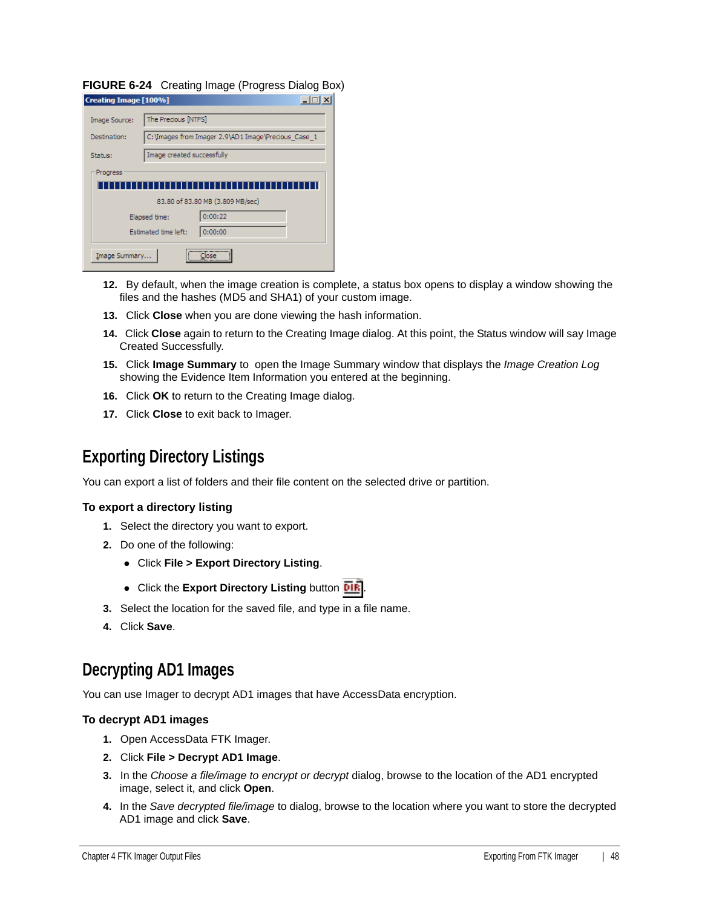**FIGURE 6-24** Creating Image (Progress Dialog Box)

12. By default, when the image creation is complete, a status box opens to display a window showing the files and the hashes (MD5 and SHA1) of your custom image.
13. Click **Close** when you are done viewing the hash information.
14. Click **Close** again to return to the Creating Image dialog. At this point, the Status window will say Image Created Successfully.
15. Click **Image Summary** to open the Image Summary window that displays the *Image Creation Log* showing the Evidence Item Information you entered at the beginning.
16. Click **OK** to return to the Creating Image dialog.
17. Click **Close** to exit back to Imager.

## Exporting Directory Listings

You can export a list of folders and their file content on the selected drive or partition.

### To export a directory listing

1. Select the directory you want to export.
2. Do one of the following:
   - Click **File > Export Directory Listing**.
   - Click the **Export Directory Listing** button.
3. Select the location for the saved file, and type in a file name.
4. Click **Save**.

## Decrypting AD1 Images

You can use Imager to decrypt AD1 images that have AccessData encryption.

### To decrypt AD1 images

1. Open AccessData FTK Imager.
2. Click **File > Decrypt AD1 Image**.
3. In the *Choose a file/image to encrypt or decrypt* dialog, browse to the location of the AD1 encrypted image, select it, and click **Open**.
4. In the *Save decrypted file/image* to dialog, browse to the location where you want to store the decrypted AD1 image and click **Save**.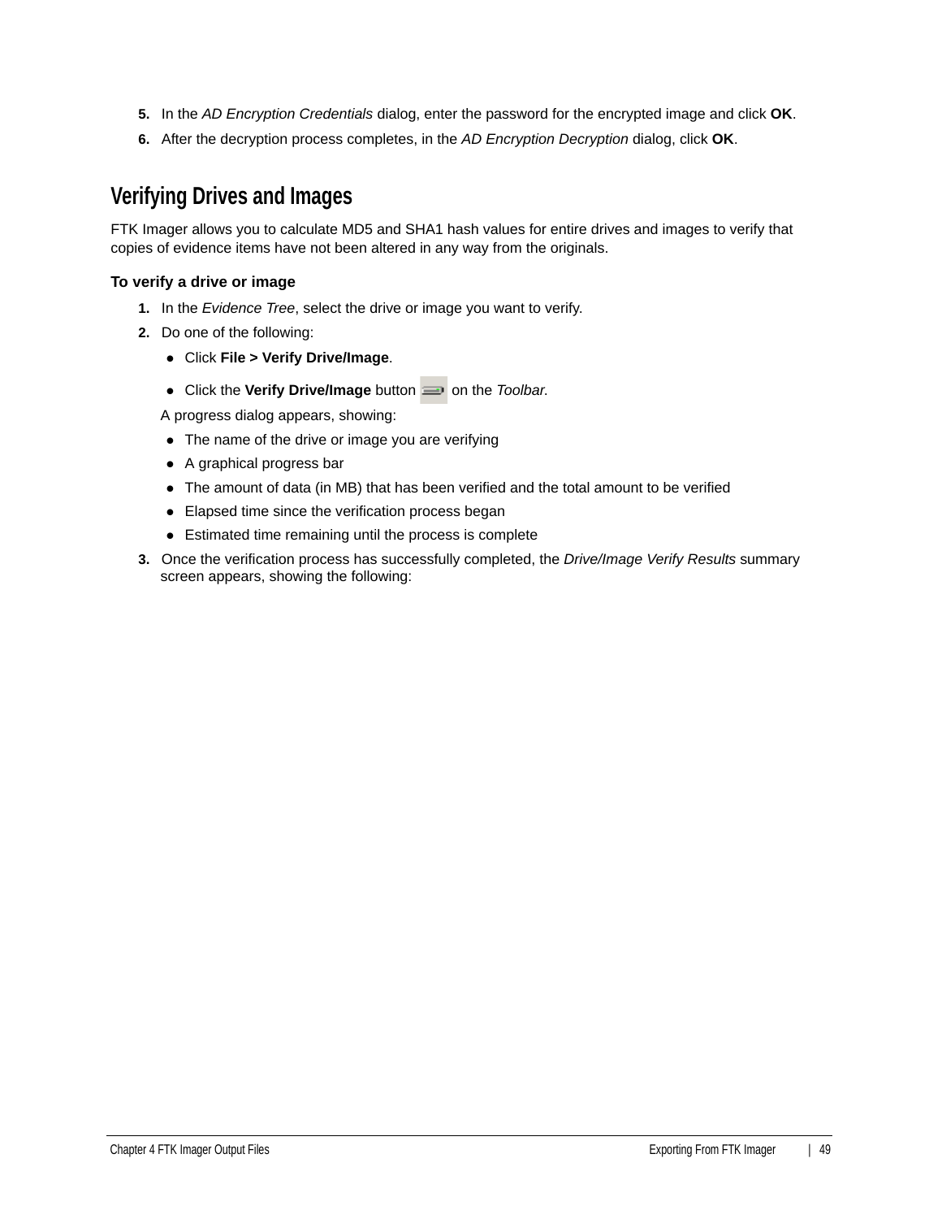5. In the *AD Encryption Credentials* dialog, enter the password for the encrypted image and click **OK**.
6. After the decryption process completes, in the *AD Encryption Decryption* dialog, click **OK**.

## Verifying Drives and Images

FTK Imager allows you to calculate MD5 and SHA1 hash values for entire drives and images to verify that copies of evidence items have not been altered in any way from the originals.

**To verify a drive or image**

1. In the *Evidence Tree*, select the drive or image you want to verify.
2. Do one of the following:
   - Click **File > Verify Drive/Image**.
   - Click the **Verify Drive/Image** button on the *Toolbar*.

   A progress dialog appears, showing:
   - The name of the drive or image you are verifying
   - A graphical progress bar
   - The amount of data (in MB) that has been verified and the total amount to be verified
   - Elapsed time since the verification process began
   - Estimated time remaining until the process is complete
3. Once the verification process has successfully completed, the *Drive/Image Verify Results* summary screen appears, showing the following: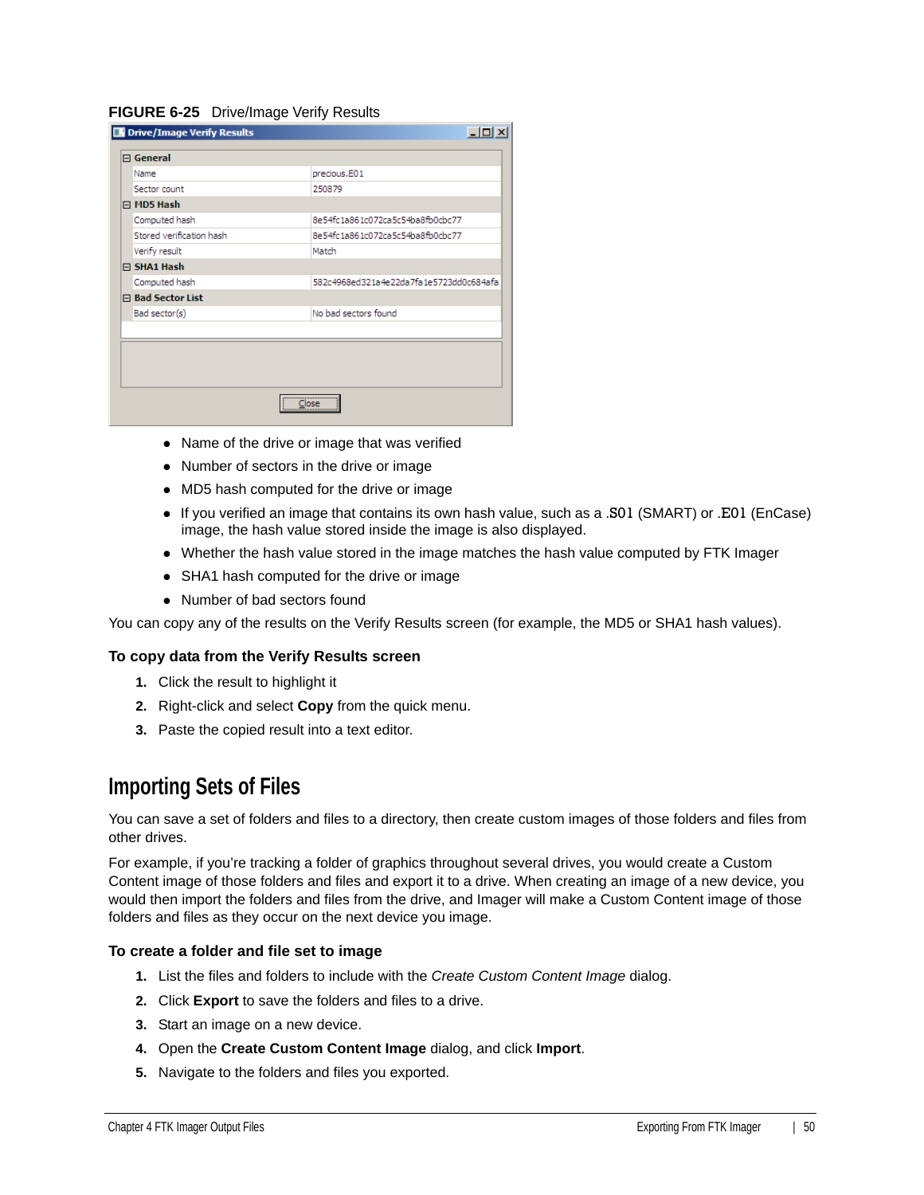**FIGURE 6-25** Drive/Image Verify Results

- Name of the drive or image that was verified
- Number of sectors in the drive or image
- MD5 hash computed for the drive or image
- If you verified an image that contains its own hash value, such as a .S01 (SMART) or .E01 (EnCase) image, the hash value stored inside the image is also displayed.
- Whether the hash value stored in the image matches the hash value computed by FTK Imager
- SHA1 hash computed for the drive or image
- Number of bad sectors found

You can copy any of the results on the Verify Results screen (for example, the MD5 or SHA1 hash values).

### To copy data from the Verify Results screen

1. Click the result to highlight it
2. Right-click and select **Copy** from the quick menu.
3. Paste the copied result into a text editor.

## Importing Sets of Files

You can save a set of folders and files to a directory, then create custom images of those folders and files from other drives.

For example, if you're tracking a folder of graphics throughout several drives, you would create a Custom Content image of those folders and files and export it to a drive. When creating an image of a new device, you would then import the folders and files from the drive, and Imager will make a Custom Content image of those folders and files as they occur on the next device you image.

### To create a folder and file set to image

1. List the files and folders to include with the *Create Custom Content Image* dialog.
2. Click **Export** to save the folders and files to a drive.
3. Start an image on a new device.
4. Open the **Create Custom Content Image** dialog, and click **Import**.
5. Navigate to the folders and files you exported.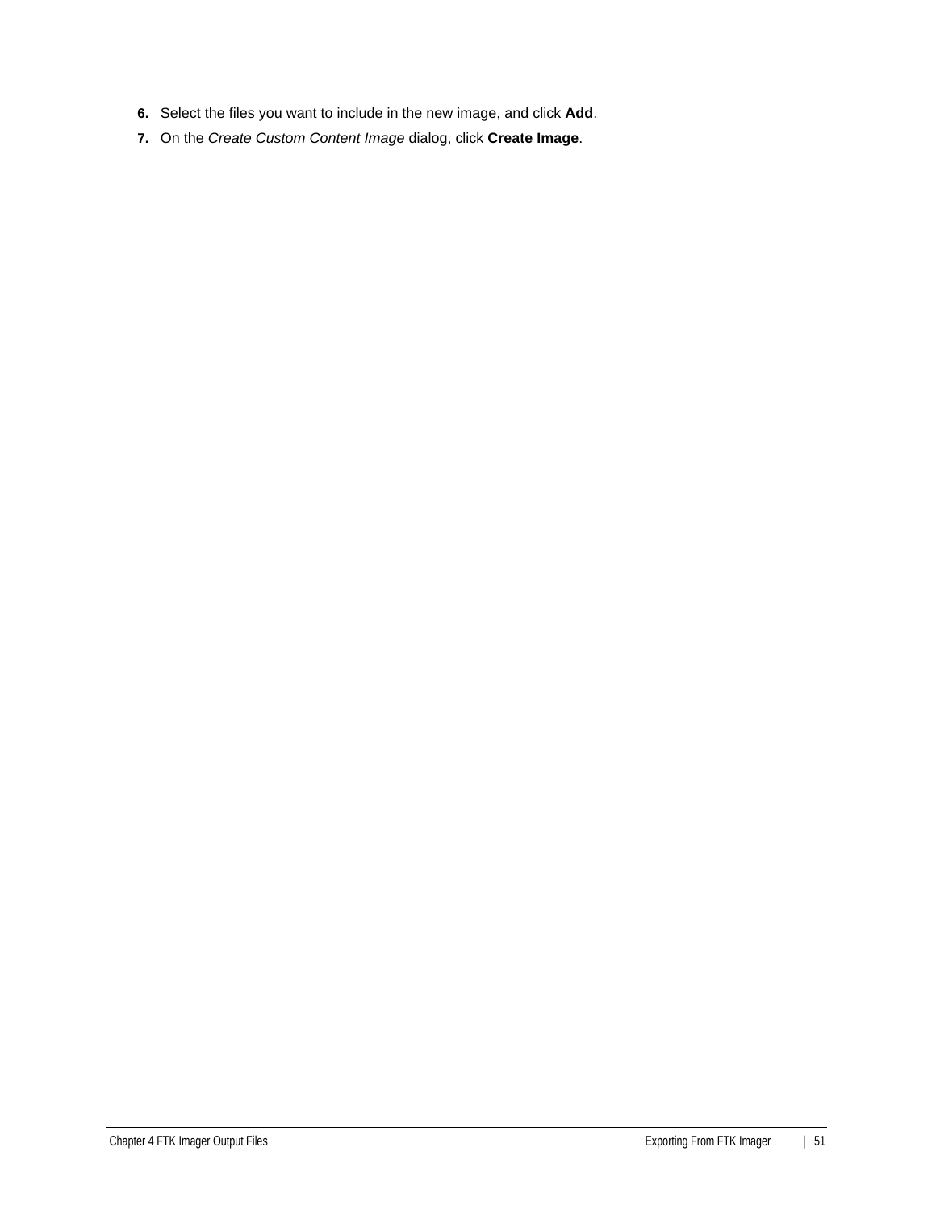6. Select the files you want to include in the new image, and click **Add**.
7. On the *Create Custom Content Image* dialog, click **Create Image**.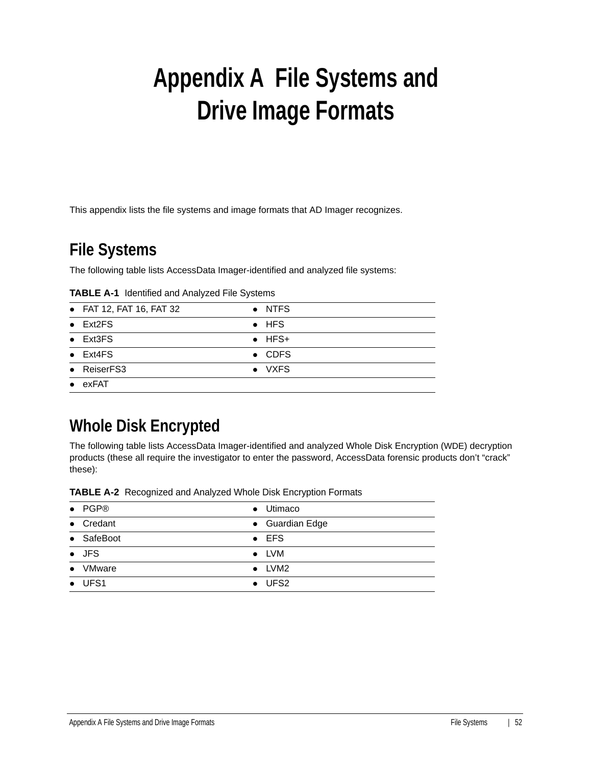# Appendix A File Systems and Drive Image Formats

This appendix lists the file systems and image formats that AD Imager recognizes.

## File Systems

The following table lists AccessData Imager-identified and analyzed file systems:

**TABLE A-1** Identified and Analyzed File Systems

| | |
|---|---|
| ● FAT 12, FAT 16, FAT 32 | ● NTFS |
| ● Ext2FS | ● HFS |
| ● Ext3FS | ● HFS+ |
| ● Ext4FS | ● CDFS |
| ● ReiserFS3 | ● VXFS |
| ● exFAT | |

## Whole Disk Encrypted

The following table lists AccessData Imager-identified and analyzed Whole Disk Encryption (WDE) decryption products (these all require the investigator to enter the password, AccessData forensic products don't "crack" these):

**TABLE A-2** Recognized and Analyzed Whole Disk Encryption Formats

| | |
|---|---|
| ● PGP® | ● Utimaco |
| ● Credant | ● Guardian Edge |
| ● SafeBoot | ● EFS |
| ● JFS | ● LVM |
| ● VMware | ● LVM2 |
| ● UFS1 | ● UFS2 |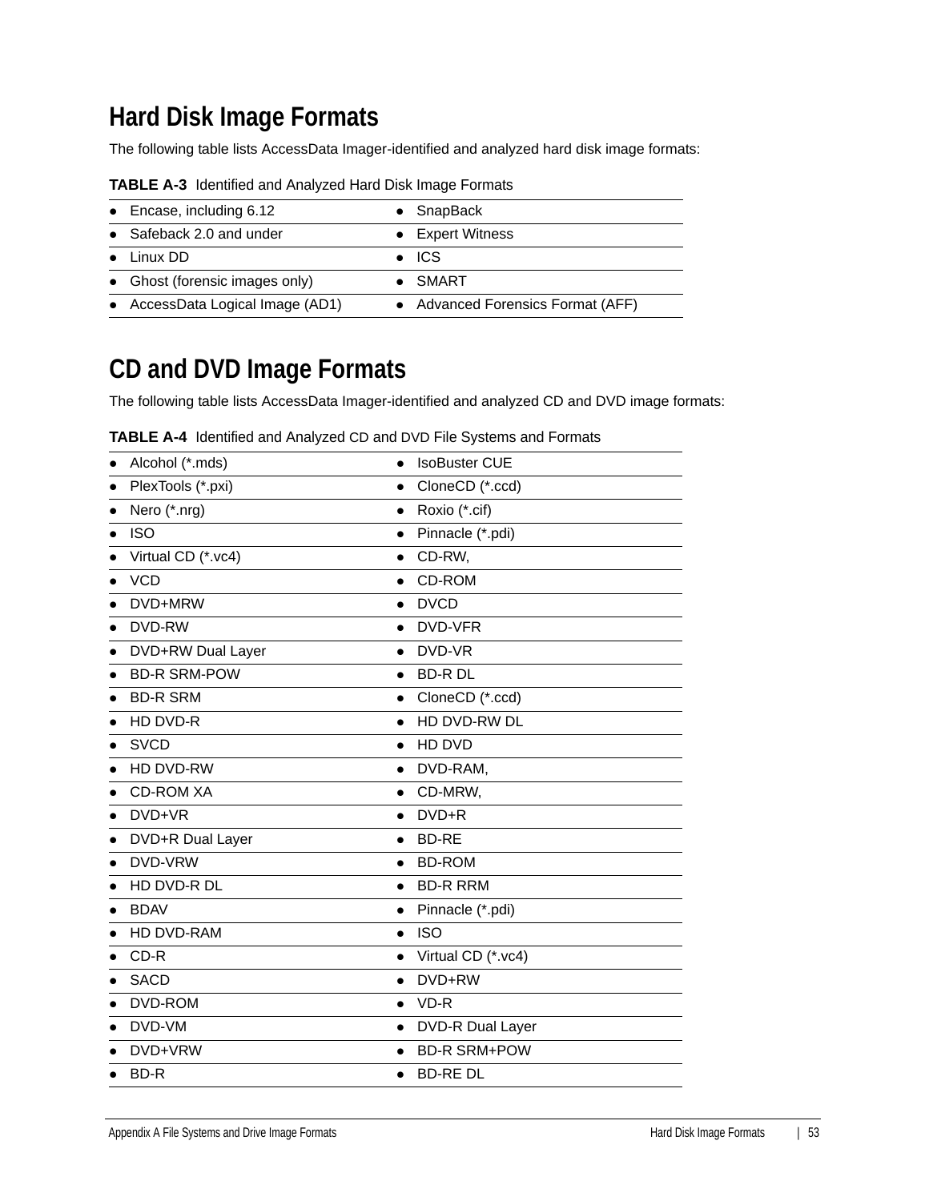## Hard Disk Image Formats

The following table lists AccessData Imager-identified and analyzed hard disk image formats:

**TABLE A-3** Identified and Analyzed Hard Disk Image Formats

| | |
|---|---|
| ● Encase, including 6.12 | ● SnapBack |
| ● Safeback 2.0 and under | ● Expert Witness |
| ● Linux DD | ● ICS |
| ● Ghost (forensic images only) | ● SMART |
| ● AccessData Logical Image (AD1) | ● Advanced Forensics Format (AFF) |

## CD and DVD Image Formats

The following table lists AccessData Imager-identified and analyzed CD and DVD image formats:

**TABLE A-4** Identified and Analyzed CD and DVD File Systems and Formats

| | |
|---|---|
| ● Alcohol (*.mds) | ● IsoBuster CUE |
| ● PlexTools (*.pxi) | ● CloneCD (*.ccd) |
| ● Nero (*.nrg) | ● Roxio (*.cif) |
| ● ISO | ● Pinnacle (*.pdi) |
| ● Virtual CD (*.vc4) | ● CD-RW, |
| ● VCD | ● CD-ROM |
| ● DVD+MRW | ● DVCD |
| ● DVD-RW | ● DVD-VFR |
| ● DVD+RW Dual Layer | ● DVD-VR |
| ● BD-R SRM-POW | ● BD-R DL |
| ● BD-R SRM | ● CloneCD (*.ccd) |
| ● HD DVD-R | ● HD DVD-RW DL |
| ● SVCD | ● HD DVD |
| ● HD DVD-RW | ● DVD-RAM, |
| ● CD-ROM XA | ● CD-MRW, |
| ● DVD+VR | ● DVD+R |
| ● DVD+R Dual Layer | ● BD-RE |
| ● DVD-VRW | ● BD-ROM |
| ● HD DVD-R DL | ● BD-R RRM |
| ● BDAV | ● Pinnacle (*.pdi) |
| ● HD DVD-RAM | ● ISO |
| ● CD-R | ● Virtual CD (*.vc4) |
| ● SACD | ● DVD+RW |
| ● DVD-ROM | ● VD-R |
| ● DVD-VM | ● DVD-R Dual Layer |
| ● DVD+VRW | ● BD-R SRM+POW |
| ● BD-R | ● BD-RE DL |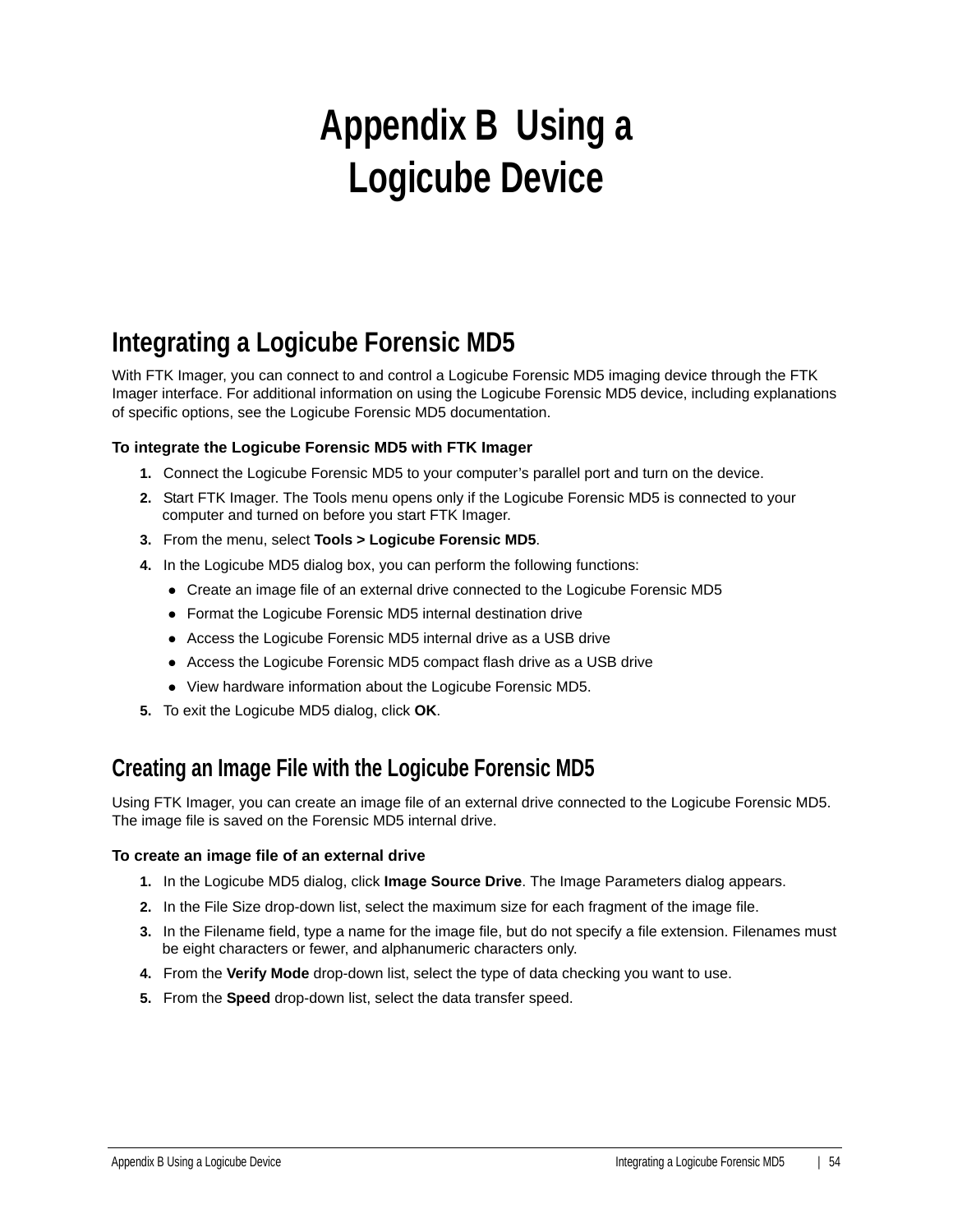# Appendix B Using a Logicube Device

## Integrating a Logicube Forensic MD5

With FTK Imager, you can connect to and control a Logicube Forensic MD5 imaging device through the FTK Imager interface. For additional information on using the Logicube Forensic MD5 device, including explanations of specific options, see the Logicube Forensic MD5 documentation.

**To integrate the Logicube Forensic MD5 with FTK Imager**

1. Connect the Logicube Forensic MD5 to your computer's parallel port and turn on the device.
2. Start FTK Imager. The Tools menu opens only if the Logicube Forensic MD5 is connected to your computer and turned on before you start FTK Imager.
3. From the menu, select **Tools > Logicube Forensic MD5**.
4. In the Logicube MD5 dialog box, you can perform the following functions:
   - Create an image file of an external drive connected to the Logicube Forensic MD5
   - Format the Logicube Forensic MD5 internal destination drive
   - Access the Logicube Forensic MD5 internal drive as a USB drive
   - Access the Logicube Forensic MD5 compact flash drive as a USB drive
   - View hardware information about the Logicube Forensic MD5.
5. To exit the Logicube MD5 dialog, click **OK**.

## Creating an Image File with the Logicube Forensic MD5

Using FTK Imager, you can create an image file of an external drive connected to the Logicube Forensic MD5. The image file is saved on the Forensic MD5 internal drive.

**To create an image file of an external drive**

1. In the Logicube MD5 dialog, click **Image Source Drive**. The Image Parameters dialog appears.
2. In the File Size drop-down list, select the maximum size for each fragment of the image file.
3. In the Filename field, type a name for the image file, but do not specify a file extension. Filenames must be eight characters or fewer, and alphanumeric characters only.
4. From the **Verify Mode** drop-down list, select the type of data checking you want to use.
5. From the **Speed** drop-down list, select the data transfer speed.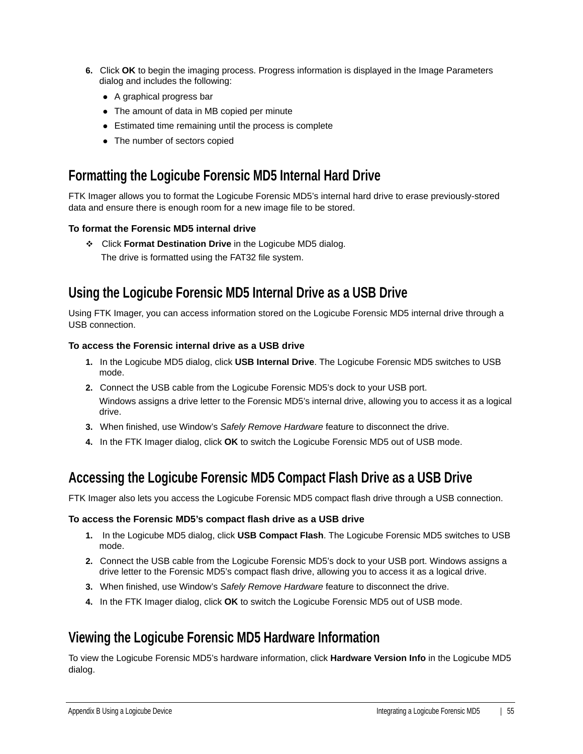6. Click **OK** to begin the imaging process. Progress information is displayed in the Image Parameters dialog and includes the following:
   - A graphical progress bar
   - The amount of data in MB copied per minute
   - Estimated time remaining until the process is complete
   - The number of sectors copied

## Formatting the Logicube Forensic MD5 Internal Hard Drive

FTK Imager allows you to format the Logicube Forensic MD5's internal hard drive to erase previously-stored data and ensure there is enough room for a new image file to be stored.

**To format the Forensic MD5 internal drive**

- Click **Format Destination Drive** in the Logicube MD5 dialog.
  The drive is formatted using the FAT32 file system.

## Using the Logicube Forensic MD5 Internal Drive as a USB Drive

Using FTK Imager, you can access information stored on the Logicube Forensic MD5 internal drive through a USB connection.

**To access the Forensic internal drive as a USB drive**

1. In the Logicube MD5 dialog, click **USB Internal Drive**. The Logicube Forensic MD5 switches to USB mode.
2. Connect the USB cable from the Logicube Forensic MD5's dock to your USB port.
   Windows assigns a drive letter to the Forensic MD5's internal drive, allowing you to access it as a logical drive.
3. When finished, use Window's *Safely Remove Hardware* feature to disconnect the drive.
4. In the FTK Imager dialog, click **OK** to switch the Logicube Forensic MD5 out of USB mode.

## Accessing the Logicube Forensic MD5 Compact Flash Drive as a USB Drive

FTK Imager also lets you access the Logicube Forensic MD5 compact flash drive through a USB connection.

**To access the Forensic MD5's compact flash drive as a USB drive**

1. In the Logicube MD5 dialog, click **USB Compact Flash**. The Logicube Forensic MD5 switches to USB mode.
2. Connect the USB cable from the Logicube Forensic MD5's dock to your USB port. Windows assigns a drive letter to the Forensic MD5's compact flash drive, allowing you to access it as a logical drive.
3. When finished, use Window's *Safely Remove Hardware* feature to disconnect the drive.
4. In the FTK Imager dialog, click **OK** to switch the Logicube Forensic MD5 out of USB mode.

## Viewing the Logicube Forensic MD5 Hardware Information

To view the Logicube Forensic MD5's hardware information, click **Hardware Version Info** in the Logicube MD5 dialog.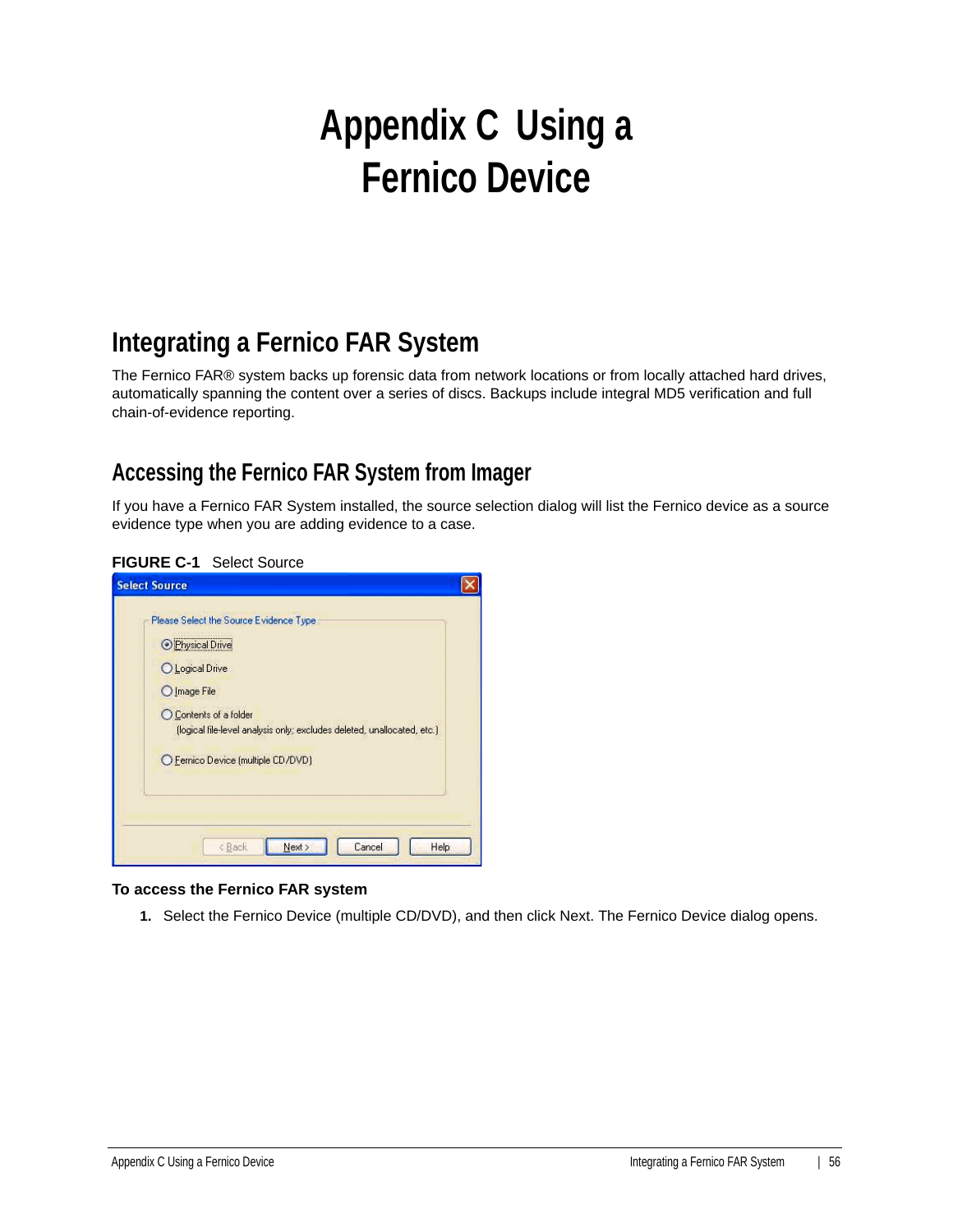# Appendix C Using a Fernico Device

## Integrating a Fernico FAR System

The Fernico FAR® system backs up forensic data from network locations or from locally attached hard drives, automatically spanning the content over a series of discs. Backups include integral MD5 verification and full chain-of-evidence reporting.

### Accessing the Fernico FAR System from Imager

If you have a Fernico FAR System installed, the source selection dialog will list the Fernico device as a source evidence type when you are adding evidence to a case.

**FIGURE C-1** Select Source

**To access the Fernico FAR system**

1. Select the Fernico Device (multiple CD/DVD), and then click Next. The Fernico Device dialog opens.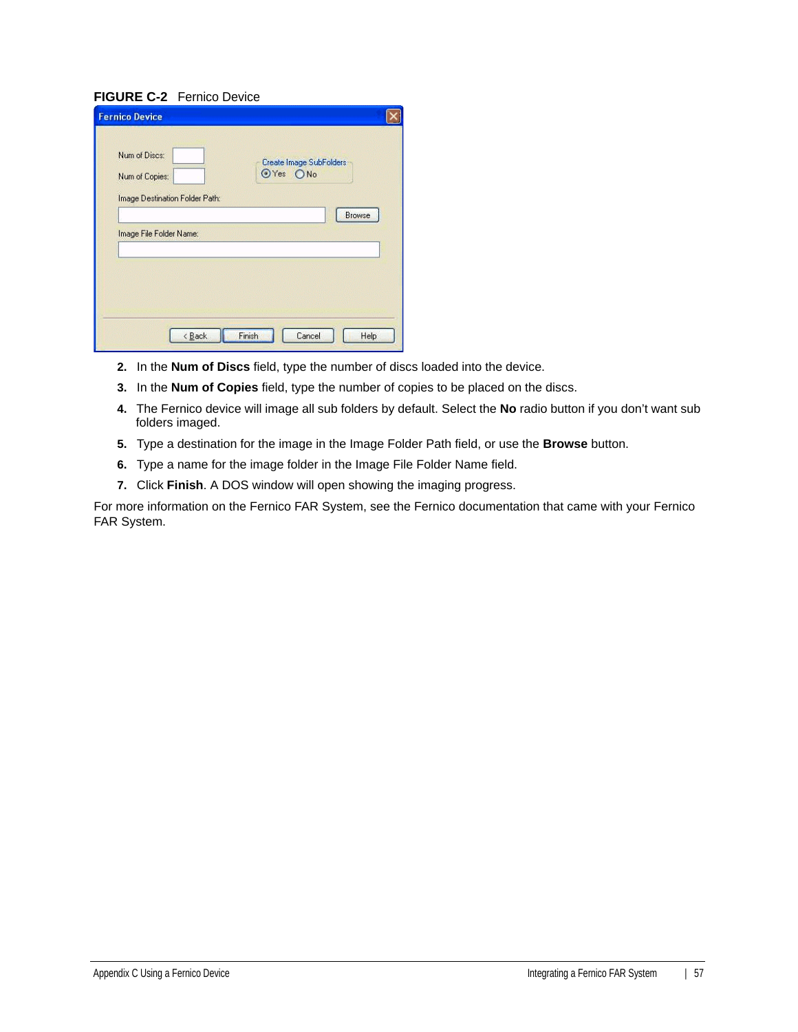**FIGURE C-2** Fernico Device

2. In the **Num of Discs** field, type the number of discs loaded into the device.
3. In the **Num of Copies** field, type the number of copies to be placed on the discs.
4. The Fernico device will image all sub folders by default. Select the **No** radio button if you don't want sub folders imaged.
5. Type a destination for the image in the Image Folder Path field, or use the **Browse** button.
6. Type a name for the image folder in the Image File Folder Name field.
7. Click **Finish**. A DOS window will open showing the imaging progress.

For more information on the Fernico FAR System, see the Fernico documentation that came with your Fernico FAR System.